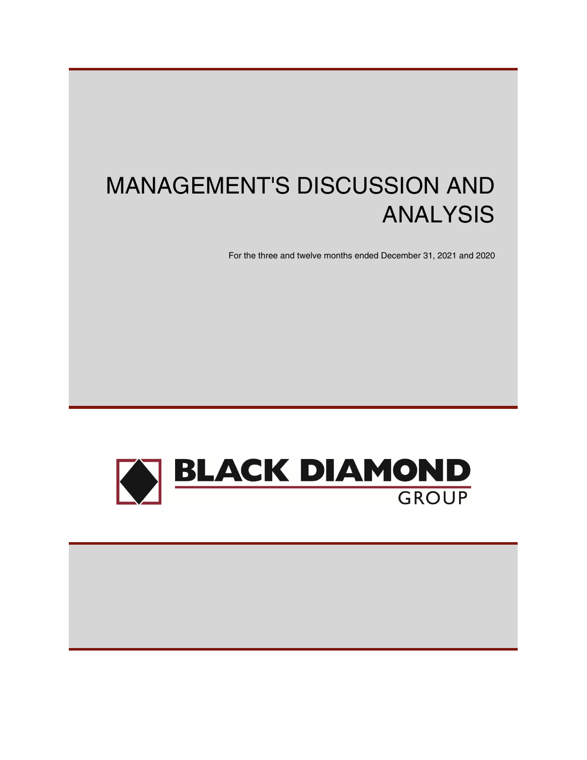# MANAGEMENT'S DISCUSSION AND ANALYSIS

For the three and twelve months ended December 31, 2021 and 2020

BLACK DIAMOND GROUP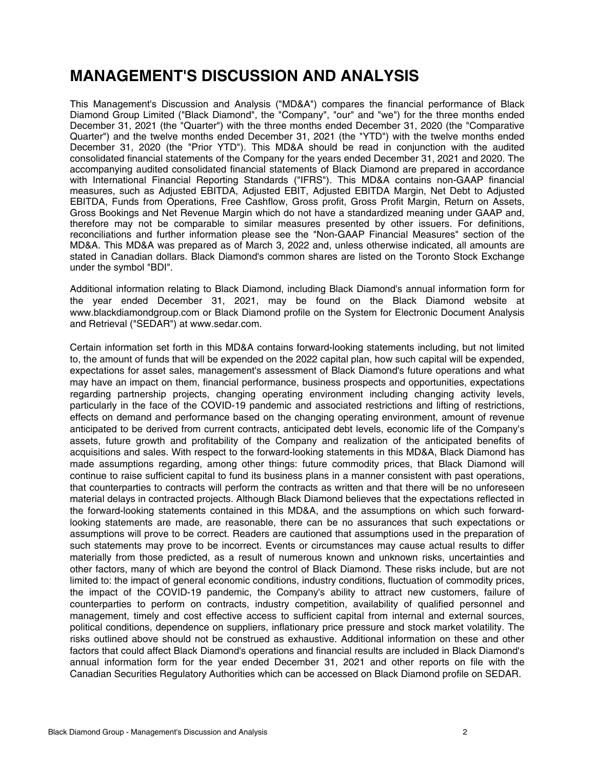# MANAGEMENT'S DISCUSSION AND ANALYSIS

This Management's Discussion and Analysis ("MD&A") compares the financial performance of Black Diamond Group Limited ("Black Diamond", the "Company", "our" and "we") for the three months ended December 31, 2021 (the "Quarter") with the three months ended December 31, 2020 (the "Comparative Quarter") and the twelve months ended December 31, 2021 (the "YTD") with the twelve months ended December 31, 2020 (the "Prior YTD"). This MD&A should be read in conjunction with the audited consolidated financial statements of the Company for the years ended December 31, 2021 and 2020. The accompanying audited consolidated financial statements of Black Diamond are prepared in accordance with International Financial Reporting Standards ("IFRS"). This MD&A contains non-GAAP financial measures, such as Adjusted EBITDA, Adjusted EBIT, Adjusted EBITDA Margin, Net Debt to Adjusted EBITDA, Funds from Operations, Free Cashflow, Gross profit, Gross Profit Margin, Return on Assets, Gross Bookings and Net Revenue Margin which do not have a standardized meaning under GAAP and, therefore may not be comparable to similar measures presented by other issuers. For definitions, reconciliations and further information please see the "Non-GAAP Financial Measures" section of the MD&A. This MD&A was prepared as of March 3, 2022 and, unless otherwise indicated, all amounts are stated in Canadian dollars. Black Diamond's common shares are listed on the Toronto Stock Exchange under the symbol "BDI".

Additional information relating to Black Diamond, including Black Diamond's annual information form for the year ended December 31, 2021, may be found on the Black Diamond website at www.blackdiamondgroup.com or Black Diamond profile on the System for Electronic Document Analysis and Retrieval ("SEDAR") at www.sedar.com.

Certain information set forth in this MD&A contains forward-looking statements including, but not limited to, the amount of funds that will be expended on the 2022 capital plan, how such capital will be expended, expectations for asset sales, management's assessment of Black Diamond's future operations and what may have an impact on them, financial performance, business prospects and opportunities, expectations regarding partnership projects, changing operating environment including changing activity levels, particularly in the face of the COVID-19 pandemic and associated restrictions and lifting of restrictions, effects on demand and performance based on the changing operating environment, amount of revenue anticipated to be derived from current contracts, anticipated debt levels, economic life of the Company's assets, future growth and profitability of the Company and realization of the anticipated benefits of acquisitions and sales. With respect to the forward-looking statements in this MD&A, Black Diamond has made assumptions regarding, among other things: future commodity prices, that Black Diamond will continue to raise sufficient capital to fund its business plans in a manner consistent with past operations, that counterparties to contracts will perform the contracts as written and that there will be no unforeseen material delays in contracted projects. Although Black Diamond believes that the expectations reflected in the forward-looking statements contained in this MD&A, and the assumptions on which such forward-looking statements are made, are reasonable, there can be no assurances that such expectations or assumptions will prove to be correct. Readers are cautioned that assumptions used in the preparation of such statements may prove to be incorrect. Events or circumstances may cause actual results to differ materially from those predicted, as a result of numerous known and unknown risks, uncertainties and other factors, many of which are beyond the control of Black Diamond. These risks include, but are not limited to: the impact of general economic conditions, industry conditions, fluctuation of commodity prices, the impact of the COVID-19 pandemic, the Company's ability to attract new customers, failure of counterparties to perform on contracts, industry competition, availability of qualified personnel and management, timely and cost effective access to sufficient capital from internal and external sources, political conditions, dependence on suppliers, inflationary price pressure and stock market volatility. The risks outlined above should not be construed as exhaustive. Additional information on these and other factors that could affect Black Diamond's operations and financial results are included in Black Diamond's annual information form for the year ended December 31, 2021 and other reports on file with the Canadian Securities Regulatory Authorities which can be accessed on Black Diamond profile on SEDAR.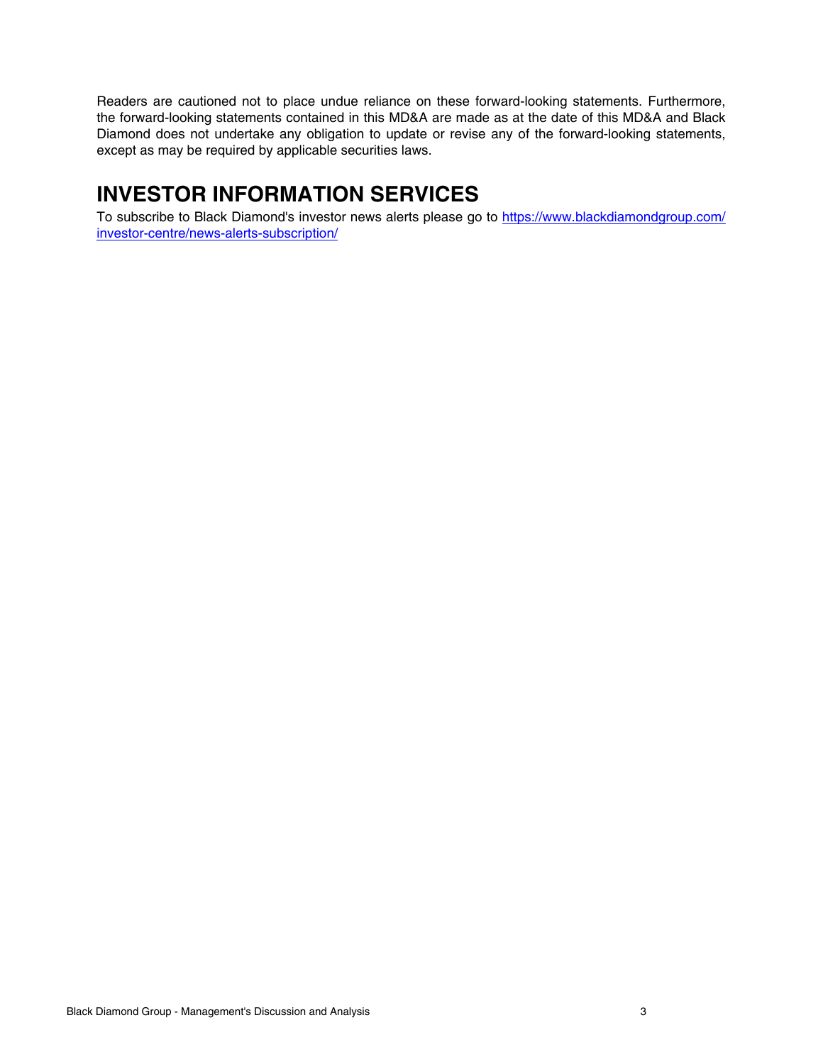Readers are cautioned not to place undue reliance on these forward-looking statements. Furthermore, the forward-looking statements contained in this MD&A are made as at the date of this MD&A and Black Diamond does not undertake any obligation to update or revise any of the forward-looking statements, except as may be required by applicable securities laws.

# INVESTOR INFORMATION SERVICES

To subscribe to Black Diamond's investor news alerts please go to https://www.blackdiamondgroup.com/investor-centre/news-alerts-subscription/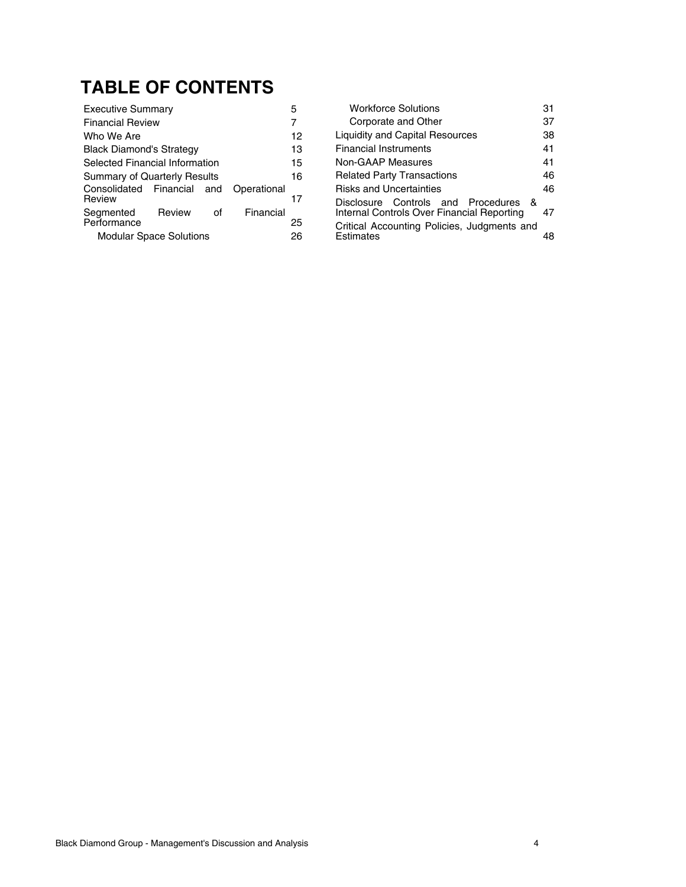# TABLE OF CONTENTS

| | |
|---|---|
| Executive Summary | 5 |
| Financial Review | 7 |
| Who We Are | 12 |
| Black Diamond's Strategy | 13 |
| Selected Financial Information | 15 |
| Summary of Quarterly Results | 16 |
| Consolidated Financial and Operational Review | 17 |
| Segmented Review of Financial Performance | 25 |
| Modular Space Solutions | 26 |
| Workforce Solutions | 31 |
| Corporate and Other | 37 |
| Liquidity and Capital Resources | 38 |
| Financial Instruments | 41 |
| Non-GAAP Measures | 41 |
| Related Party Transactions | 46 |
| Risks and Uncertainties | 46 |
| Disclosure Controls and Procedures & Internal Controls Over Financial Reporting | 47 |
| Critical Accounting Policies, Judgments and Estimates | 48 |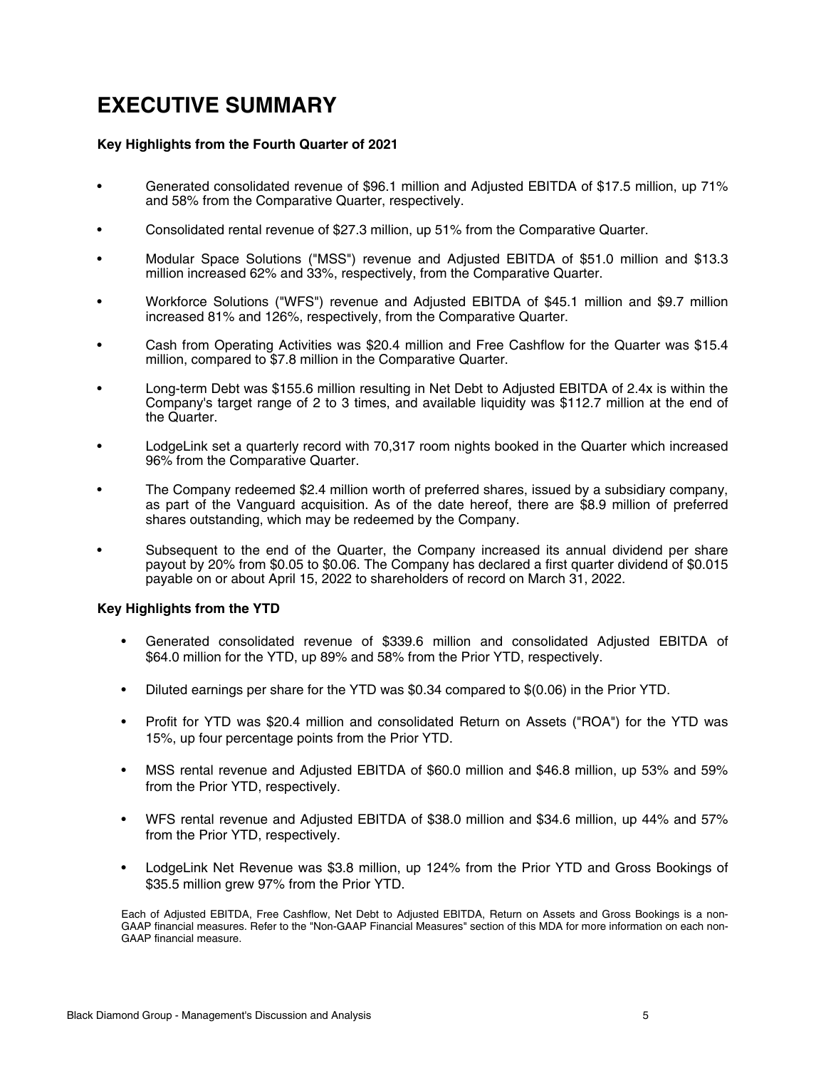# EXECUTIVE SUMMARY

**Key Highlights from the Fourth Quarter of 2021**

- Generated consolidated revenue of $96.1 million and Adjusted EBITDA of $17.5 million, up 71% and 58% from the Comparative Quarter, respectively.
- Consolidated rental revenue of $27.3 million, up 51% from the Comparative Quarter.
- Modular Space Solutions ("MSS") revenue and Adjusted EBITDA of $51.0 million and $13.3 million increased 62% and 33%, respectively, from the Comparative Quarter.
- Workforce Solutions ("WFS") revenue and Adjusted EBITDA of $45.1 million and $9.7 million increased 81% and 126%, respectively, from the Comparative Quarter.
- Cash from Operating Activities was $20.4 million and Free Cashflow for the Quarter was $15.4 million, compared to $7.8 million in the Comparative Quarter.
- Long-term Debt was $155.6 million resulting in Net Debt to Adjusted EBITDA of 2.4x is within the Company's target range of 2 to 3 times, and available liquidity was $112.7 million at the end of the Quarter.
- LodgeLink set a quarterly record with 70,317 room nights booked in the Quarter which increased 96% from the Comparative Quarter.
- The Company redeemed $2.4 million worth of preferred shares, issued by a subsidiary company, as part of the Vanguard acquisition. As of the date hereof, there are $8.9 million of preferred shares outstanding, which may be redeemed by the Company.
- Subsequent to the end of the Quarter, the Company increased its annual dividend per share payout by 20% from $0.05 to $0.06. The Company has declared a first quarter dividend of $0.015 payable on or about April 15, 2022 to shareholders of record on March 31, 2022.

**Key Highlights from the YTD**

- Generated consolidated revenue of $339.6 million and consolidated Adjusted EBITDA of $64.0 million for the YTD, up 89% and 58% from the Prior YTD, respectively.
- Diluted earnings per share for the YTD was $0.34 compared to $(0.06) in the Prior YTD.
- Profit for YTD was $20.4 million and consolidated Return on Assets ("ROA") for the YTD was 15%, up four percentage points from the Prior YTD.
- MSS rental revenue and Adjusted EBITDA of $60.0 million and $46.8 million, up 53% and 59% from the Prior YTD, respectively.
- WFS rental revenue and Adjusted EBITDA of $38.0 million and $34.6 million, up 44% and 57% from the Prior YTD, respectively.
- LodgeLink Net Revenue was $3.8 million, up 124% from the Prior YTD and Gross Bookings of $35.5 million grew 97% from the Prior YTD.

Each of Adjusted EBITDA, Free Cashflow, Net Debt to Adjusted EBITDA, Return on Assets and Gross Bookings is a non-GAAP financial measures. Refer to the "Non-GAAP Financial Measures" section of this MDA for more information on each non-GAAP financial measure.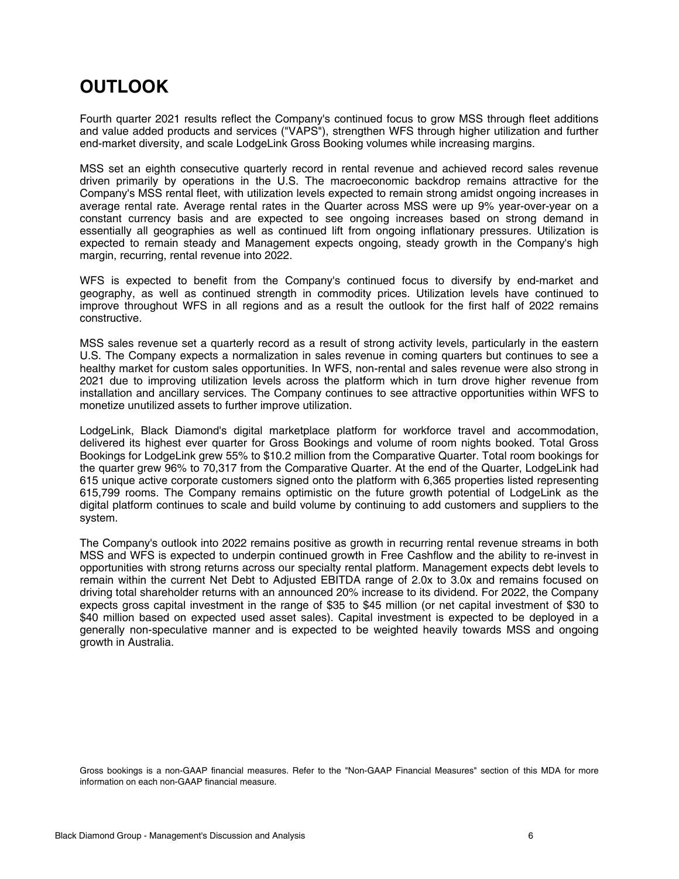# OUTLOOK

Fourth quarter 2021 results reflect the Company's continued focus to grow MSS through fleet additions and value added products and services ("VAPS"), strengthen WFS through higher utilization and further end-market diversity, and scale LodgeLink Gross Booking volumes while increasing margins.

MSS set an eighth consecutive quarterly record in rental revenue and achieved record sales revenue driven primarily by operations in the U.S. The macroeconomic backdrop remains attractive for the Company's MSS rental fleet, with utilization levels expected to remain strong amidst ongoing increases in average rental rate. Average rental rates in the Quarter across MSS were up 9% year-over-year on a constant currency basis and are expected to see ongoing increases based on strong demand in essentially all geographies as well as continued lift from ongoing inflationary pressures. Utilization is expected to remain steady and Management expects ongoing, steady growth in the Company's high margin, recurring, rental revenue into 2022.

WFS is expected to benefit from the Company's continued focus to diversify by end-market and geography, as well as continued strength in commodity prices. Utilization levels have continued to improve throughout WFS in all regions and as a result the outlook for the first half of 2022 remains constructive.

MSS sales revenue set a quarterly record as a result of strong activity levels, particularly in the eastern U.S. The Company expects a normalization in sales revenue in coming quarters but continues to see a healthy market for custom sales opportunities. In WFS, non-rental and sales revenue were also strong in 2021 due to improving utilization levels across the platform which in turn drove higher revenue from installation and ancillary services. The Company continues to see attractive opportunities within WFS to monetize unutilized assets to further improve utilization.

LodgeLink, Black Diamond's digital marketplace platform for workforce travel and accommodation, delivered its highest ever quarter for Gross Bookings and volume of room nights booked. Total Gross Bookings for LodgeLink grew 55% to $10.2 million from the Comparative Quarter. Total room bookings for the quarter grew 96% to 70,317 from the Comparative Quarter. At the end of the Quarter, LodgeLink had 615 unique active corporate customers signed onto the platform with 6,365 properties listed representing 615,799 rooms. The Company remains optimistic on the future growth potential of LodgeLink as the digital platform continues to scale and build volume by continuing to add customers and suppliers to the system.

The Company's outlook into 2022 remains positive as growth in recurring rental revenue streams in both MSS and WFS is expected to underpin continued growth in Free Cashflow and the ability to re-invest in opportunities with strong returns across our specialty rental platform. Management expects debt levels to remain within the current Net Debt to Adjusted EBITDA range of 2.0x to 3.0x and remains focused on driving total shareholder returns with an announced 20% increase to its dividend. For 2022, the Company expects gross capital investment in the range of $35 to $45 million (or net capital investment of $30 to $40 million based on expected used asset sales). Capital investment is expected to be deployed in a generally non-speculative manner and is expected to be weighted heavily towards MSS and ongoing growth in Australia.

Gross bookings is a non-GAAP financial measures. Refer to the "Non-GAAP Financial Measures" section of this MDA for more information on each non-GAAP financial measure.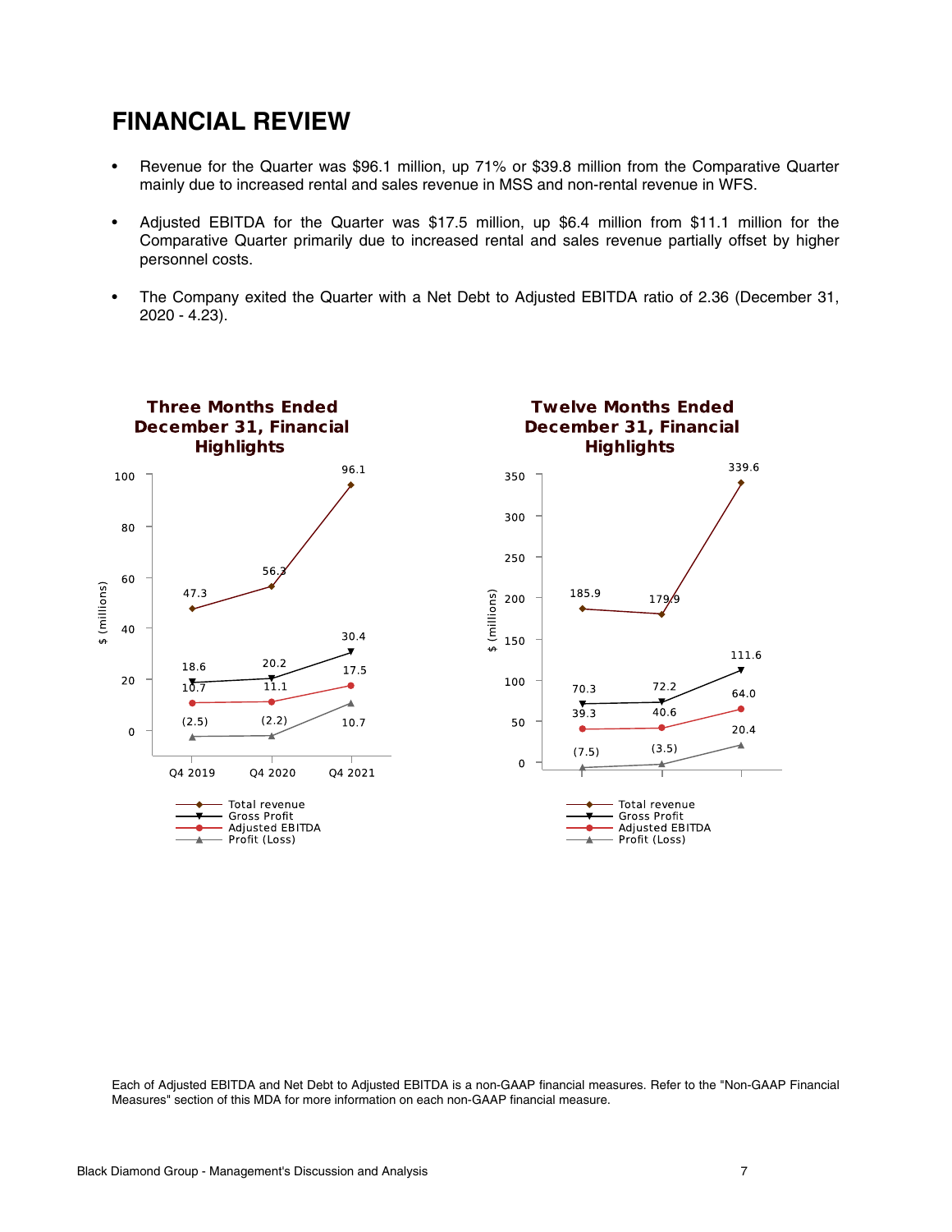# FINANCIAL REVIEW

- Revenue for the Quarter was $96.1 million, up 71% or $39.8 million from the Comparative Quarter mainly due to increased rental and sales revenue in MSS and non-rental revenue in WFS.
- Adjusted EBITDA for the Quarter was $17.5 million, up $6.4 million from $11.1 million for the Comparative Quarter primarily due to increased rental and sales revenue partially offset by higher personnel costs.
- The Company exited the Quarter with a Net Debt to Adjusted EBITDA ratio of 2.36 (December 31, 2020 - 4.23).

**Three Months Ended December 31, Financial Highlights**

$ (millions)

| | Q4 2019 | Q4 2020 | Q4 2021 |
|---|---|---|---|
| Total revenue | 47.3 | 56.3 | 96.1 |
| Gross Profit | 18.6 | 20.2 | 30.4 |
| Adjusted EBITDA | 10.7 | 11.1 | 17.5 |
| Profit (Loss) | (2.5) | (2.2) | 10.7 |

**Twelve Months Ended December 31, Financial Highlights**

$ (millions)

| | | | |
|---|---|---|---|
| Total revenue | 185.9 | 179.9 | 339.6 |
| Gross Profit | 70.3 | 72.2 | 111.6 |
| Adjusted EBITDA | 39.3 | 40.6 | 64.0 |
| Profit (Loss) | (7.5) | (3.5) | 20.4 |

Each of Adjusted EBITDA and Net Debt to Adjusted EBITDA is a non-GAAP financial measures. Refer to the "Non-GAAP Financial Measures" section of this MDA for more information on each non-GAAP financial measure.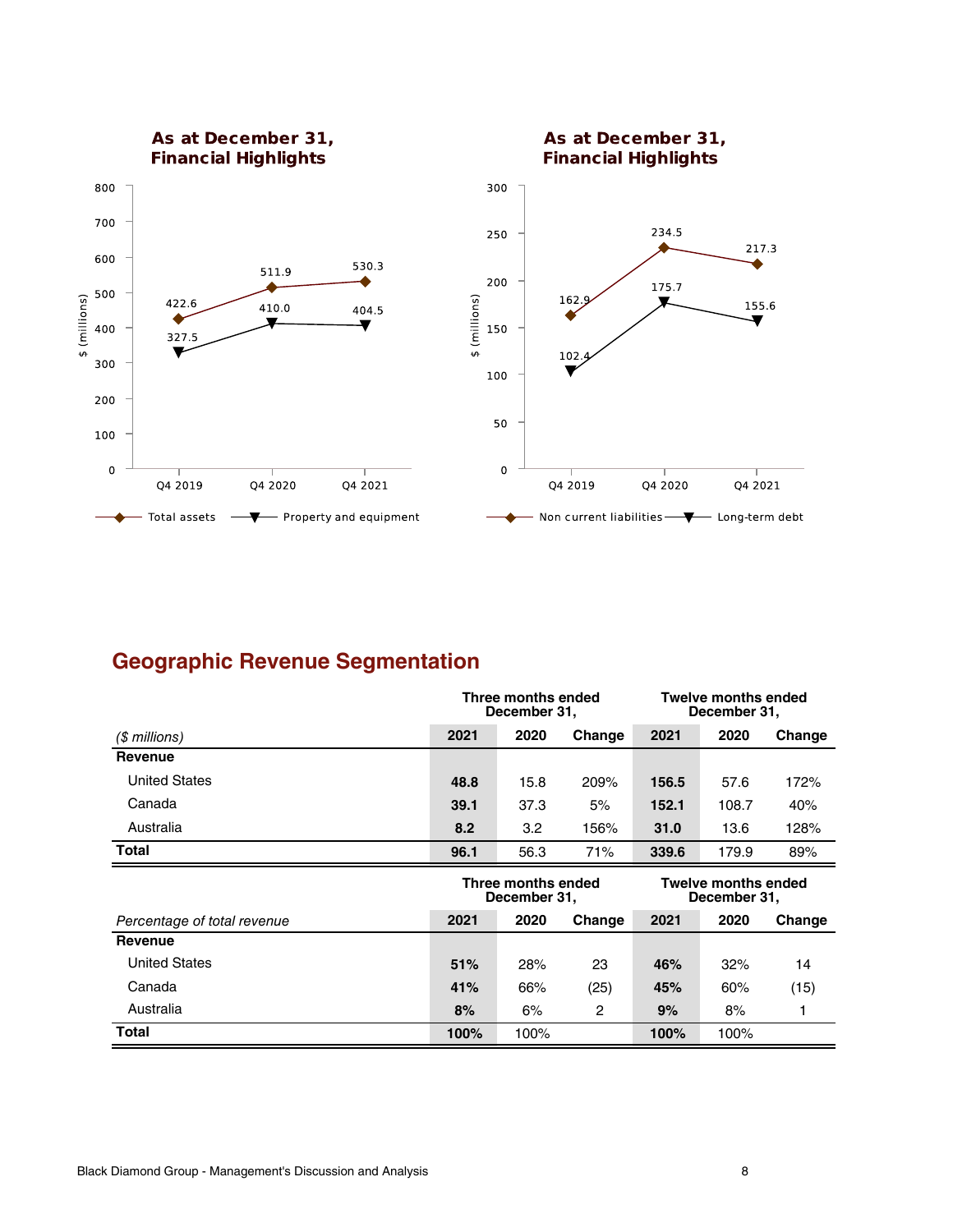As at December 31, Financial Highlights

| | Q4 2019 | Q4 2020 | Q4 2021 |
|---|---|---|---|
| Total assets | 422.6 | 511.9 | 530.3 |
| Property and equipment | 327.5 | 410.0 | 404.5 |

As at December 31, Financial Highlights

| | Q4 2019 | Q4 2020 | Q4 2021 |
|---|---|---|---|
| Non current liabilities | 162.9 | 234.5 | 217.3 |
| Long-term debt | 102.4 | 175.7 | 155.6 |

## Geographic Revenue Segmentation

| | Three months ended December 31, | | | Twelve months ended December 31, | | |
|---|---|---|---|---|---|---|
| *($ millions)* | **2021** | 2020 | Change | **2021** | 2020 | Change |
| **Revenue** | | | | | | |
| United States | **48.8** | 15.8 | 209% | **156.5** | 57.6 | 172% |
| Canada | **39.1** | 37.3 | 5% | **152.1** | 108.7 | 40% |
| Australia | **8.2** | 3.2 | 156% | **31.0** | 13.6 | 128% |
| **Total** | **96.1** | 56.3 | 71% | **339.6** | 179.9 | 89% |

| | Three months ended December 31, | | | Twelve months ended December 31, | | |
|---|---|---|---|---|---|---|
| *Percentage of total revenue* | **2021** | 2020 | Change | **2021** | 2020 | Change |
| **Revenue** | | | | | | |
| United States | **51%** | 28% | 23 | **46%** | 32% | 14 |
| Canada | **41%** | 66% | (25) | **45%** | 60% | (15) |
| Australia | **8%** | 6% | 2 | **9%** | 8% | 1 |
| **Total** | **100%** | 100% | | **100%** | 100% | |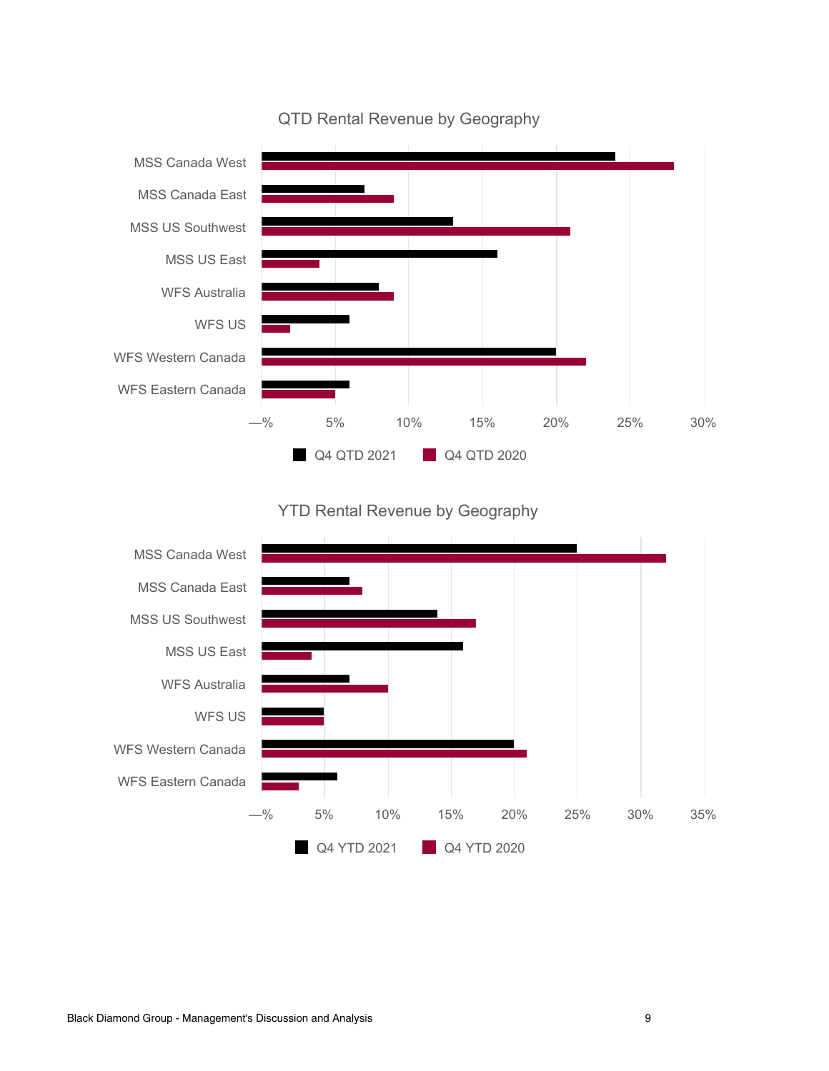## QTD Rental Revenue by Geography

| Geography | Q4 QTD 2021 | Q4 QTD 2020 |
|---|---|---|
| MSS Canada West | 24% | 28% |
| MSS Canada East | 7% | 9% |
| MSS US Southwest | 13% | 21% |
| MSS US East | 16% | 4% |
| WFS Australia | 8% | 9% |
| WFS US | 6% | 2% |
| WFS Western Canada | 20% | 22% |
| WFS Eastern Canada | 6% | 5% |

## YTD Rental Revenue by Geography

| Geography | Q4 YTD 2021 | Q4 YTD 2020 |
|---|---|---|
| MSS Canada West | 25% | 32% |
| MSS Canada East | 7% | 8% |
| MSS US Southwest | 14% | 17% |
| MSS US East | 16% | 4% |
| WFS Australia | 7% | 10% |
| WFS US | 5% | 5% |
| WFS Western Canada | 20% | 21% |
| WFS Eastern Canada | 6% | 3% |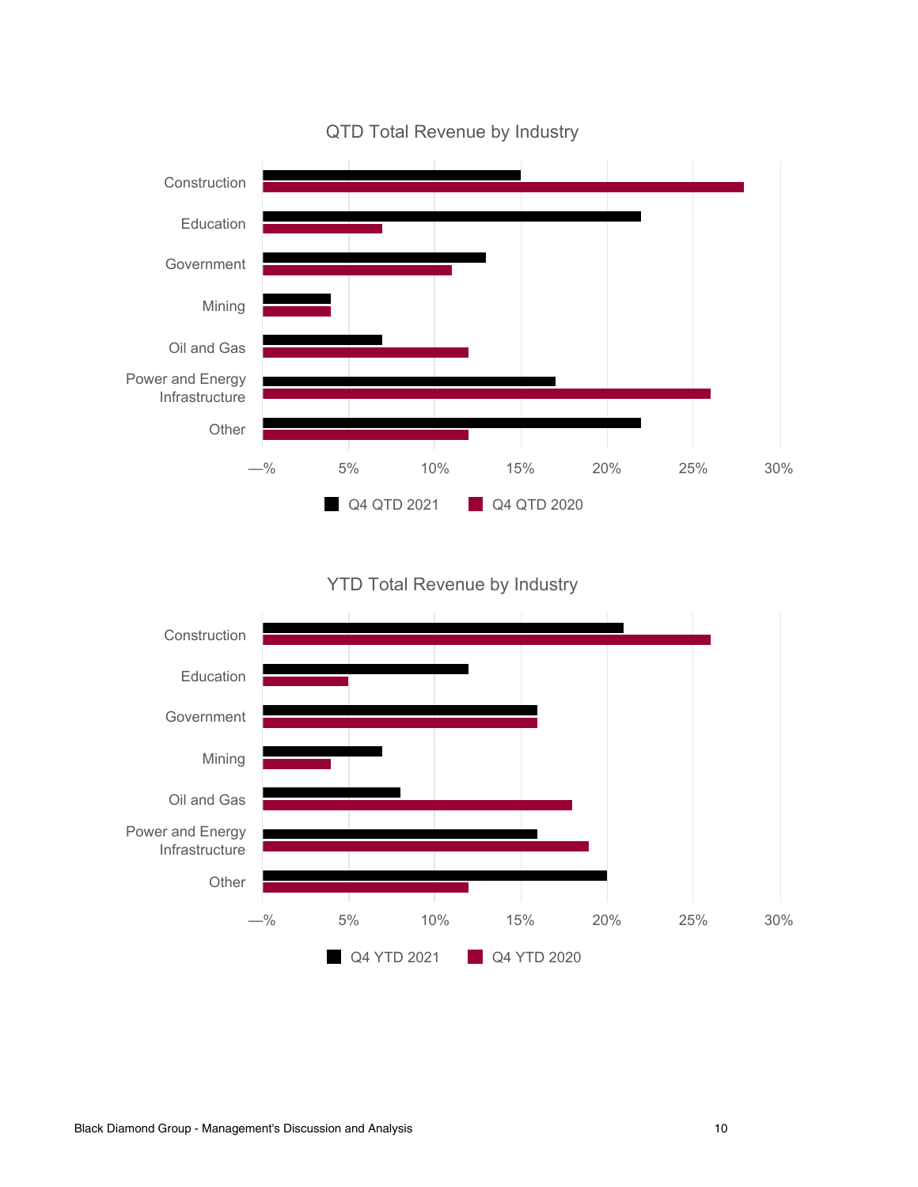QTD Total Revenue by Industry

| Industry | Q4 QTD 2021 | Q4 QTD 2020 |
|---|---|---|
| Construction | 15% | 28% |
| Education | 22% | 7% |
| Government | 13% | 11% |
| Mining | 4% | 4% |
| Oil and Gas | 7% | 12% |
| Power and Energy Infrastructure | 17% | 26% |
| Other | 22% | 12% |

YTD Total Revenue by Industry

| Industry | Q4 YTD 2021 | Q4 YTD 2020 |
|---|---|---|
| Construction | 21% | 26% |
| Education | 12% | 5% |
| Government | 16% | 16% |
| Mining | 7% | 4% |
| Oil and Gas | 8% | 18% |
| Power and Energy Infrastructure | 16% | 19% |
| Other | 20% | 12% |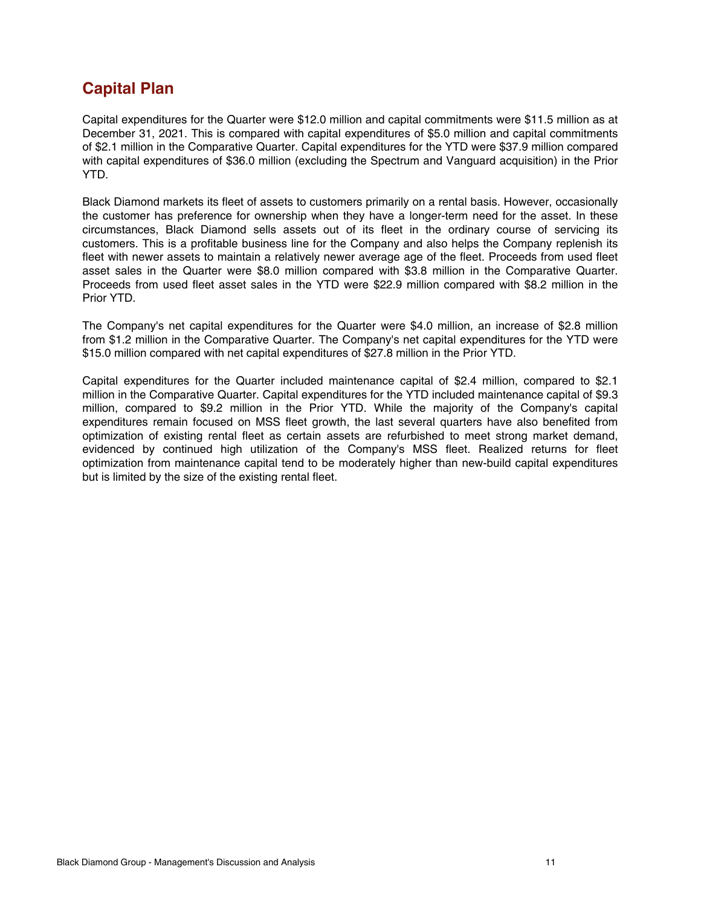## Capital Plan

Capital expenditures for the Quarter were $12.0 million and capital commitments were $11.5 million as at December 31, 2021. This is compared with capital expenditures of $5.0 million and capital commitments of $2.1 million in the Comparative Quarter. Capital expenditures for the YTD were $37.9 million compared with capital expenditures of $36.0 million (excluding the Spectrum and Vanguard acquisition) in the Prior YTD.

Black Diamond markets its fleet of assets to customers primarily on a rental basis. However, occasionally the customer has preference for ownership when they have a longer-term need for the asset. In these circumstances, Black Diamond sells assets out of its fleet in the ordinary course of servicing its customers. This is a profitable business line for the Company and also helps the Company replenish its fleet with newer assets to maintain a relatively newer average age of the fleet. Proceeds from used fleet asset sales in the Quarter were $8.0 million compared with $3.8 million in the Comparative Quarter. Proceeds from used fleet asset sales in the YTD were $22.9 million compared with $8.2 million in the Prior YTD.

The Company's net capital expenditures for the Quarter were $4.0 million, an increase of $2.8 million from $1.2 million in the Comparative Quarter. The Company's net capital expenditures for the YTD were $15.0 million compared with net capital expenditures of $27.8 million in the Prior YTD.

Capital expenditures for the Quarter included maintenance capital of $2.4 million, compared to $2.1 million in the Comparative Quarter. Capital expenditures for the YTD included maintenance capital of $9.3 million, compared to $9.2 million in the Prior YTD. While the majority of the Company's capital expenditures remain focused on MSS fleet growth, the last several quarters have also benefited from optimization of existing rental fleet as certain assets are refurbished to meet strong market demand, evidenced by continued high utilization of the Company's MSS fleet. Realized returns for fleet optimization from maintenance capital tend to be moderately higher than new-build capital expenditures but is limited by the size of the existing rental fleet.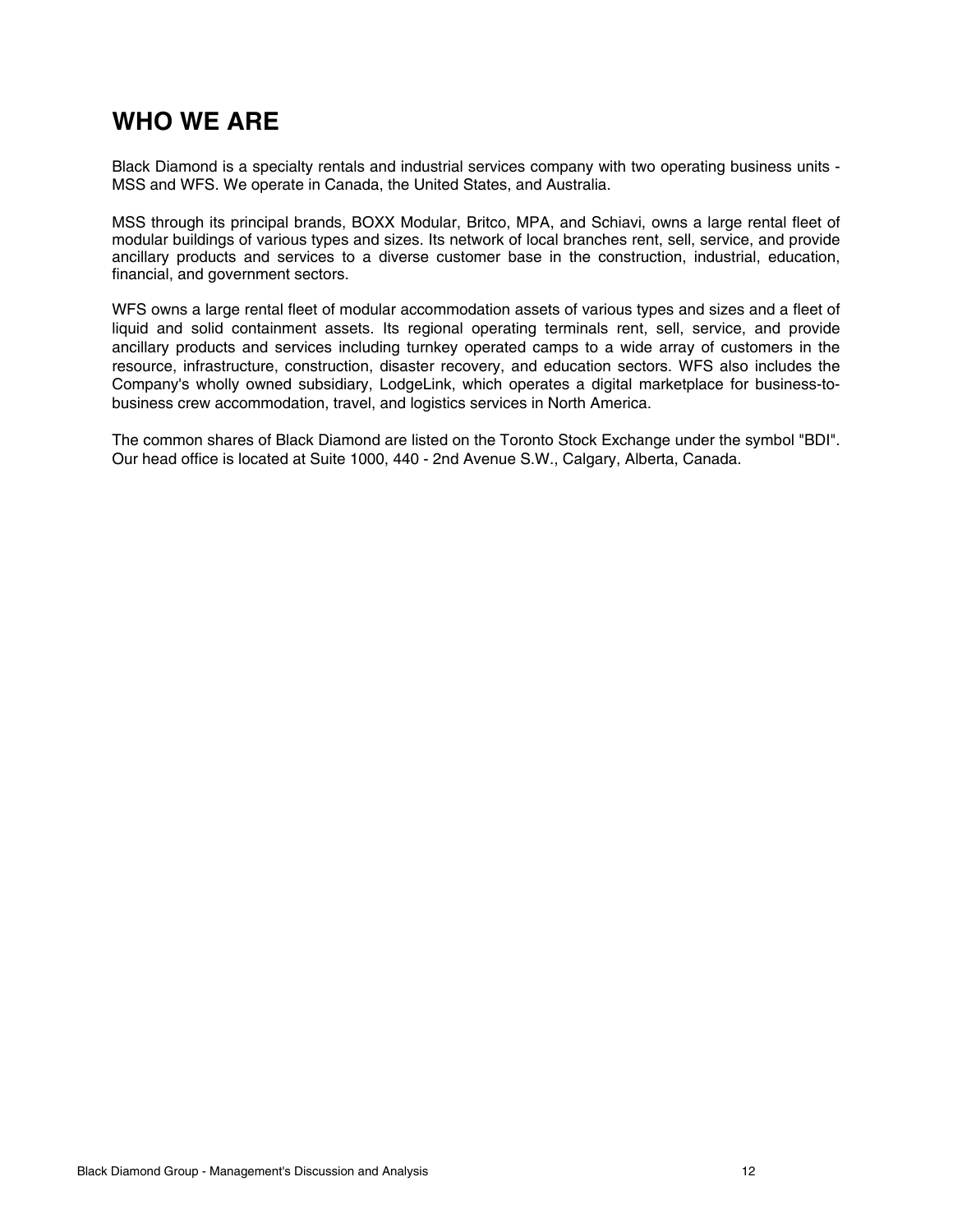# WHO WE ARE

Black Diamond is a specialty rentals and industrial services company with two operating business units - MSS and WFS. We operate in Canada, the United States, and Australia.

MSS through its principal brands, BOXX Modular, Britco, MPA, and Schiavi, owns a large rental fleet of modular buildings of various types and sizes. Its network of local branches rent, sell, service, and provide ancillary products and services to a diverse customer base in the construction, industrial, education, financial, and government sectors.

WFS owns a large rental fleet of modular accommodation assets of various types and sizes and a fleet of liquid and solid containment assets. Its regional operating terminals rent, sell, service, and provide ancillary products and services including turnkey operated camps to a wide array of customers in the resource, infrastructure, construction, disaster recovery, and education sectors. WFS also includes the Company's wholly owned subsidiary, LodgeLink, which operates a digital marketplace for business-to-business crew accommodation, travel, and logistics services in North America.

The common shares of Black Diamond are listed on the Toronto Stock Exchange under the symbol "BDI". Our head office is located at Suite 1000, 440 - 2nd Avenue S.W., Calgary, Alberta, Canada.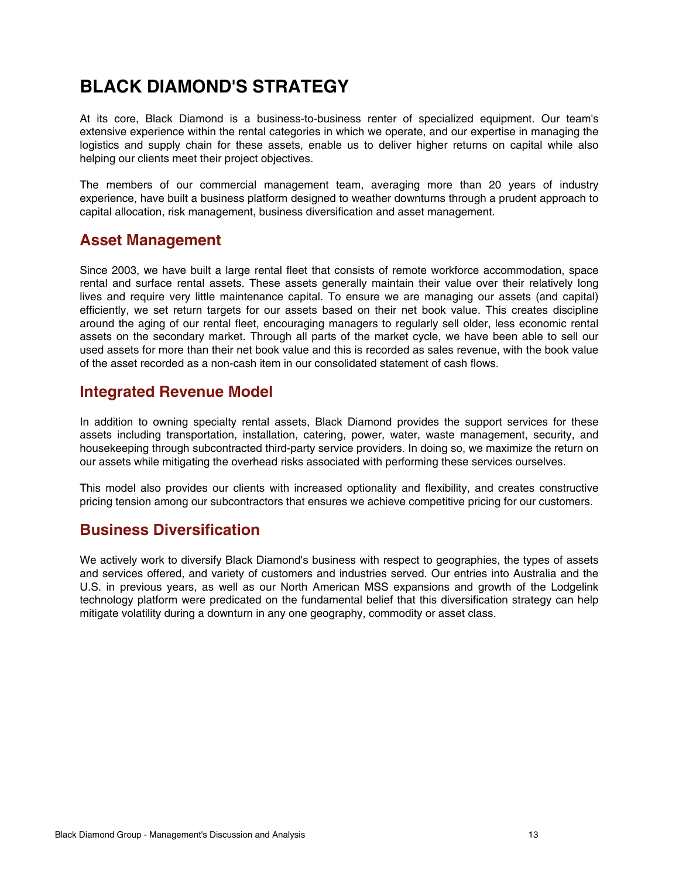# BLACK DIAMOND'S STRATEGY

At its core, Black Diamond is a business-to-business renter of specialized equipment. Our team's extensive experience within the rental categories in which we operate, and our expertise in managing the logistics and supply chain for these assets, enable us to deliver higher returns on capital while also helping our clients meet their project objectives.

The members of our commercial management team, averaging more than 20 years of industry experience, have built a business platform designed to weather downturns through a prudent approach to capital allocation, risk management, business diversification and asset management.

## Asset Management

Since 2003, we have built a large rental fleet that consists of remote workforce accommodation, space rental and surface rental assets. These assets generally maintain their value over their relatively long lives and require very little maintenance capital. To ensure we are managing our assets (and capital) efficiently, we set return targets for our assets based on their net book value. This creates discipline around the aging of our rental fleet, encouraging managers to regularly sell older, less economic rental assets on the secondary market. Through all parts of the market cycle, we have been able to sell our used assets for more than their net book value and this is recorded as sales revenue, with the book value of the asset recorded as a non-cash item in our consolidated statement of cash flows.

## Integrated Revenue Model

In addition to owning specialty rental assets, Black Diamond provides the support services for these assets including transportation, installation, catering, power, water, waste management, security, and housekeeping through subcontracted third-party service providers. In doing so, we maximize the return on our assets while mitigating the overhead risks associated with performing these services ourselves.

This model also provides our clients with increased optionality and flexibility, and creates constructive pricing tension among our subcontractors that ensures we achieve competitive pricing for our customers.

## Business Diversification

We actively work to diversify Black Diamond's business with respect to geographies, the types of assets and services offered, and variety of customers and industries served. Our entries into Australia and the U.S. in previous years, as well as our North American MSS expansions and growth of the Lodgelink technology platform were predicated on the fundamental belief that this diversification strategy can help mitigate volatility during a downturn in any one geography, commodity or asset class.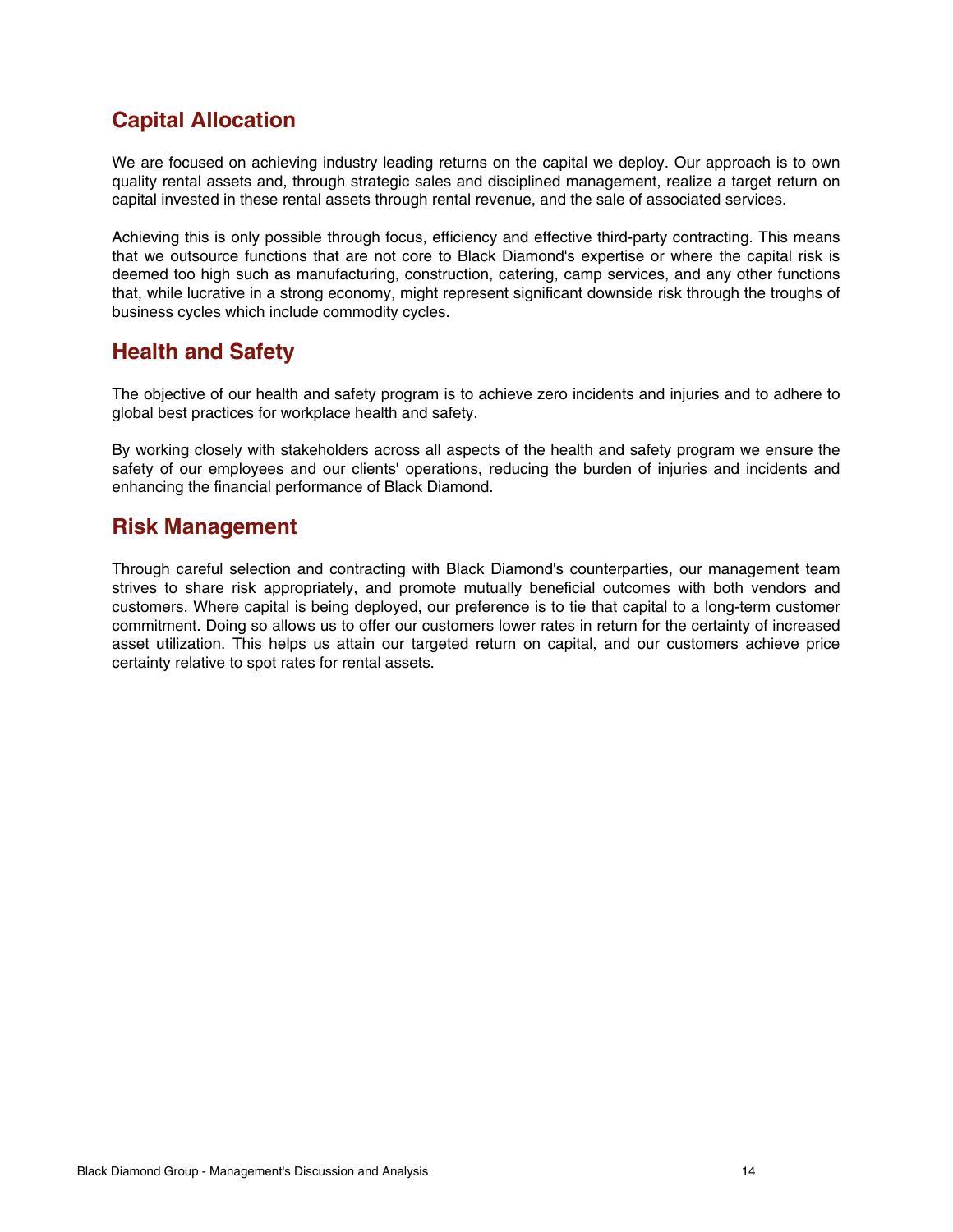## Capital Allocation

We are focused on achieving industry leading returns on the capital we deploy. Our approach is to own quality rental assets and, through strategic sales and disciplined management, realize a target return on capital invested in these rental assets through rental revenue, and the sale of associated services.

Achieving this is only possible through focus, efficiency and effective third-party contracting. This means that we outsource functions that are not core to Black Diamond's expertise or where the capital risk is deemed too high such as manufacturing, construction, catering, camp services, and any other functions that, while lucrative in a strong economy, might represent significant downside risk through the troughs of business cycles which include commodity cycles.

## Health and Safety

The objective of our health and safety program is to achieve zero incidents and injuries and to adhere to global best practices for workplace health and safety.

By working closely with stakeholders across all aspects of the health and safety program we ensure the safety of our employees and our clients' operations, reducing the burden of injuries and incidents and enhancing the financial performance of Black Diamond.

## Risk Management

Through careful selection and contracting with Black Diamond's counterparties, our management team strives to share risk appropriately, and promote mutually beneficial outcomes with both vendors and customers. Where capital is being deployed, our preference is to tie that capital to a long-term customer commitment. Doing so allows us to offer our customers lower rates in return for the certainty of increased asset utilization. This helps us attain our targeted return on capital, and our customers achieve price certainty relative to spot rates for rental assets.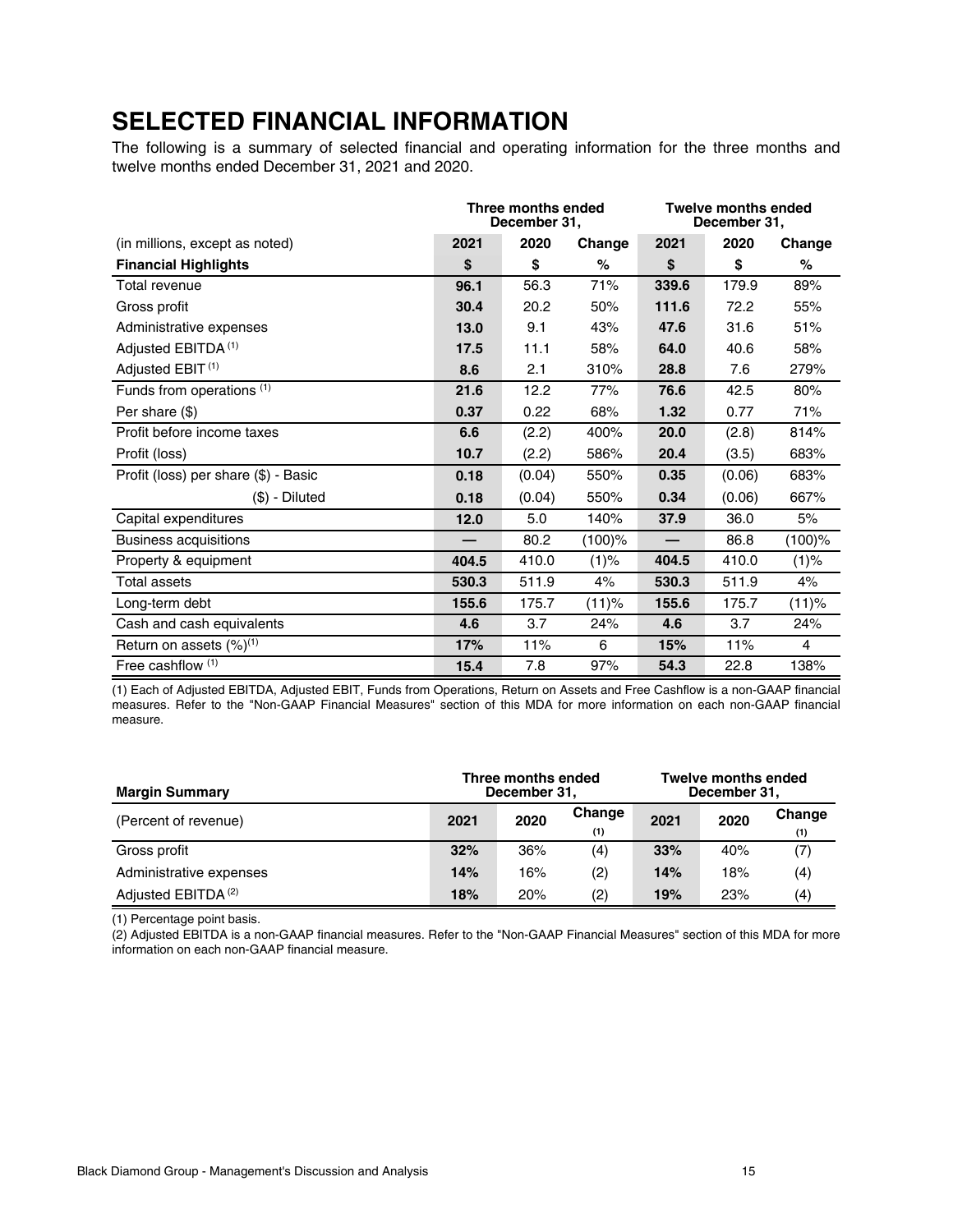# SELECTED FINANCIAL INFORMATION

The following is a summary of selected financial and operating information for the three months and twelve months ended December 31, 2021 and 2020.

| | Three months ended December 31, | | | Twelve months ended December 31, | | |
|---|---|---|---|---|---|---|
| (in millions, except as noted) | **2021** | 2020 | Change | **2021** | 2020 | Change |
| **Financial Highlights** | **$** | **$** | **%** | **$** | **$** | **%** |
| Total revenue | **96.1** | 56.3 | 71% | **339.6** | 179.9 | 89% |
| Gross profit | **30.4** | 20.2 | 50% | **111.6** | 72.2 | 55% |
| Administrative expenses | **13.0** | 9.1 | 43% | **47.6** | 31.6 | 51% |
| Adjusted EBITDA [(1)] | **17.5** | 11.1 | 58% | **64.0** | 40.6 | 58% |
| Adjusted EBIT [(1)] | **8.6** | 2.1 | 310% | **28.8** | 7.6 | 279% |
| Funds from operations [(1)] | **21.6** | 12.2 | 77% | **76.6** | 42.5 | 80% |
| Per share ($) | **0.37** | 0.22 | 68% | **1.32** | 0.77 | 71% |
| Profit before income taxes | **6.6** | (2.2) | 400% | **20.0** | (2.8) | 814% |
| Profit (loss) | **10.7** | (2.2) | 586% | **20.4** | (3.5) | 683% |
| Profit (loss) per share ($) - Basic | **0.18** | (0.04) | 550% | **0.35** | (0.06) | 683% |
| ($) - Diluted | **0.18** | (0.04) | 550% | **0.34** | (0.06) | 667% |
| Capital expenditures | **12.0** | 5.0 | 140% | **37.9** | 36.0 | 5% |
| Business acquisitions | **—** | 80.2 | (100)% | **—** | 86.8 | (100)% |
| Property & equipment | **404.5** | 410.0 | (1)% | **404.5** | 410.0 | (1)% |
| Total assets | **530.3** | 511.9 | 4% | **530.3** | 511.9 | 4% |
| Long-term debt | **155.6** | 175.7 | (11)% | **155.6** | 175.7 | (11)% |
| Cash and cash equivalents | **4.6** | 3.7 | 24% | **4.6** | 3.7 | 24% |
| Return on assets (%)[(1)] | **17%** | 11% | 6 | **15%** | 11% | 4 |
| Free cashflow [(1)] | **15.4** | 7.8 | 97% | **54.3** | 22.8 | 138% |

(1) Each of Adjusted EBITDA, Adjusted EBIT, Funds from Operations, Return on Assets and Free Cashflow is a non-GAAP financial measures. Refer to the "Non-GAAP Financial Measures" section of this MDA for more information on each non-GAAP financial measure.

| **Margin Summary** | Three months ended December 31, | | | Twelve months ended December 31, | | |
|---|---|---|---|---|---|---|
| (Percent of revenue) | **2021** | 2020 | Change (1) | **2021** | 2020 | Change (1) |
| Gross profit | **32%** | 36% | (4) | **33%** | 40% | (7) |
| Administrative expenses | **14%** | 16% | (2) | **14%** | 18% | (4) |
| Adjusted EBITDA [(2)] | **18%** | 20% | (2) | **19%** | 23% | (4) |

(1) Percentage point basis.

(2) Adjusted EBITDA is a non-GAAP financial measures. Refer to the "Non-GAAP Financial Measures" section of this MDA for more information on each non-GAAP financial measure.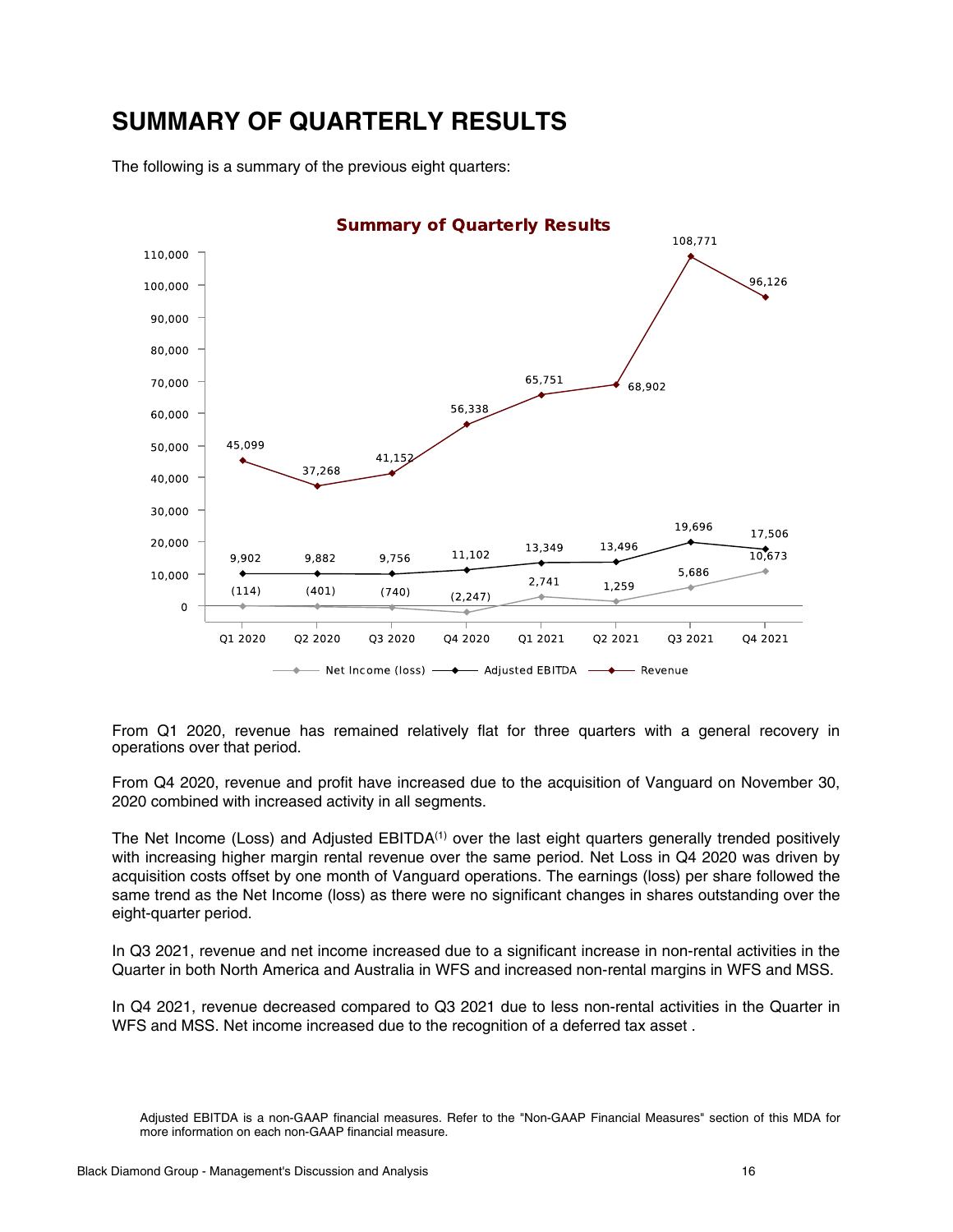# SUMMARY OF QUARTERLY RESULTS

The following is a summary of the previous eight quarters:

**Summary of Quarterly Results**

| | Q1 2020 | Q2 2020 | Q3 2020 | Q4 2020 | Q1 2021 | Q2 2021 | Q3 2021 | Q4 2021 |
|---|---|---|---|---|---|---|---|---|
| Revenue | 45,099 | 37,268 | 41,152 | 56,338 | 65,751 | 68,902 | 108,771 | 96,126 |
| Adjusted EBITDA | 9,902 | 9,882 | 9,756 | 11,102 | 13,349 | 13,496 | 19,696 | 17,506 |
| Net Income (loss) | (114) | (401) | (740) | (2,247) | 2,741 | 1,259 | 5,686 | 10,673 |

From Q1 2020, revenue has remained relatively flat for three quarters with a general recovery in operations over that period.

From Q4 2020, revenue and profit have increased due to the acquisition of Vanguard on November 30, 2020 combined with increased activity in all segments.

The Net Income (Loss) and Adjusted EBITDA(1) over the last eight quarters generally trended positively with increasing higher margin rental revenue over the same period. Net Loss in Q4 2020 was driven by acquisition costs offset by one month of Vanguard operations. The earnings (loss) per share followed the same trend as the Net Income (loss) as there were no significant changes in shares outstanding over the eight-quarter period.

In Q3 2021, revenue and net income increased due to a significant increase in non-rental activities in the Quarter in both North America and Australia in WFS and increased non-rental margins in WFS and MSS.

In Q4 2021, revenue decreased compared to Q3 2021 due to less non-rental activities in the Quarter in WFS and MSS. Net income increased due to the recognition of a deferred tax asset .

Adjusted EBITDA is a non-GAAP financial measures. Refer to the "Non-GAAP Financial Measures" section of this MDA for more information on each non-GAAP financial measure.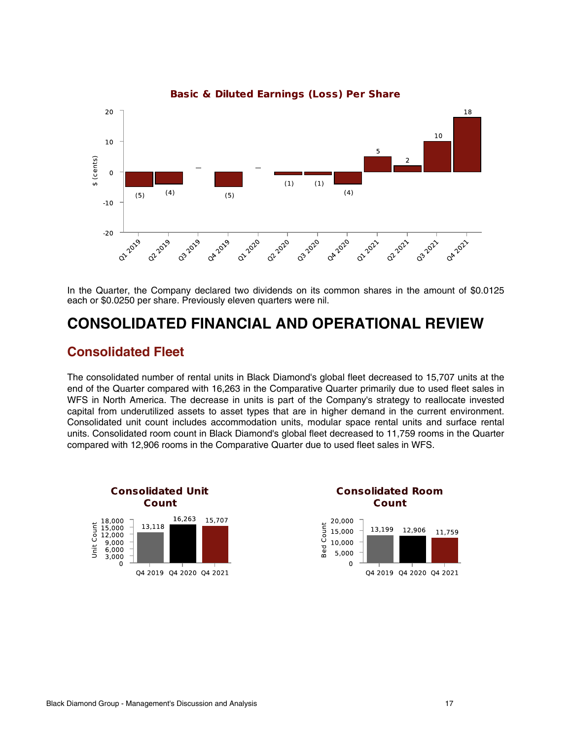**Basic & Diluted Earnings (Loss) Per Share**

| Quarter | $ (cents) |
|---|---|
| Q1 2019 | (5) |
| Q2 2019 | (4) |
| Q3 2019 | — |
| Q4 2019 | (5) |
| Q1 2020 | — |
| Q2 2020 | (1) |
| Q3 2020 | (1) |
| Q4 2020 | (4) |
| Q1 2021 | 5 |
| Q2 2021 | 2 |
| Q3 2021 | 10 |
| Q4 2021 | 18 |

In the Quarter, the Company declared two dividends on its common shares in the amount of $0.0125 each or $0.0250 per share. Previously eleven quarters were nil.

# CONSOLIDATED FINANCIAL AND OPERATIONAL REVIEW

## Consolidated Fleet

The consolidated number of rental units in Black Diamond's global fleet decreased to 15,707 units at the end of the Quarter compared with 16,263 in the Comparative Quarter primarily due to used fleet sales in WFS in North America. The decrease in units is part of the Company's strategy to reallocate invested capital from underutilized assets to asset types that are in higher demand in the current environment. Consolidated unit count includes accommodation units, modular space rental units and surface rental units. Consolidated room count in Black Diamond's global fleet decreased to 11,759 rooms in the Quarter compared with 12,906 rooms in the Comparative Quarter due to used fleet sales in WFS.

**Consolidated Unit Count**

| | Q4 2019 | Q4 2020 | Q4 2021 |
|---|---|---|---|
| Unit Count | 13,118 | 16,263 | 15,707 |

**Consolidated Room Count**

| | Q4 2019 | Q4 2020 | Q4 2021 |
|---|---|---|---|
| Bed Count | 13,199 | 12,906 | 11,759 |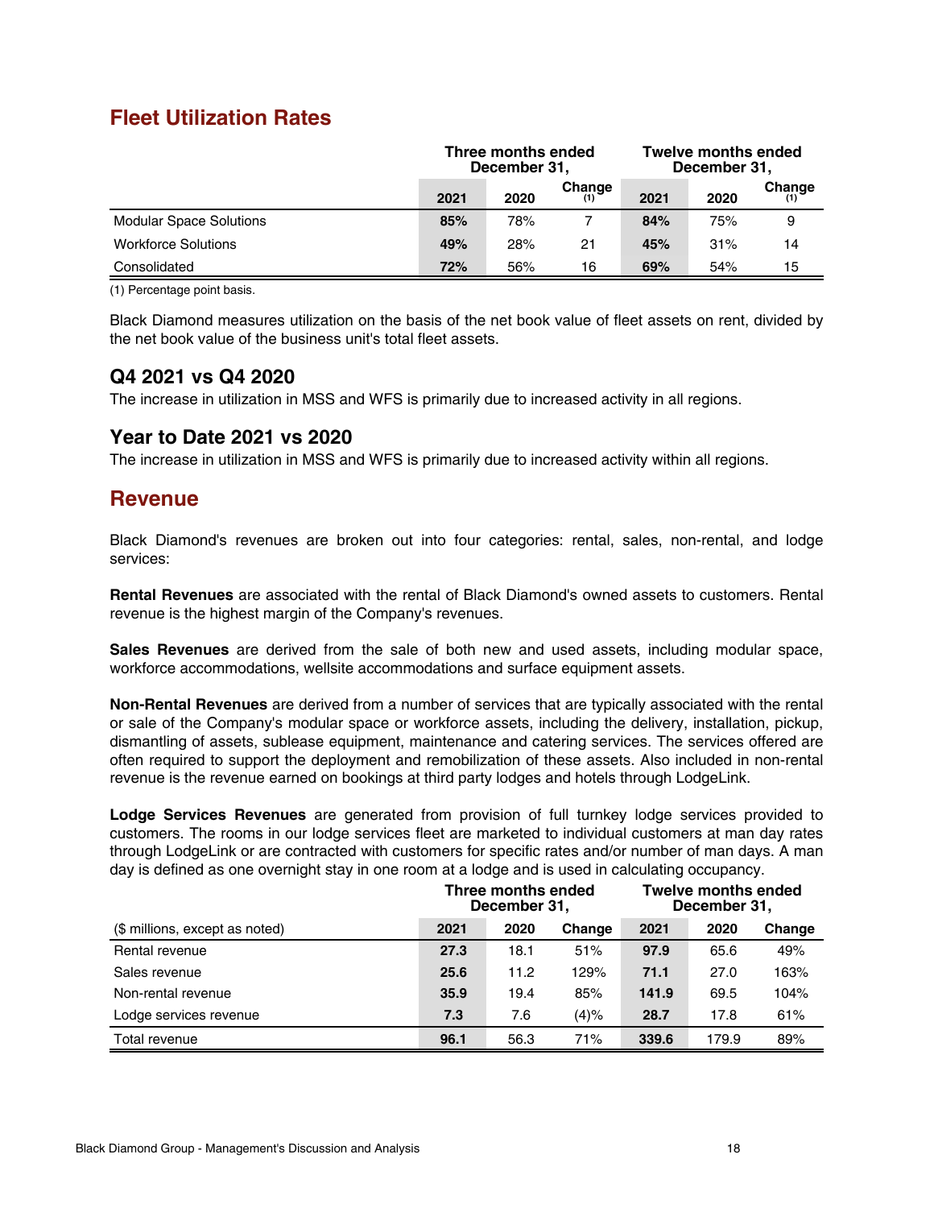## Fleet Utilization Rates

| | Three months ended December 31, | | | Twelve months ended December 31, | | |
|---|---|---|---|---|---|---|
| | **2021** | 2020 | Change (1) | **2021** | 2020 | Change (1) |
| Modular Space Solutions | **85%** | 78% | 7 | **84%** | 75% | 9 |
| Workforce Solutions | **49%** | 28% | 21 | **45%** | 31% | 14 |
| Consolidated | **72%** | 56% | 16 | **69%** | 54% | 15 |

(1) Percentage point basis.

Black Diamond measures utilization on the basis of the net book value of fleet assets on rent, divided by the net book value of the business unit's total fleet assets.

### Q4 2021 vs Q4 2020

The increase in utilization in MSS and WFS is primarily due to increased activity in all regions.

### Year to Date 2021 vs 2020

The increase in utilization in MSS and WFS is primarily due to increased activity within all regions.

## Revenue

Black Diamond's revenues are broken out into four categories: rental, sales, non-rental, and lodge services:

**Rental Revenues** are associated with the rental of Black Diamond's owned assets to customers. Rental revenue is the highest margin of the Company's revenues.

**Sales Revenues** are derived from the sale of both new and used assets, including modular space, workforce accommodations, wellsite accommodations and surface equipment assets.

**Non-Rental Revenues** are derived from a number of services that are typically associated with the rental or sale of the Company's modular space or workforce assets, including the delivery, installation, pickup, dismantling of assets, sublease equipment, maintenance and catering services. The services offered are often required to support the deployment and remobilization of these assets. Also included in non-rental revenue is the revenue earned on bookings at third party lodges and hotels through LodgeLink.

**Lodge Services Revenues** are generated from provision of full turnkey lodge services provided to customers. The rooms in our lodge services fleet are marketed to individual customers at man day rates through LodgeLink or are contracted with customers for specific rates and/or number of man days. A man day is defined as one overnight stay in one room at a lodge and is used in calculating occupancy.

| | Three months ended December 31, | | | Twelve months ended December 31, | | |
|---|---|---|---|---|---|---|
| ($ millions, except as noted) | **2021** | 2020 | Change | **2021** | 2020 | Change |
| Rental revenue | **27.3** | 18.1 | 51% | **97.9** | 65.6 | 49% |
| Sales revenue | **25.6** | 11.2 | 129% | **71.1** | 27.0 | 163% |
| Non-rental revenue | **35.9** | 19.4 | 85% | **141.9** | 69.5 | 104% |
| Lodge services revenue | **7.3** | 7.6 | (4)% | **28.7** | 17.8 | 61% |
| Total revenue | **96.1** | 56.3 | 71% | **339.6** | 179.9 | 89% |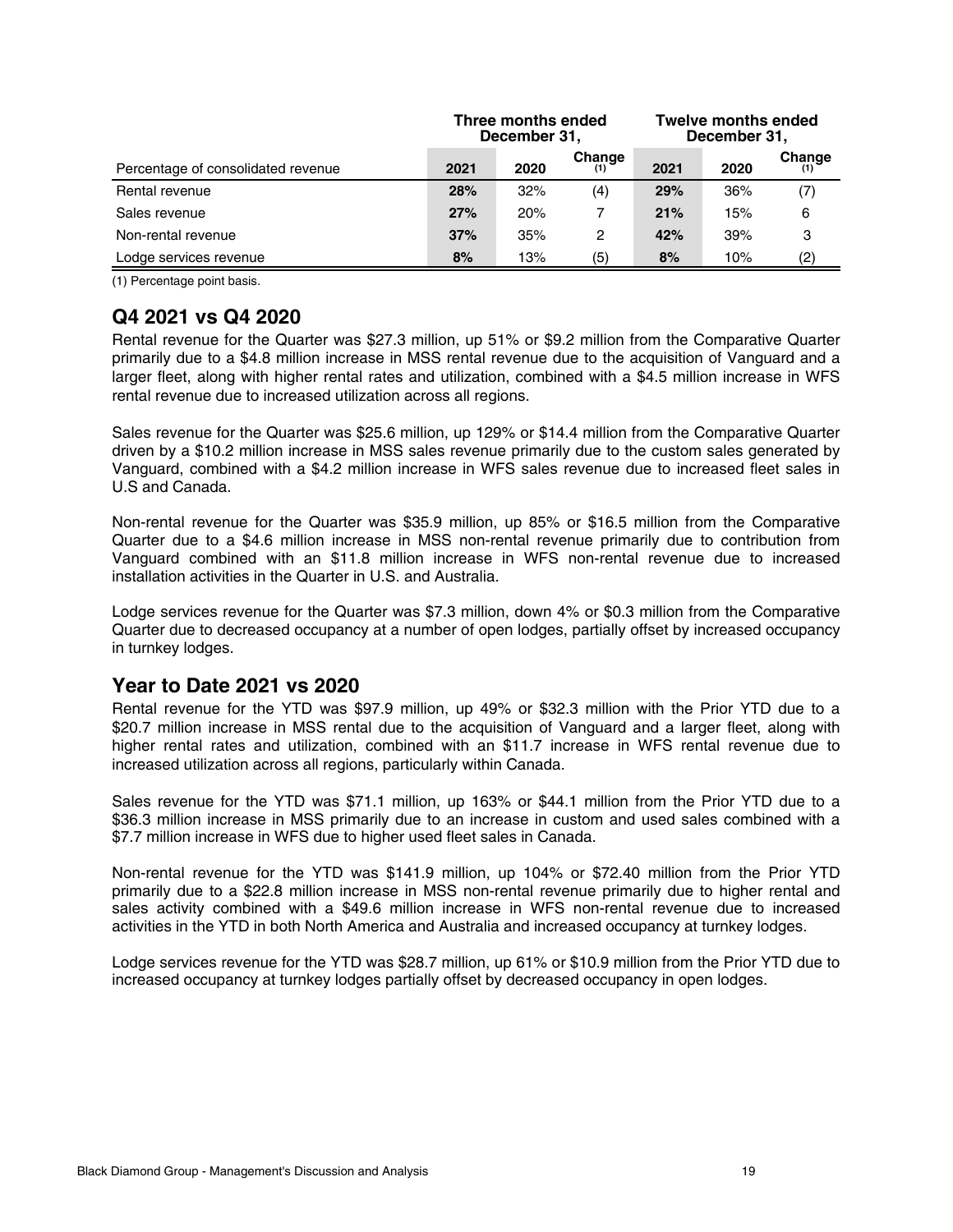| Percentage of consolidated revenue | Three months ended December 31, | | | Twelve months ended December 31, | | |
|---|---|---|---|---|---|---|
| | **2021** | **2020** | **Change** (1) | **2021** | **2020** | **Change** (1) |
| Rental revenue | **28%** | 32% | (4) | **29%** | 36% | (7) |
| Sales revenue | **27%** | 20% | 7 | **21%** | 15% | 6 |
| Non-rental revenue | **37%** | 35% | 2 | **42%** | 39% | 3 |
| Lodge services revenue | **8%** | 13% | (5) | **8%** | 10% | (2) |

(1) Percentage point basis.

## Q4 2021 vs Q4 2020

Rental revenue for the Quarter was $27.3 million, up 51% or $9.2 million from the Comparative Quarter primarily due to a $4.8 million increase in MSS rental revenue due to the acquisition of Vanguard and a larger fleet, along with higher rental rates and utilization, combined with a $4.5 million increase in WFS rental revenue due to increased utilization across all regions.

Sales revenue for the Quarter was $25.6 million, up 129% or $14.4 million from the Comparative Quarter driven by a $10.2 million increase in MSS sales revenue primarily due to the custom sales generated by Vanguard, combined with a $4.2 million increase in WFS sales revenue due to increased fleet sales in U.S and Canada.

Non-rental revenue for the Quarter was $35.9 million, up 85% or $16.5 million from the Comparative Quarter due to a $4.6 million increase in MSS non-rental revenue primarily due to contribution from Vanguard combined with an $11.8 million increase in WFS non-rental revenue due to increased installation activities in the Quarter in U.S. and Australia.

Lodge services revenue for the Quarter was $7.3 million, down 4% or $0.3 million from the Comparative Quarter due to decreased occupancy at a number of open lodges, partially offset by increased occupancy in turnkey lodges.

## Year to Date 2021 vs 2020

Rental revenue for the YTD was $97.9 million, up 49% or $32.3 million with the Prior YTD due to a $20.7 million increase in MSS rental due to the acquisition of Vanguard and a larger fleet, along with higher rental rates and utilization, combined with an $11.7 increase in WFS rental revenue due to increased utilization across all regions, particularly within Canada.

Sales revenue for the YTD was $71.1 million, up 163% or $44.1 million from the Prior YTD due to a $36.3 million increase in MSS primarily due to an increase in custom and used sales combined with a $7.7 million increase in WFS due to higher used fleet sales in Canada.

Non-rental revenue for the YTD was $141.9 million, up 104% or $72.40 million from the Prior YTD primarily due to a $22.8 million increase in MSS non-rental revenue primarily due to higher rental and sales activity combined with a $49.6 million increase in WFS non-rental revenue due to increased activities in the YTD in both North America and Australia and increased occupancy at turnkey lodges.

Lodge services revenue for the YTD was $28.7 million, up 61% or $10.9 million from the Prior YTD due to increased occupancy at turnkey lodges partially offset by decreased occupancy in open lodges.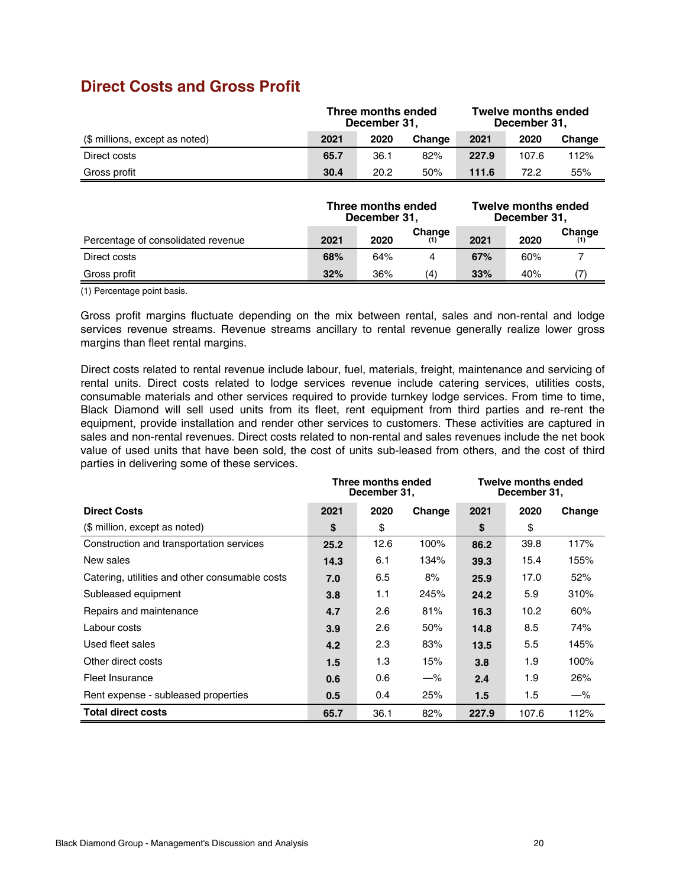## Direct Costs and Gross Profit

| ($ millions, except as noted) | Three months ended December 31, | | | Twelve months ended December 31, | | |
|---|---|---|---|---|---|---|
| | **2021** | 2020 | Change | **2021** | 2020 | Change |
| Direct costs | **65.7** | 36.1 | 82% | **227.9** | 107.6 | 112% |
| Gross profit | **30.4** | 20.2 | 50% | **111.6** | 72.2 | 55% |

| Percentage of consolidated revenue | Three months ended December 31, | | | Twelve months ended December 31, | | |
|---|---|---|---|---|---|---|
| | **2021** | 2020 | Change (1) | **2021** | 2020 | Change (1) |
| Direct costs | **68%** | 64% | 4 | **67%** | 60% | 7 |
| Gross profit | **32%** | 36% | (4) | **33%** | 40% | (7) |

(1) Percentage point basis.

Gross profit margins fluctuate depending on the mix between rental, sales and non-rental and lodge services revenue streams. Revenue streams ancillary to rental revenue generally realize lower gross margins than fleet rental margins.

Direct costs related to rental revenue include labour, fuel, materials, freight, maintenance and servicing of rental units. Direct costs related to lodge services revenue include catering services, utilities costs, consumable materials and other services required to provide turnkey lodge services. From time to time, Black Diamond will sell used units from its fleet, rent equipment from third parties and re-rent the equipment, provide installation and render other services to customers. These activities are captured in sales and non-rental revenues. Direct costs related to non-rental and sales revenues include the net book value of used units that have been sold, the cost of units sub-leased from others, and the cost of third parties in delivering some of these services.

| | Three months ended December 31, | | | Twelve months ended December 31, | | |
|---|---|---|---|---|---|---|
| **Direct Costs** | **2021** | **2020** | **Change** | **2021** | **2020** | **Change** |
| ($ million, except as noted) | **$** | $ | | **$** | $ | |
| Construction and transportation services | **25.2** | 12.6 | 100% | **86.2** | 39.8 | 117% |
| New sales | **14.3** | 6.1 | 134% | **39.3** | 15.4 | 155% |
| Catering, utilities and other consumable costs | **7.0** | 6.5 | 8% | **25.9** | 17.0 | 52% |
| Subleased equipment | **3.8** | 1.1 | 245% | **24.2** | 5.9 | 310% |
| Repairs and maintenance | **4.7** | 2.6 | 81% | **16.3** | 10.2 | 60% |
| Labour costs | **3.9** | 2.6 | 50% | **14.8** | 8.5 | 74% |
| Used fleet sales | **4.2** | 2.3 | 83% | **13.5** | 5.5 | 145% |
| Other direct costs | **1.5** | 1.3 | 15% | **3.8** | 1.9 | 100% |
| Fleet Insurance | **0.6** | 0.6 | —% | **2.4** | 1.9 | 26% |
| Rent expense - subleased properties | **0.5** | 0.4 | 25% | **1.5** | 1.5 | —% |
| **Total direct costs** | **65.7** | 36.1 | 82% | **227.9** | 107.6 | 112% |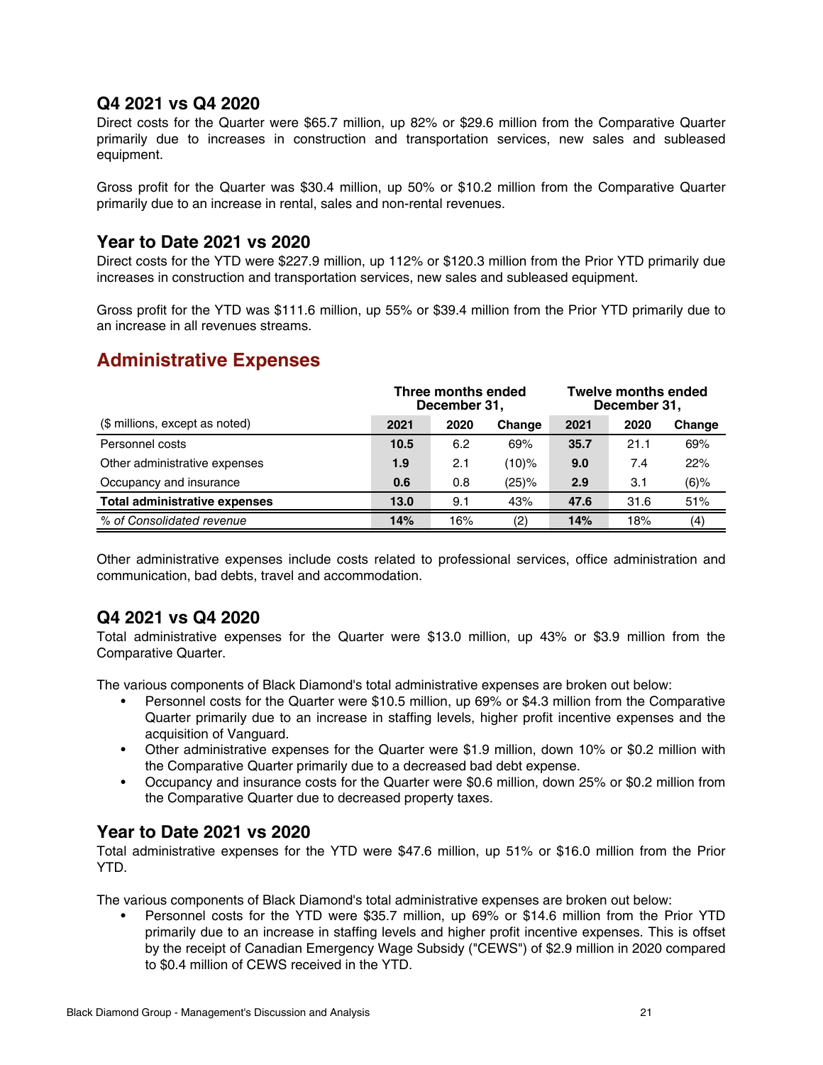## Q4 2021 vs Q4 2020

Direct costs for the Quarter were $65.7 million, up 82% or $29.6 million from the Comparative Quarter primarily due to increases in construction and transportation services, new sales and subleased equipment.

Gross profit for the Quarter was $30.4 million, up 50% or $10.2 million from the Comparative Quarter primarily due to an increase in rental, sales and non-rental revenues.

## Year to Date 2021 vs 2020

Direct costs for the YTD were $227.9 million, up 112% or $120.3 million from the Prior YTD primarily due increases in construction and transportation services, new sales and subleased equipment.

Gross profit for the YTD was $111.6 million, up 55% or $39.4 million from the Prior YTD primarily due to an increase in all revenues streams.

# Administrative Expenses

| | Three months ended December 31, | | | Twelve months ended December 31, | | |
|---|---|---|---|---|---|---|
| ($ millions, except as noted) | **2021** | 2020 | Change | **2021** | 2020 | Change |
| Personnel costs | **10.5** | 6.2 | 69% | **35.7** | 21.1 | 69% |
| Other administrative expenses | **1.9** | 2.1 | (10)% | **9.0** | 7.4 | 22% |
| Occupancy and insurance | **0.6** | 0.8 | (25)% | **2.9** | 3.1 | (6)% |
| **Total administrative expenses** | **13.0** | 9.1 | 43% | **47.6** | 31.6 | 51% |
| *% of Consolidated revenue* | **14%** | 16% | (2) | **14%** | 18% | (4) |

Other administrative expenses include costs related to professional services, office administration and communication, bad debts, travel and accommodation.

## Q4 2021 vs Q4 2020

Total administrative expenses for the Quarter were $13.0 million, up 43% or $3.9 million from the Comparative Quarter.

The various components of Black Diamond's total administrative expenses are broken out below:

- Personnel costs for the Quarter were $10.5 million, up 69% or $4.3 million from the Comparative Quarter primarily due to an increase in staffing levels, higher profit incentive expenses and the acquisition of Vanguard.
- Other administrative expenses for the Quarter were $1.9 million, down 10% or $0.2 million with the Comparative Quarter primarily due to a decreased bad debt expense.
- Occupancy and insurance costs for the Quarter were $0.6 million, down 25% or $0.2 million from the Comparative Quarter due to decreased property taxes.

## Year to Date 2021 vs 2020

Total administrative expenses for the YTD were $47.6 million, up 51% or $16.0 million from the Prior YTD.

The various components of Black Diamond's total administrative expenses are broken out below:

- Personnel costs for the YTD were $35.7 million, up 69% or $14.6 million from the Prior YTD primarily due to an increase in staffing levels and higher profit incentive expenses. This is offset by the receipt of Canadian Emergency Wage Subsidy ("CEWS") of $2.9 million in 2020 compared to $0.4 million of CEWS received in the YTD.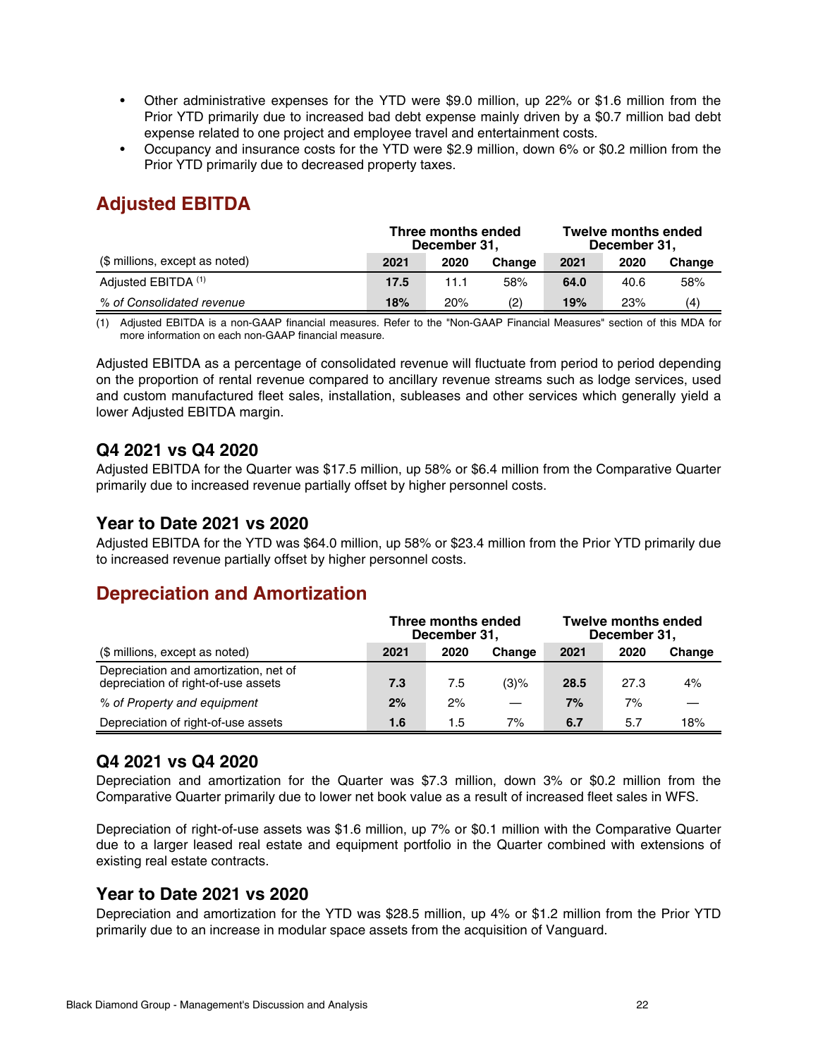- Other administrative expenses for the YTD were $9.0 million, up 22% or $1.6 million from the Prior YTD primarily due to increased bad debt expense mainly driven by a $0.7 million bad debt expense related to one project and employee travel and entertainment costs.
- Occupancy and insurance costs for the YTD were $2.9 million, down 6% or $0.2 million from the Prior YTD primarily due to decreased property taxes.

## Adjusted EBITDA

| | Three months ended December 31, | | | Twelve months ended December 31, | | |
|---|---|---|---|---|---|---|
| ($ millions, except as noted) | **2021** | 2020 | Change | **2021** | 2020 | Change |
| Adjusted EBITDA [(1)] | **17.5** | 11.1 | 58% | **64.0** | 40.6 | 58% |
| *% of Consolidated revenue* | **18%** | 20% | (2) | **19%** | 23% | (4) |

(1) Adjusted EBITDA is a non-GAAP financial measures. Refer to the "Non-GAAP Financial Measures" section of this MDA for more information on each non-GAAP financial measure.

Adjusted EBITDA as a percentage of consolidated revenue will fluctuate from period to period depending on the proportion of rental revenue compared to ancillary revenue streams such as lodge services, used and custom manufactured fleet sales, installation, subleases and other services which generally yield a lower Adjusted EBITDA margin.

### Q4 2021 vs Q4 2020

Adjusted EBITDA for the Quarter was $17.5 million, up 58% or $6.4 million from the Comparative Quarter primarily due to increased revenue partially offset by higher personnel costs.

### Year to Date 2021 vs 2020

Adjusted EBITDA for the YTD was $64.0 million, up 58% or $23.4 million from the Prior YTD primarily due to increased revenue partially offset by higher personnel costs.

## Depreciation and Amortization

| | Three months ended December 31, | | | Twelve months ended December 31, | | |
|---|---|---|---|---|---|---|
| ($ millions, except as noted) | **2021** | 2020 | Change | **2021** | 2020 | Change |
| Depreciation and amortization, net of depreciation of right-of-use assets | **7.3** | 7.5 | (3)% | **28.5** | 27.3 | 4% |
| *% of Property and equipment* | **2%** | 2% | — | **7%** | 7% | — |
| Depreciation of right-of-use assets | **1.6** | 1.5 | 7% | **6.7** | 5.7 | 18% |

### Q4 2021 vs Q4 2020

Depreciation and amortization for the Quarter was $7.3 million, down 3% or $0.2 million from the Comparative Quarter primarily due to lower net book value as a result of increased fleet sales in WFS.

Depreciation of right-of-use assets was $1.6 million, up 7% or $0.1 million with the Comparative Quarter due to a larger leased real estate and equipment portfolio in the Quarter combined with extensions of existing real estate contracts.

### Year to Date 2021 vs 2020

Depreciation and amortization for the YTD was $28.5 million, up 4% or $1.2 million from the Prior YTD primarily due to an increase in modular space assets from the acquisition of Vanguard.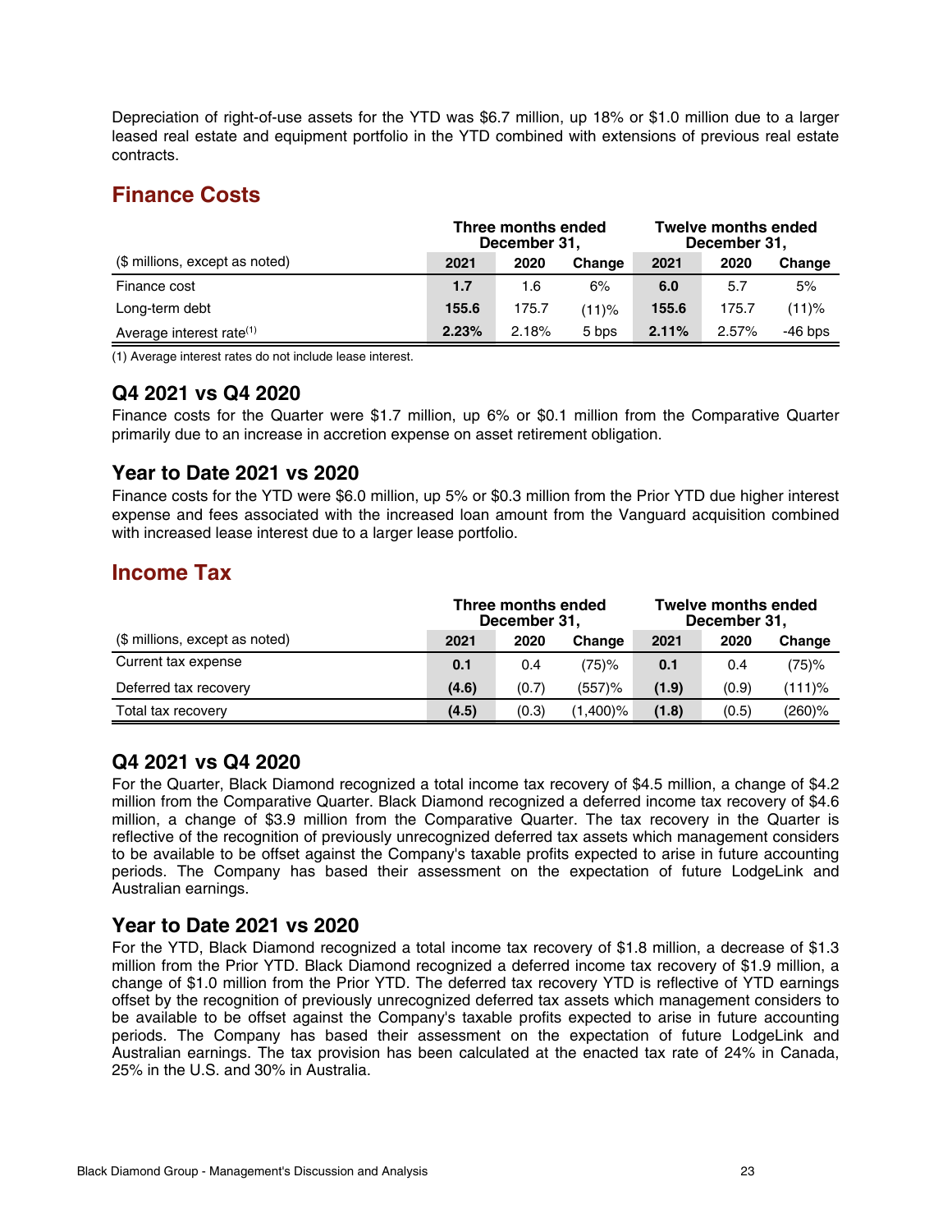Depreciation of right-of-use assets for the YTD was $6.7 million, up 18% or $1.0 million due to a larger leased real estate and equipment portfolio in the YTD combined with extensions of previous real estate contracts.

## Finance Costs

| | Three months ended December 31, | | | Twelve months ended December 31, | | |
|---|---|---|---|---|---|---|
| ($ millions, except as noted) | **2021** | 2020 | Change | **2021** | 2020 | Change |
| Finance cost | **1.7** | 1.6 | 6% | **6.0** | 5.7 | 5% |
| Long-term debt | **155.6** | 175.7 | (11)% | **155.6** | 175.7 | (11)% |
| Average interest rate[1] | **2.23%** | 2.18% | 5 bps | **2.11%** | 2.57% | -46 bps |

(1) Average interest rates do not include lease interest.

### Q4 2021 vs Q4 2020

Finance costs for the Quarter were $1.7 million, up 6% or $0.1 million from the Comparative Quarter primarily due to an increase in accretion expense on asset retirement obligation.

### Year to Date 2021 vs 2020

Finance costs for the YTD were $6.0 million, up 5% or $0.3 million from the Prior YTD due higher interest expense and fees associated with the increased loan amount from the Vanguard acquisition combined with increased lease interest due to a larger lease portfolio.

## Income Tax

| | Three months ended December 31, | | | Twelve months ended December 31, | | |
|---|---|---|---|---|---|---|
| ($ millions, except as noted) | **2021** | 2020 | Change | **2021** | 2020 | Change |
| Current tax expense | **0.1** | 0.4 | (75)% | **0.1** | 0.4 | (75)% |
| Deferred tax recovery | **(4.6)** | (0.7) | (557)% | **(1.9)** | (0.9) | (111)% |
| Total tax recovery | **(4.5)** | (0.3) | (1,400)% | **(1.8)** | (0.5) | (260)% |

### Q4 2021 vs Q4 2020

For the Quarter, Black Diamond recognized a total income tax recovery of $4.5 million, a change of $4.2 million from the Comparative Quarter. Black Diamond recognized a deferred income tax recovery of $4.6 million, a change of $3.9 million from the Comparative Quarter. The tax recovery in the Quarter is reflective of the recognition of previously unrecognized deferred tax assets which management considers to be available to be offset against the Company's taxable profits expected to arise in future accounting periods. The Company has based their assessment on the expectation of future LodgeLink and Australian earnings.

### Year to Date 2021 vs 2020

For the YTD, Black Diamond recognized a total income tax recovery of $1.8 million, a decrease of $1.3 million from the Prior YTD. Black Diamond recognized a deferred income tax recovery of $1.9 million, a change of $1.0 million from the Prior YTD. The deferred tax recovery YTD is reflective of YTD earnings offset by the recognition of previously unrecognized deferred tax assets which management considers to be available to be offset against the Company's taxable profits expected to arise in future accounting periods. The Company has based their assessment on the expectation of future LodgeLink and Australian earnings. The tax provision has been calculated at the enacted tax rate of 24% in Canada, 25% in the U.S. and 30% in Australia.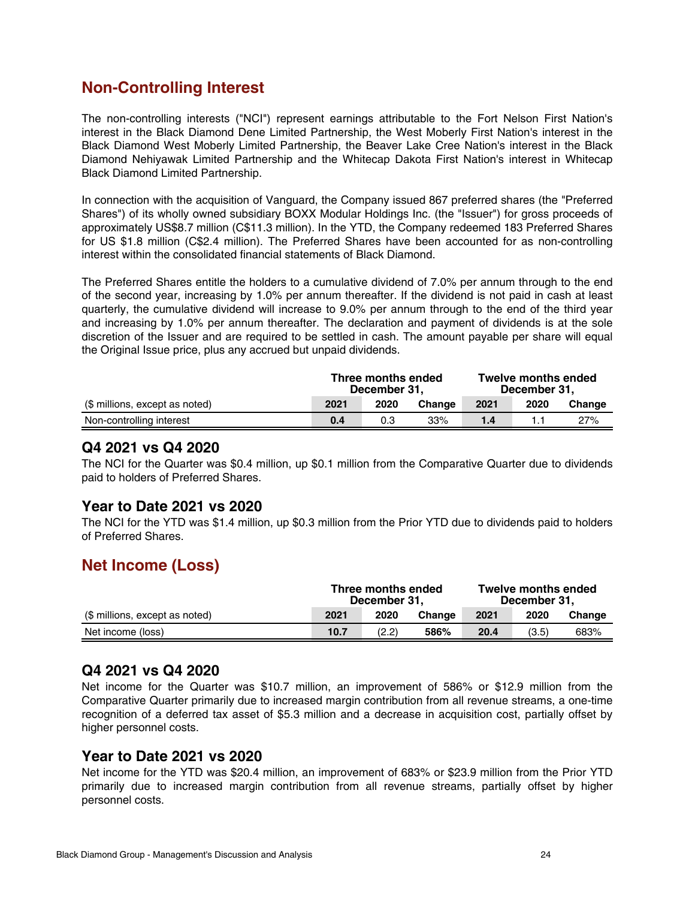## Non-Controlling Interest

The non-controlling interests ("NCI") represent earnings attributable to the Fort Nelson First Nation's interest in the Black Diamond Dene Limited Partnership, the West Moberly First Nation's interest in the Black Diamond West Moberly Limited Partnership, the Beaver Lake Cree Nation's interest in the Black Diamond Nehiyawak Limited Partnership and the Whitecap Dakota First Nation's interest in Whitecap Black Diamond Limited Partnership.

In connection with the acquisition of Vanguard, the Company issued 867 preferred shares (the "Preferred Shares") of its wholly owned subsidiary BOXX Modular Holdings Inc. (the "Issuer") for gross proceeds of approximately US$8.7 million (C$11.3 million). In the YTD, the Company redeemed 183 Preferred Shares for US $1.8 million (C$2.4 million). The Preferred Shares have been accounted for as non-controlling interest within the consolidated financial statements of Black Diamond.

The Preferred Shares entitle the holders to a cumulative dividend of 7.0% per annum through to the end of the second year, increasing by 1.0% per annum thereafter. If the dividend is not paid in cash at least quarterly, the cumulative dividend will increase to 9.0% per annum through to the end of the third year and increasing by 1.0% per annum thereafter. The declaration and payment of dividends is at the sole discretion of the Issuer and are required to be settled in cash. The amount payable per share will equal the Original Issue price, plus any accrued but unpaid dividends.

| | Three months ended December 31, | | | Twelve months ended December 31, | | |
|---|---|---|---|---|---|---|
| ($ millions, except as noted) | 2021 | 2020 | Change | 2021 | 2020 | Change |
| Non-controlling interest | **0.4** | 0.3 | 33% | **1.4** | 1.1 | 27% |

### Q4 2021 vs Q4 2020

The NCI for the Quarter was $0.4 million, up $0.1 million from the Comparative Quarter due to dividends paid to holders of Preferred Shares.

### Year to Date 2021 vs 2020

The NCI for the YTD was $1.4 million, up $0.3 million from the Prior YTD due to dividends paid to holders of Preferred Shares.

## Net Income (Loss)

| | Three months ended December 31, | | | Twelve months ended December 31, | | |
|---|---|---|---|---|---|---|
| ($ millions, except as noted) | 2021 | 2020 | Change | 2021 | 2020 | Change |
| Net income (loss) | **10.7** | (2.2) | **586%** | **20.4** | (3.5) | 683% |

### Q4 2021 vs Q4 2020

Net income for the Quarter was $10.7 million, an improvement of 586% or $12.9 million from the Comparative Quarter primarily due to increased margin contribution from all revenue streams, a one-time recognition of a deferred tax asset of $5.3 million and a decrease in acquisition cost, partially offset by higher personnel costs.

### Year to Date 2021 vs 2020

Net income for the YTD was $20.4 million, an improvement of 683% or $23.9 million from the Prior YTD primarily due to increased margin contribution from all revenue streams, partially offset by higher personnel costs.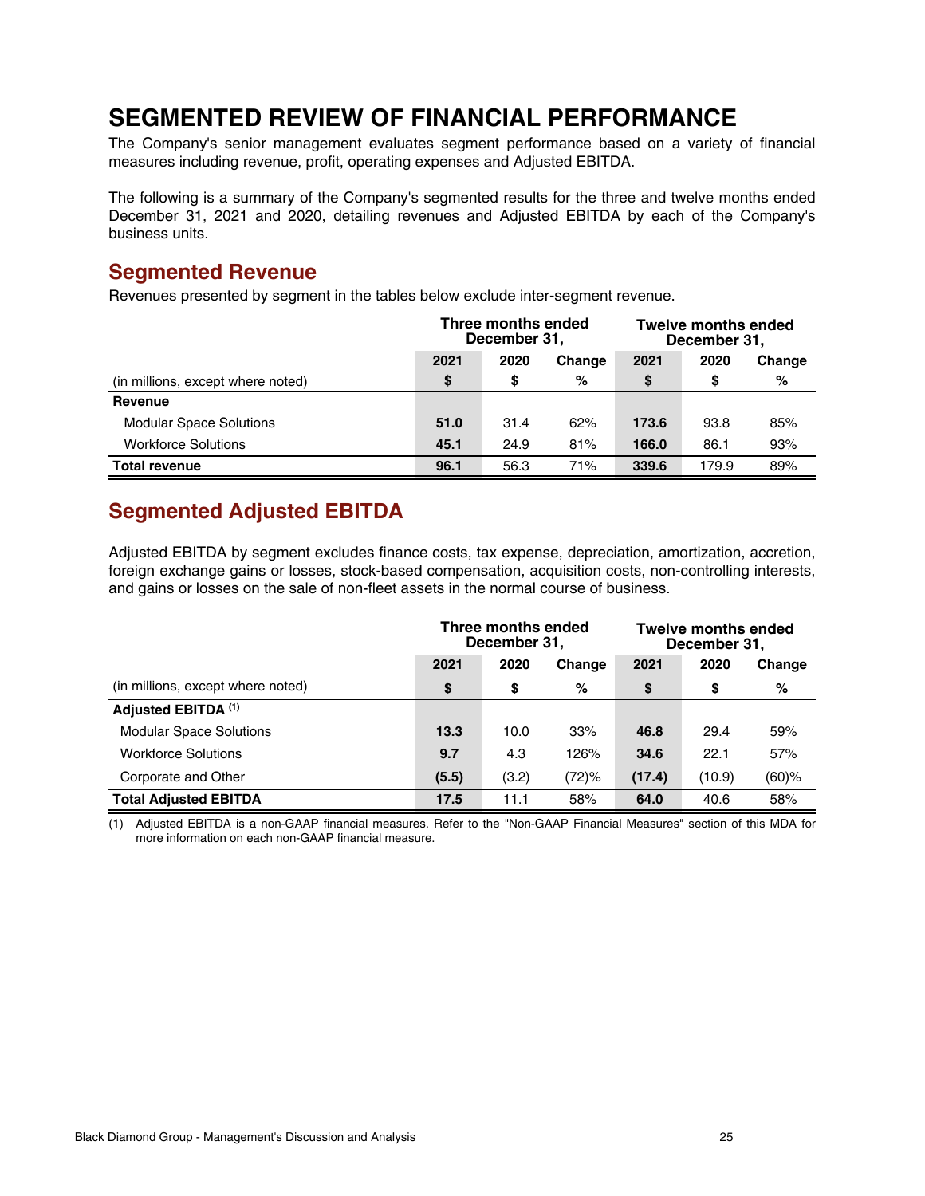# SEGMENTED REVIEW OF FINANCIAL PERFORMANCE

The Company's senior management evaluates segment performance based on a variety of financial measures including revenue, profit, operating expenses and Adjusted EBITDA.

The following is a summary of the Company's segmented results for the three and twelve months ended December 31, 2021 and 2020, detailing revenues and Adjusted EBITDA by each of the Company's business units.

## Segmented Revenue

Revenues presented by segment in the tables below exclude inter-segment revenue.

| | Three months ended December 31, | | | Twelve months ended December 31, | | |
|---|---|---|---|---|---|---|
| | **2021** | **2020** | **Change** | **2021** | **2020** | **Change** |
| (in millions, except where noted) | **$** | **$** | **%** | **$** | **$** | **%** |
| **Revenue** | | | | | | |
| Modular Space Solutions | **51.0** | 31.4 | 62% | **173.6** | 93.8 | 85% |
| Workforce Solutions | **45.1** | 24.9 | 81% | **166.0** | 86.1 | 93% |
| **Total revenue** | **96.1** | 56.3 | 71% | **339.6** | 179.9 | 89% |

## Segmented Adjusted EBITDA

Adjusted EBITDA by segment excludes finance costs, tax expense, depreciation, amortization, accretion, foreign exchange gains or losses, stock-based compensation, acquisition costs, non-controlling interests, and gains or losses on the sale of non-fleet assets in the normal course of business.

| | Three months ended December 31, | | | Twelve months ended December 31, | | |
|---|---|---|---|---|---|---|
| | **2021** | **2020** | **Change** | **2021** | **2020** | **Change** |
| (in millions, except where noted) | **$** | **$** | **%** | **$** | **$** | **%** |
| **Adjusted EBITDA [(1)]** | | | | | | |
| Modular Space Solutions | **13.3** | 10.0 | 33% | **46.8** | 29.4 | 59% |
| Workforce Solutions | **9.7** | 4.3 | 126% | **34.6** | 22.1 | 57% |
| Corporate and Other | **(5.5)** | (3.2) | (72)% | **(17.4)** | (10.9) | (60)% |
| **Total Adjusted EBITDA** | **17.5** | 11.1 | 58% | **64.0** | 40.6 | 58% |

(1) Adjusted EBITDA is a non-GAAP financial measures. Refer to the "Non-GAAP Financial Measures" section of this MDA for more information on each non-GAAP financial measure.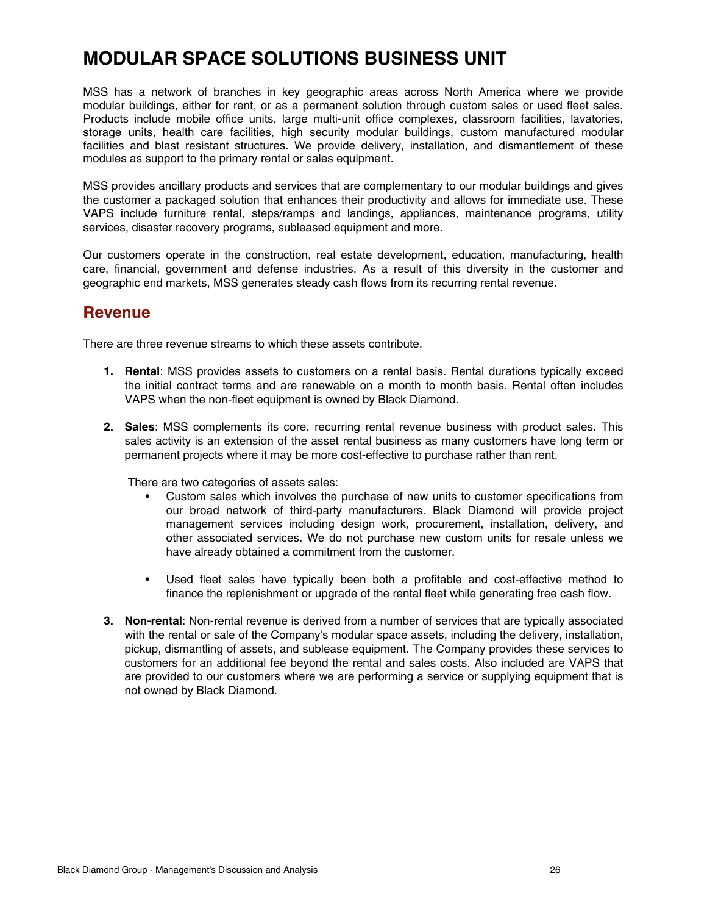# MODULAR SPACE SOLUTIONS BUSINESS UNIT

MSS has a network of branches in key geographic areas across North America where we provide modular buildings, either for rent, or as a permanent solution through custom sales or used fleet sales. Products include mobile office units, large multi-unit office complexes, classroom facilities, lavatories, storage units, health care facilities, high security modular buildings, custom manufactured modular facilities and blast resistant structures. We provide delivery, installation, and dismantlement of these modules as support to the primary rental or sales equipment.

MSS provides ancillary products and services that are complementary to our modular buildings and gives the customer a packaged solution that enhances their productivity and allows for immediate use. These VAPS include furniture rental, steps/ramps and landings, appliances, maintenance programs, utility services, disaster recovery programs, subleased equipment and more.

Our customers operate in the construction, real estate development, education, manufacturing, health care, financial, government and defense industries. As a result of this diversity in the customer and geographic end markets, MSS generates steady cash flows from its recurring rental revenue.

## Revenue

There are three revenue streams to which these assets contribute.

1. **Rental**: MSS provides assets to customers on a rental basis. Rental durations typically exceed the initial contract terms and are renewable on a month to month basis. Rental often includes VAPS when the non-fleet equipment is owned by Black Diamond.

2. **Sales**: MSS complements its core, recurring rental revenue business with product sales. This sales activity is an extension of the asset rental business as many customers have long term or permanent projects where it may be more cost-effective to purchase rather than rent.

   There are two categories of assets sales:

   - Custom sales which involves the purchase of new units to customer specifications from our broad network of third-party manufacturers. Black Diamond will provide project management services including design work, procurement, installation, delivery, and other associated services. We do not purchase new custom units for resale unless we have already obtained a commitment from the customer.

   - Used fleet sales have typically been both a profitable and cost-effective method to finance the replenishment or upgrade of the rental fleet while generating free cash flow.

3. **Non-rental**: Non-rental revenue is derived from a number of services that are typically associated with the rental or sale of the Company's modular space assets, including the delivery, installation, pickup, dismantling of assets, and sublease equipment. The Company provides these services to customers for an additional fee beyond the rental and sales costs. Also included are VAPS that are provided to our customers where we are performing a service or supplying equipment that is not owned by Black Diamond.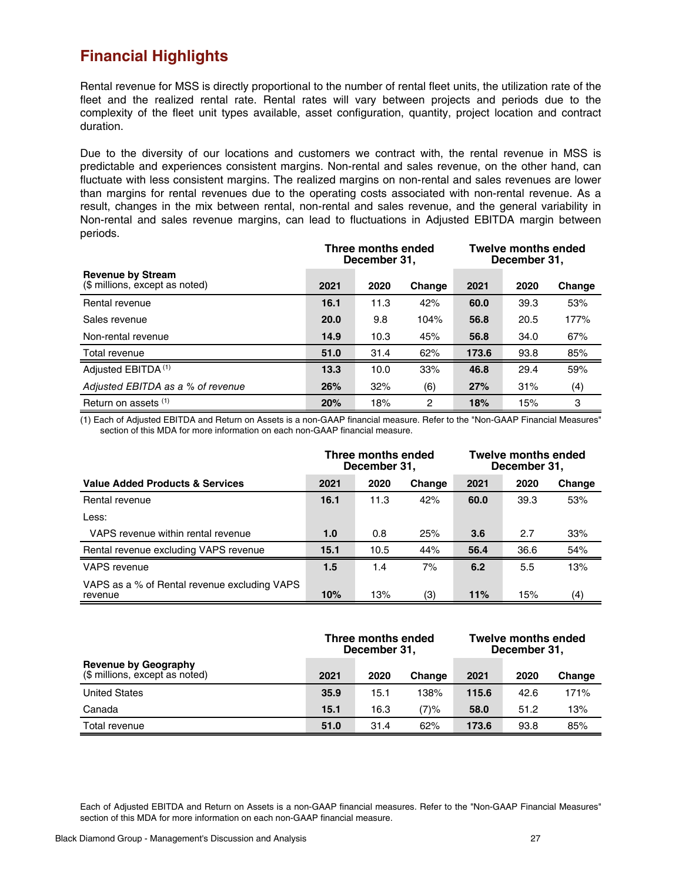## Financial Highlights

Rental revenue for MSS is directly proportional to the number of rental fleet units, the utilization rate of the fleet and the realized rental rate. Rental rates will vary between projects and periods due to the complexity of the fleet unit types available, asset configuration, quantity, project location and contract duration.

Due to the diversity of our locations and customers we contract with, the rental revenue in MSS is predictable and experiences consistent margins. Non-rental and sales revenue, on the other hand, can fluctuate with less consistent margins. The realized margins on non-rental and sales revenues are lower than margins for rental revenues due to the operating costs associated with non-rental revenue. As a result, changes in the mix between rental, non-rental and sales revenue, and the general variability in Non-rental and sales revenue margins, can lead to fluctuations in Adjusted EBITDA margin between periods.

| | Three months ended December 31, | | | Twelve months ended December 31, | | |
|---|---|---|---|---|---|---|
| **Revenue by Stream** ($ millions, except as noted) | **2021** | **2020** | **Change** | **2021** | **2020** | **Change** |
| Rental revenue | **16.1** | 11.3 | 42% | **60.0** | 39.3 | 53% |
| Sales revenue | **20.0** | 9.8 | 104% | **56.8** | 20.5 | 177% |
| Non-rental revenue | **14.9** | 10.3 | 45% | **56.8** | 34.0 | 67% |
| Total revenue | **51.0** | 31.4 | 62% | **173.6** | 93.8 | 85% |
| Adjusted EBITDA (1) | **13.3** | 10.0 | 33% | **46.8** | 29.4 | 59% |
| *Adjusted EBITDA as a % of revenue* | **26%** | 32% | (6) | **27%** | 31% | (4) |
| Return on assets (1) | **20%** | 18% | 2 | **18%** | 15% | 3 |

(1) Each of Adjusted EBITDA and Return on Assets is a non-GAAP financial measure. Refer to the "Non-GAAP Financial Measures" section of this MDA for more information on each non-GAAP financial measure.

| | Three months ended December 31, | | | Twelve months ended December 31, | | |
|---|---|---|---|---|---|---|
| **Value Added Products & Services** | **2021** | **2020** | **Change** | **2021** | **2020** | **Change** |
| Rental revenue | **16.1** | 11.3 | 42% | **60.0** | 39.3 | 53% |
| Less: | | | | | | |
| VAPS revenue within rental revenue | **1.0** | 0.8 | 25% | **3.6** | 2.7 | 33% |
| Rental revenue excluding VAPS revenue | **15.1** | 10.5 | 44% | **56.4** | 36.6 | 54% |
| VAPS revenue | **1.5** | 1.4 | 7% | **6.2** | 5.5 | 13% |
| VAPS as a % of Rental revenue excluding VAPS revenue | **10%** | 13% | (3) | **11%** | 15% | (4) |

| | Three months ended December 31, | | | Twelve months ended December 31, | | |
|---|---|---|---|---|---|---|
| **Revenue by Geography** ($ millions, except as noted) | **2021** | **2020** | **Change** | **2021** | **2020** | **Change** |
| United States | **35.9** | 15.1 | 138% | **115.6** | 42.6 | 171% |
| Canada | **15.1** | 16.3 | (7)% | **58.0** | 51.2 | 13% |
| Total revenue | **51.0** | 31.4 | 62% | **173.6** | 93.8 | 85% |

Each of Adjusted EBITDA and Return on Assets is a non-GAAP financial measures. Refer to the "Non-GAAP Financial Measures" section of this MDA for more information on each non-GAAP financial measure.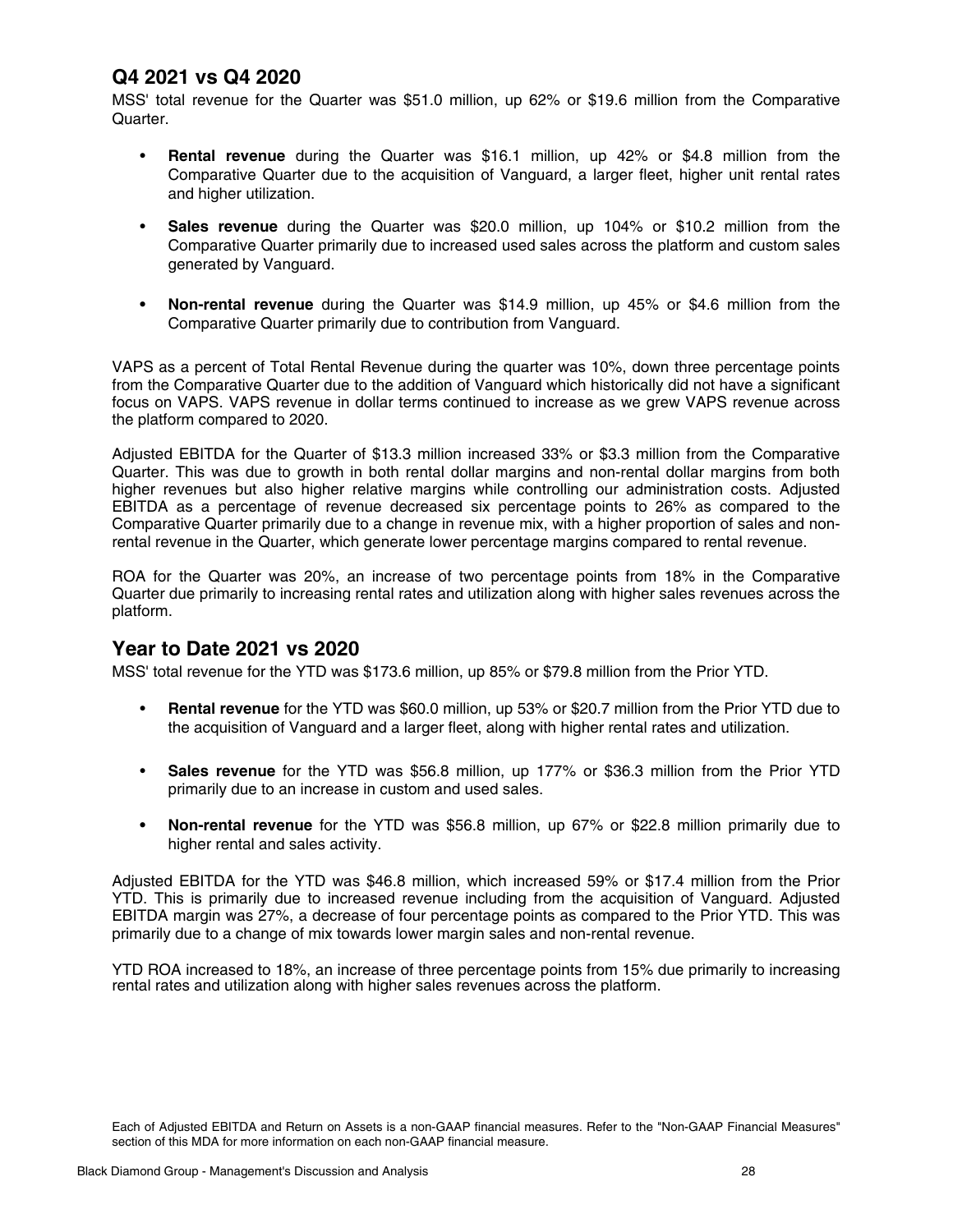## Q4 2021 vs Q4 2020

MSS' total revenue for the Quarter was $51.0 million, up 62% or $19.6 million from the Comparative Quarter.

- **Rental revenue** during the Quarter was $16.1 million, up 42% or $4.8 million from the Comparative Quarter due to the acquisition of Vanguard, a larger fleet, higher unit rental rates and higher utilization.
- **Sales revenue** during the Quarter was $20.0 million, up 104% or $10.2 million from the Comparative Quarter primarily due to increased used sales across the platform and custom sales generated by Vanguard.
- **Non-rental revenue** during the Quarter was $14.9 million, up 45% or $4.6 million from the Comparative Quarter primarily due to contribution from Vanguard.

VAPS as a percent of Total Rental Revenue during the quarter was 10%, down three percentage points from the Comparative Quarter due to the addition of Vanguard which historically did not have a significant focus on VAPS. VAPS revenue in dollar terms continued to increase as we grew VAPS revenue across the platform compared to 2020.

Adjusted EBITDA for the Quarter of $13.3 million increased 33% or $3.3 million from the Comparative Quarter. This was due to growth in both rental dollar margins and non-rental dollar margins from both higher revenues but also higher relative margins while controlling our administration costs. Adjusted EBITDA as a percentage of revenue decreased six percentage points to 26% as compared to the Comparative Quarter primarily due to a change in revenue mix, with a higher proportion of sales and non-rental revenue in the Quarter, which generate lower percentage margins compared to rental revenue.

ROA for the Quarter was 20%, an increase of two percentage points from 18% in the Comparative Quarter due primarily to increasing rental rates and utilization along with higher sales revenues across the platform.

## Year to Date 2021 vs 2020

MSS' total revenue for the YTD was $173.6 million, up 85% or $79.8 million from the Prior YTD.

- **Rental revenue** for the YTD was $60.0 million, up 53% or $20.7 million from the Prior YTD due to the acquisition of Vanguard and a larger fleet, along with higher rental rates and utilization.
- **Sales revenue** for the YTD was $56.8 million, up 177% or $36.3 million from the Prior YTD primarily due to an increase in custom and used sales.
- **Non-rental revenue** for the YTD was $56.8 million, up 67% or $22.8 million primarily due to higher rental and sales activity.

Adjusted EBITDA for the YTD was $46.8 million, which increased 59% or $17.4 million from the Prior YTD. This is primarily due to increased revenue including from the acquisition of Vanguard. Adjusted EBITDA margin was 27%, a decrease of four percentage points as compared to the Prior YTD. This was primarily due to a change of mix towards lower margin sales and non-rental revenue.

YTD ROA increased to 18%, an increase of three percentage points from 15% due primarily to increasing rental rates and utilization along with higher sales revenues across the platform.

Each of Adjusted EBITDA and Return on Assets is a non-GAAP financial measures. Refer to the "Non-GAAP Financial Measures" section of this MDA for more information on each non-GAAP financial measure.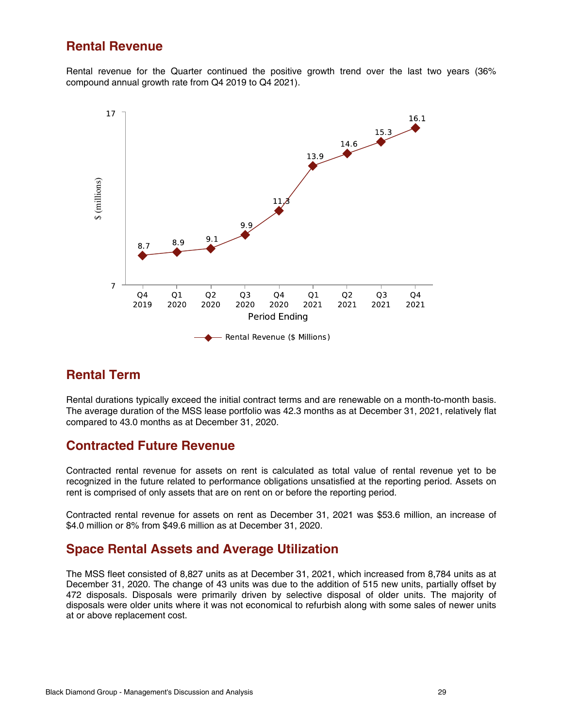## Rental Revenue

Rental revenue for the Quarter continued the positive growth trend over the last two years (36% compound annual growth rate from Q4 2019 to Q4 2021).

| Period Ending | Rental Revenue ($ Millions) |
|---|---|
| Q4 2019 | 8.7 |
| Q1 2020 | 8.9 |
| Q2 2020 | 9.1 |
| Q3 2020 | 9.9 |
| Q4 2020 | 11.3 |
| Q1 2021 | 13.9 |
| Q2 2021 | 14.6 |
| Q3 2021 | 15.3 |
| Q4 2021 | 16.1 |

## Rental Term

Rental durations typically exceed the initial contract terms and are renewable on a month-to-month basis. The average duration of the MSS lease portfolio was 42.3 months as at December 31, 2021, relatively flat compared to 43.0 months as at December 31, 2020.

## Contracted Future Revenue

Contracted rental revenue for assets on rent is calculated as total value of rental revenue yet to be recognized in the future related to performance obligations unsatisfied at the reporting period. Assets on rent is comprised of only assets that are on rent on or before the reporting period.

Contracted rental revenue for assets on rent as December 31, 2021 was $53.6 million, an increase of $4.0 million or 8% from $49.6 million as at December 31, 2020.

## Space Rental Assets and Average Utilization

The MSS fleet consisted of 8,827 units as at December 31, 2021, which increased from 8,784 units as at December 31, 2020. The change of 43 units was due to the addition of 515 new units, partially offset by 472 disposals. Disposals were primarily driven by selective disposal of older units. The majority of disposals were older units where it was not economical to refurbish along with some sales of newer units at or above replacement cost.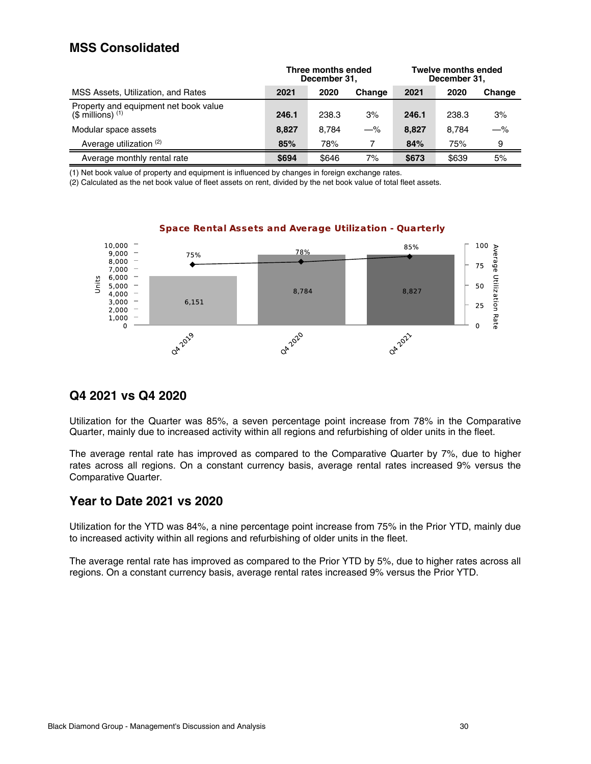## MSS Consolidated

| MSS Assets, Utilization, and Rates | Three months ended December 31, 2021 | 2020 | Change | Twelve months ended December 31, 2021 | 2020 | Change |
|---|---|---|---|---|---|---|
| Property and equipment net book value ($ millions) [(1)] | **246.1** | 238.3 | 3% | **246.1** | 238.3 | 3% |
| Modular space assets | **8,827** | 8,784 | —% | **8,827** | 8,784 | —% |
| Average utilization [(2)] | **85%** | 78% | 7 | **84%** | 75% | 9 |
| Average monthly rental rate | **$694** | $646 | 7% | **$673** | $639 | 5% |

(1) Net book value of property and equipment is influenced by changes in foreign exchange rates.
(2) Calculated as the net book value of fleet assets on rent, divided by the net book value of total fleet assets.

**Space Rental Assets and Average Utilization - Quarterly**

| | Q4 2019 | Q4 2020 | Q4 2021 |
|---|---|---|---|
| Units | 6,151 | 8,784 | 8,827 |
| Average Utilization Rate | 75% | 78% | 85% |

## Q4 2021 vs Q4 2020

Utilization for the Quarter was 85%, a seven percentage point increase from 78% in the Comparative Quarter, mainly due to increased activity within all regions and refurbishing of older units in the fleet.

The average rental rate has improved as compared to the Comparative Quarter by 7%, due to higher rates across all regions. On a constant currency basis, average rental rates increased 9% versus the Comparative Quarter.

## Year to Date 2021 vs 2020

Utilization for the YTD was 84%, a nine percentage point increase from 75% in the Prior YTD, mainly due to increased activity within all regions and refurbishing of older units in the fleet.

The average rental rate has improved as compared to the Prior YTD by 5%, due to higher rates across all regions. On a constant currency basis, average rental rates increased 9% versus the Prior YTD.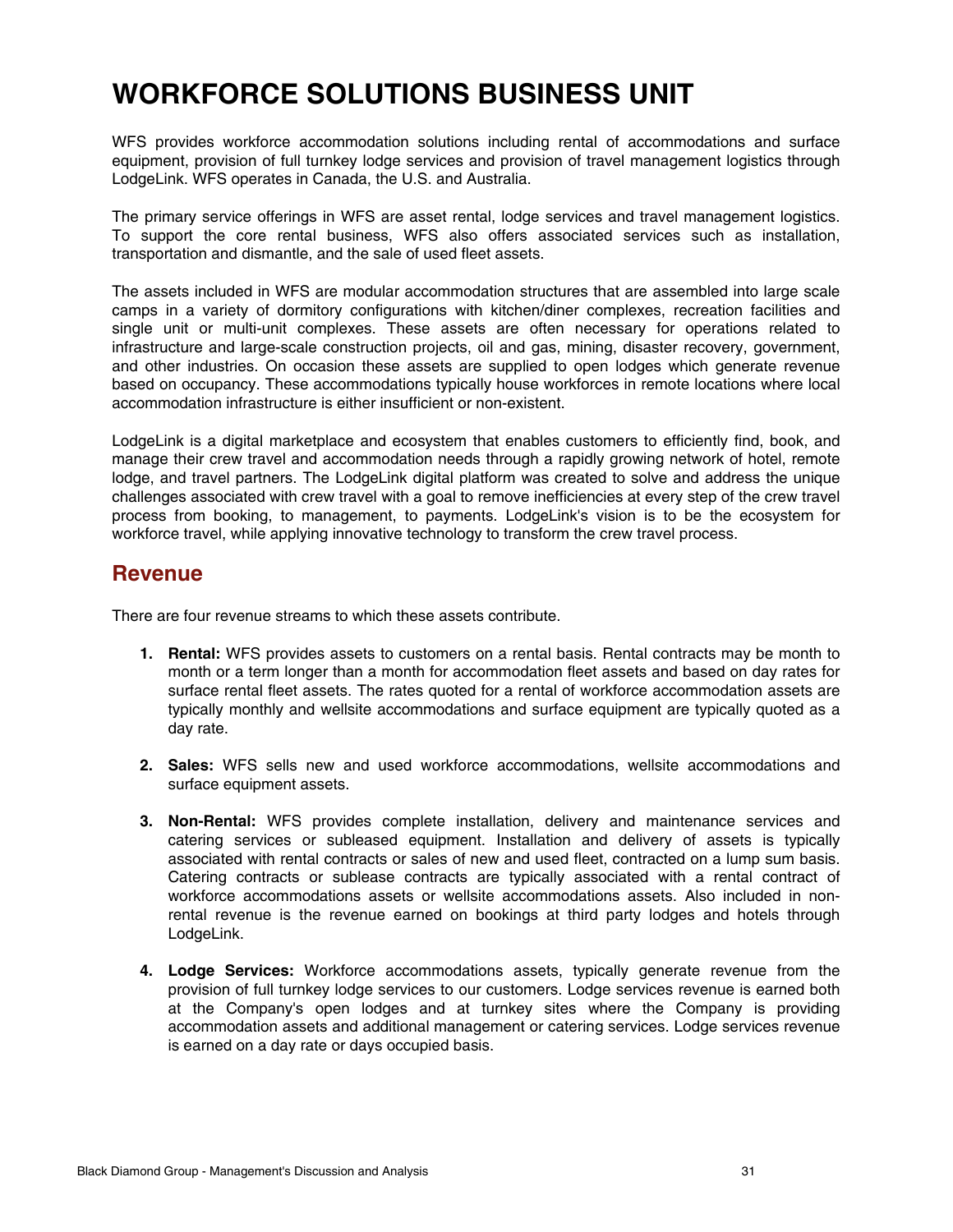# WORKFORCE SOLUTIONS BUSINESS UNIT

WFS provides workforce accommodation solutions including rental of accommodations and surface equipment, provision of full turnkey lodge services and provision of travel management logistics through LodgeLink. WFS operates in Canada, the U.S. and Australia.

The primary service offerings in WFS are asset rental, lodge services and travel management logistics. To support the core rental business, WFS also offers associated services such as installation, transportation and dismantle, and the sale of used fleet assets.

The assets included in WFS are modular accommodation structures that are assembled into large scale camps in a variety of dormitory configurations with kitchen/diner complexes, recreation facilities and single unit or multi-unit complexes. These assets are often necessary for operations related to infrastructure and large-scale construction projects, oil and gas, mining, disaster recovery, government, and other industries. On occasion these assets are supplied to open lodges which generate revenue based on occupancy. These accommodations typically house workforces in remote locations where local accommodation infrastructure is either insufficient or non-existent.

LodgeLink is a digital marketplace and ecosystem that enables customers to efficiently find, book, and manage their crew travel and accommodation needs through a rapidly growing network of hotel, remote lodge, and travel partners. The LodgeLink digital platform was created to solve and address the unique challenges associated with crew travel with a goal to remove inefficiencies at every step of the crew travel process from booking, to management, to payments. LodgeLink's vision is to be the ecosystem for workforce travel, while applying innovative technology to transform the crew travel process.

## Revenue

There are four revenue streams to which these assets contribute.

1. **Rental:** WFS provides assets to customers on a rental basis. Rental contracts may be month to month or a term longer than a month for accommodation fleet assets and based on day rates for surface rental fleet assets. The rates quoted for a rental of workforce accommodation assets are typically monthly and wellsite accommodations and surface equipment are typically quoted as a day rate.

2. **Sales:** WFS sells new and used workforce accommodations, wellsite accommodations and surface equipment assets.

3. **Non-Rental:** WFS provides complete installation, delivery and maintenance services and catering services or subleased equipment. Installation and delivery of assets is typically associated with rental contracts or sales of new and used fleet, contracted on a lump sum basis. Catering contracts or sublease contracts are typically associated with a rental contract of workforce accommodations assets or wellsite accommodations assets. Also included in non-rental revenue is the revenue earned on bookings at third party lodges and hotels through LodgeLink.

4. **Lodge Services:** Workforce accommodations assets, typically generate revenue from the provision of full turnkey lodge services to our customers. Lodge services revenue is earned both at the Company's open lodges and at turnkey sites where the Company is providing accommodation assets and additional management or catering services. Lodge services revenue is earned on a day rate or days occupied basis.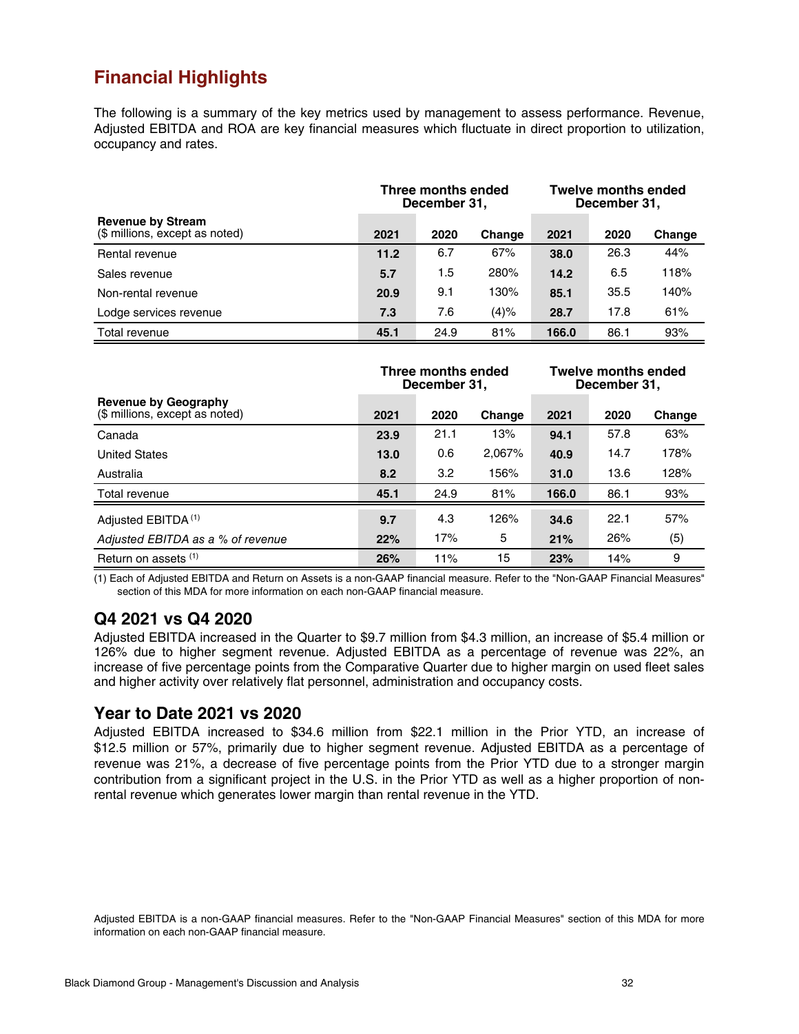## Financial Highlights

The following is a summary of the key metrics used by management to assess performance. Revenue, Adjusted EBITDA and ROA are key financial measures which fluctuate in direct proportion to utilization, occupancy and rates.

| Revenue by Stream ($ millions, except as noted) | Three months ended December 31, | | | Twelve months ended December 31, | | |
|---|---|---|---|---|---|---|
| | **2021** | 2020 | Change | **2021** | 2020 | Change |
| Rental revenue | **11.2** | 6.7 | 67% | **38.0** | 26.3 | 44% |
| Sales revenue | **5.7** | 1.5 | 280% | **14.2** | 6.5 | 118% |
| Non-rental revenue | **20.9** | 9.1 | 130% | **85.1** | 35.5 | 140% |
| Lodge services revenue | **7.3** | 7.6 | (4)% | **28.7** | 17.8 | 61% |
| Total revenue | **45.1** | 24.9 | 81% | **166.0** | 86.1 | 93% |

| Revenue by Geography ($ millions, except as noted) | Three months ended December 31, | | | Twelve months ended December 31, | | |
|---|---|---|---|---|---|---|
| | **2021** | 2020 | Change | **2021** | 2020 | Change |
| Canada | **23.9** | 21.1 | 13% | **94.1** | 57.8 | 63% |
| United States | **13.0** | 0.6 | 2,067% | **40.9** | 14.7 | 178% |
| Australia | **8.2** | 3.2 | 156% | **31.0** | 13.6 | 128% |
| Total revenue | **45.1** | 24.9 | 81% | **166.0** | 86.1 | 93% |
| Adjusted EBITDA [(1)] | **9.7** | 4.3 | 126% | **34.6** | 22.1 | 57% |
| *Adjusted EBITDA as a % of revenue* | **22%** | 17% | 5 | **21%** | 26% | (5) |
| Return on assets [(1)] | **26%** | 11% | 15 | **23%** | 14% | 9 |

(1) Each of Adjusted EBITDA and Return on Assets is a non-GAAP financial measure. Refer to the "Non-GAAP Financial Measures" section of this MDA for more information on each non-GAAP financial measure.

### Q4 2021 vs Q4 2020

Adjusted EBITDA increased in the Quarter to $9.7 million from $4.3 million, an increase of $5.4 million or 126% due to higher segment revenue. Adjusted EBITDA as a percentage of revenue was 22%, an increase of five percentage points from the Comparative Quarter due to higher margin on used fleet sales and higher activity over relatively flat personnel, administration and occupancy costs.

### Year to Date 2021 vs 2020

Adjusted EBITDA increased to $34.6 million from $22.1 million in the Prior YTD, an increase of $12.5 million or 57%, primarily due to higher segment revenue. Adjusted EBITDA as a percentage of revenue was 21%, a decrease of five percentage points from the Prior YTD due to a stronger margin contribution from a significant project in the U.S. in the Prior YTD as well as a higher proportion of non-rental revenue which generates lower margin than rental revenue in the YTD.

Adjusted EBITDA is a non-GAAP financial measures. Refer to the "Non-GAAP Financial Measures" section of this MDA for more information on each non-GAAP financial measure.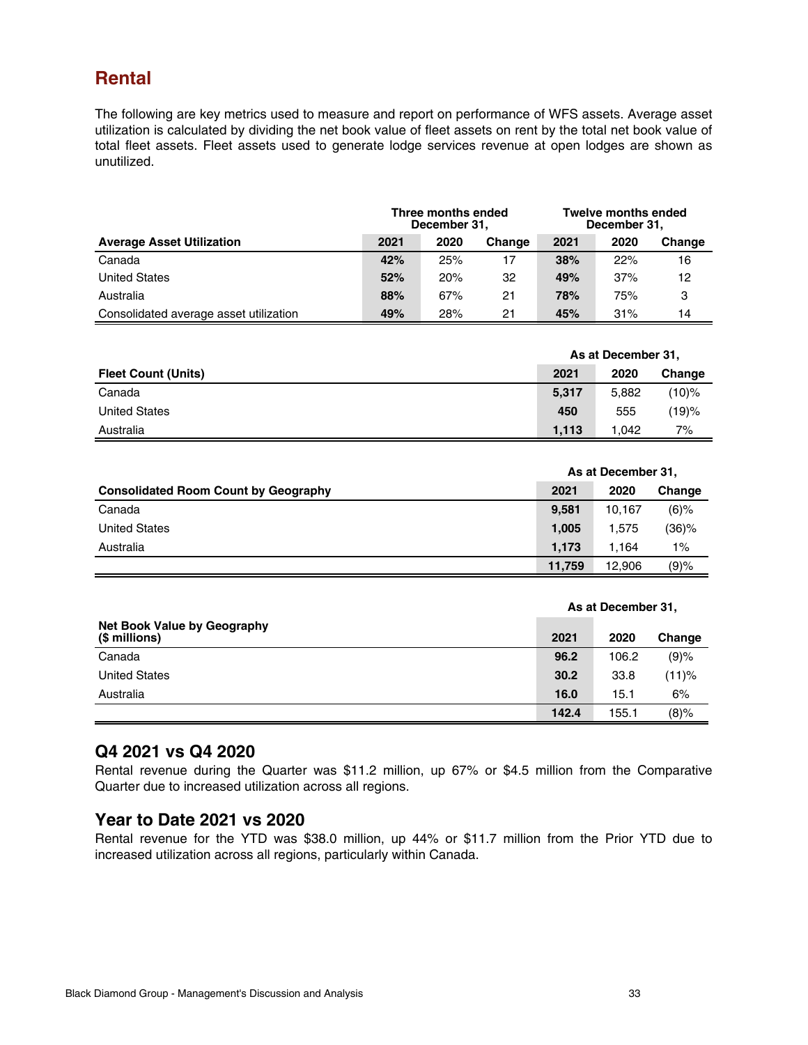## Rental

The following are key metrics used to measure and report on performance of WFS assets. Average asset utilization is calculated by dividing the net book value of fleet assets on rent by the total net book value of total fleet assets. Fleet assets used to generate lodge services revenue at open lodges are shown as unutilized.

| | Three months ended December 31, | | | Twelve months ended December 31, | | |
|---|---|---|---|---|---|---|
| **Average Asset Utilization** | **2021** | **2020** | **Change** | **2021** | **2020** | **Change** |
| Canada | **42%** | 25% | 17 | **38%** | 22% | 16 |
| United States | **52%** | 20% | 32 | **49%** | 37% | 12 |
| Australia | **88%** | 67% | 21 | **78%** | 75% | 3 |
| Consolidated average asset utilization | **49%** | 28% | 21 | **45%** | 31% | 14 |

| | As at December 31, | | |
|---|---|---|---|
| **Fleet Count (Units)** | **2021** | **2020** | **Change** |
| Canada | **5,317** | 5,882 | (10)% |
| United States | **450** | 555 | (19)% |
| Australia | **1,113** | 1,042 | 7% |

| | As at December 31, | | |
|---|---|---|---|
| **Consolidated Room Count by Geography** | **2021** | **2020** | **Change** |
| Canada | **9,581** | 10,167 | (6)% |
| United States | **1,005** | 1,575 | (36)% |
| Australia | **1,173** | 1,164 | 1% |
| | **11,759** | 12,906 | (9)% |

| | As at December 31, | | |
|---|---|---|---|
| **Net Book Value by Geography ($ millions)** | **2021** | **2020** | **Change** |
| Canada | **96.2** | 106.2 | (9)% |
| United States | **30.2** | 33.8 | (11)% |
| Australia | **16.0** | 15.1 | 6% |
| | **142.4** | 155.1 | (8)% |

### Q4 2021 vs Q4 2020

Rental revenue during the Quarter was $11.2 million, up 67% or $4.5 million from the Comparative Quarter due to increased utilization across all regions.

### Year to Date 2021 vs 2020

Rental revenue for the YTD was $38.0 million, up 44% or $11.7 million from the Prior YTD due to increased utilization across all regions, particularly within Canada.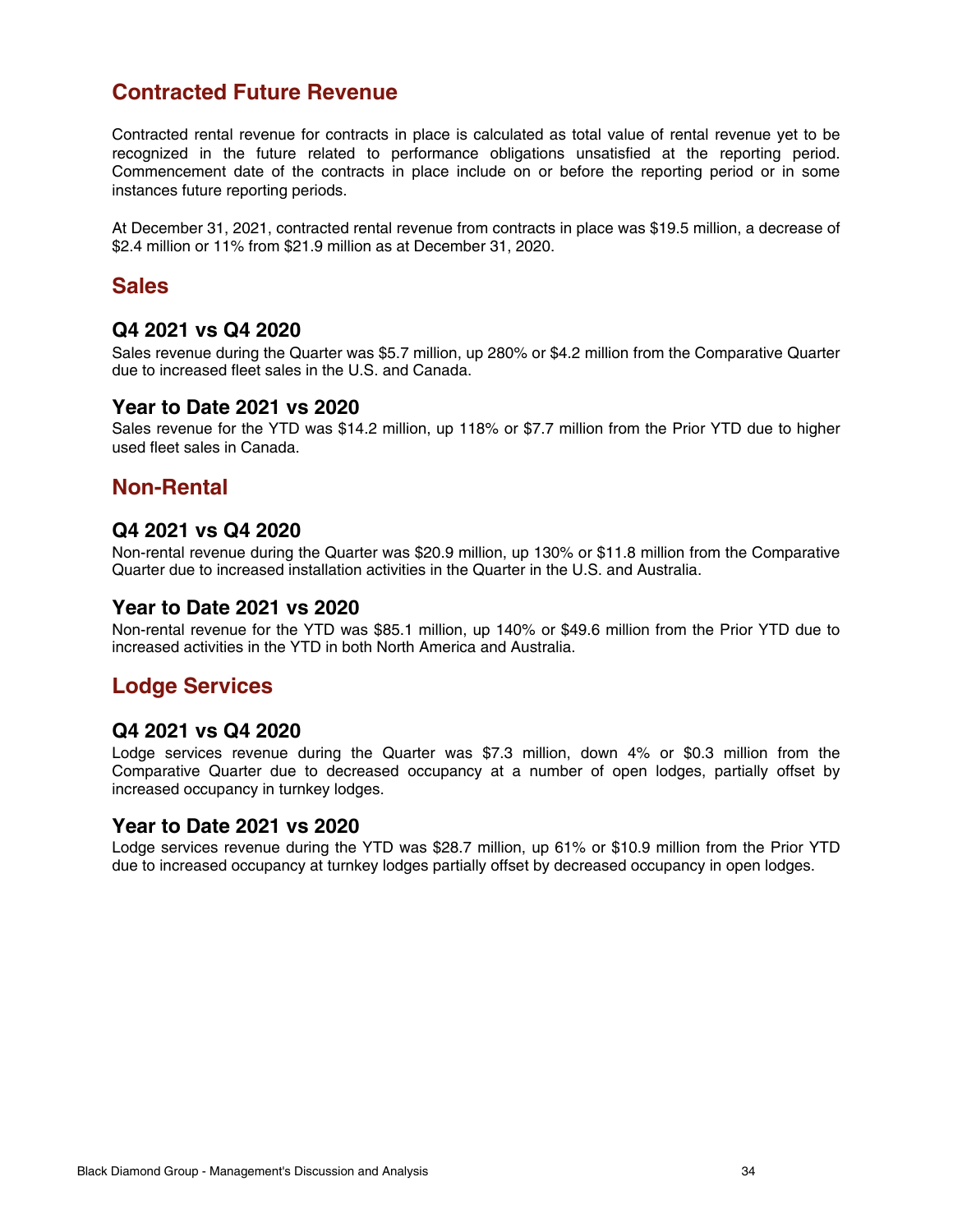## Contracted Future Revenue

Contracted rental revenue for contracts in place is calculated as total value of rental revenue yet to be recognized in the future related to performance obligations unsatisfied at the reporting period. Commencement date of the contracts in place include on or before the reporting period or in some instances future reporting periods.

At December 31, 2021, contracted rental revenue from contracts in place was $19.5 million, a decrease of $2.4 million or 11% from $21.9 million as at December 31, 2020.

## Sales

### Q4 2021 vs Q4 2020

Sales revenue during the Quarter was $5.7 million, up 280% or $4.2 million from the Comparative Quarter due to increased fleet sales in the U.S. and Canada.

### Year to Date 2021 vs 2020

Sales revenue for the YTD was $14.2 million, up 118% or $7.7 million from the Prior YTD due to higher used fleet sales in Canada.

## Non-Rental

### Q4 2021 vs Q4 2020

Non-rental revenue during the Quarter was $20.9 million, up 130% or $11.8 million from the Comparative Quarter due to increased installation activities in the Quarter in the U.S. and Australia.

### Year to Date 2021 vs 2020

Non-rental revenue for the YTD was $85.1 million, up 140% or $49.6 million from the Prior YTD due to increased activities in the YTD in both North America and Australia.

## Lodge Services

### Q4 2021 vs Q4 2020

Lodge services revenue during the Quarter was $7.3 million, down 4% or $0.3 million from the Comparative Quarter due to decreased occupancy at a number of open lodges, partially offset by increased occupancy in turnkey lodges.

### Year to Date 2021 vs 2020

Lodge services revenue during the YTD was $28.7 million, up 61% or $10.9 million from the Prior YTD due to increased occupancy at turnkey lodges partially offset by decreased occupancy in open lodges.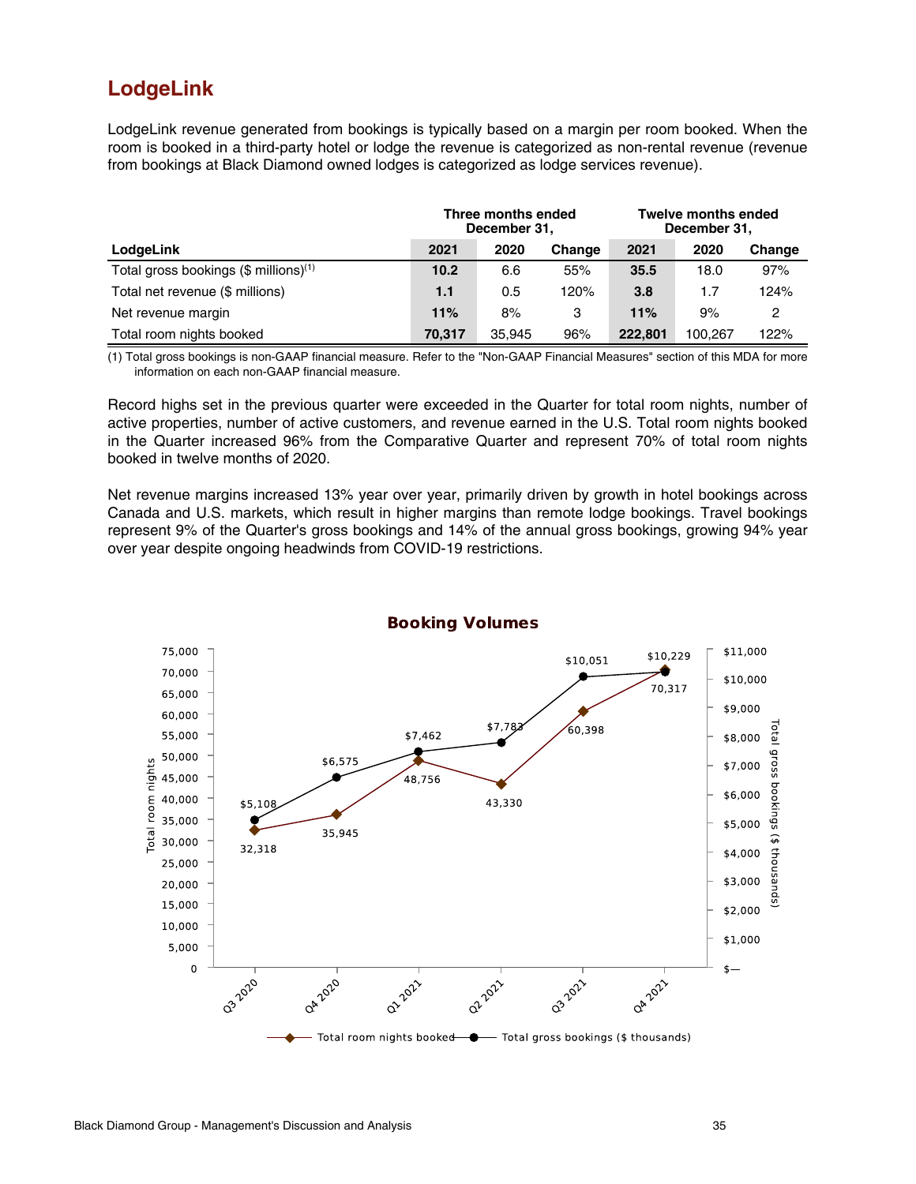## LodgeLink

LodgeLink revenue generated from bookings is typically based on a margin per room booked. When the room is booked in a third-party hotel or lodge the revenue is categorized as non-rental revenue (revenue from bookings at Black Diamond owned lodges is categorized as lodge services revenue).

| | Three months ended December 31, | | | Twelve months ended December 31, | | |
|---|---|---|---|---|---|---|
| **LodgeLink** | **2021** | **2020** | **Change** | **2021** | **2020** | **Change** |
| Total gross bookings ($ millions)[1] | **10.2** | 6.6 | 55% | **35.5** | 18.0 | 97% |
| Total net revenue ($ millions) | **1.1** | 0.5 | 120% | **3.8** | 1.7 | 124% |
| Net revenue margin | **11%** | 8% | 3 | **11%** | 9% | 2 |
| Total room nights booked | **70,317** | 35,945 | 96% | **222,801** | 100,267 | 122% |

(1) Total gross bookings is non-GAAP financial measure. Refer to the "Non-GAAP Financial Measures" section of this MDA for more information on each non-GAAP financial measure.

Record highs set in the previous quarter were exceeded in the Quarter for total room nights, number of active properties, number of active customers, and revenue earned in the U.S. Total room nights booked in the Quarter increased 96% from the Comparative Quarter and represent 70% of total room nights booked in twelve months of 2020.

Net revenue margins increased 13% year over year, primarily driven by growth in hotel bookings across Canada and U.S. markets, which result in higher margins than remote lodge bookings. Travel bookings represent 9% of the Quarter's gross bookings and 14% of the annual gross bookings, growing 94% year over year despite ongoing headwinds from COVID-19 restrictions.

**Booking Volumes**

| | Q3 2020 | Q4 2020 | Q1 2021 | Q2 2021 | Q3 2021 | Q4 2021 |
|---|---|---|---|---|---|---|
| Total room nights booked | 32,318 | 35,945 | 48,756 | 43,330 | 60,398 | 70,317 |
| Total gross bookings ($ thousands) | $5,108 | $6,575 | $7,462 | $7,783 | $10,051 | $10,229 |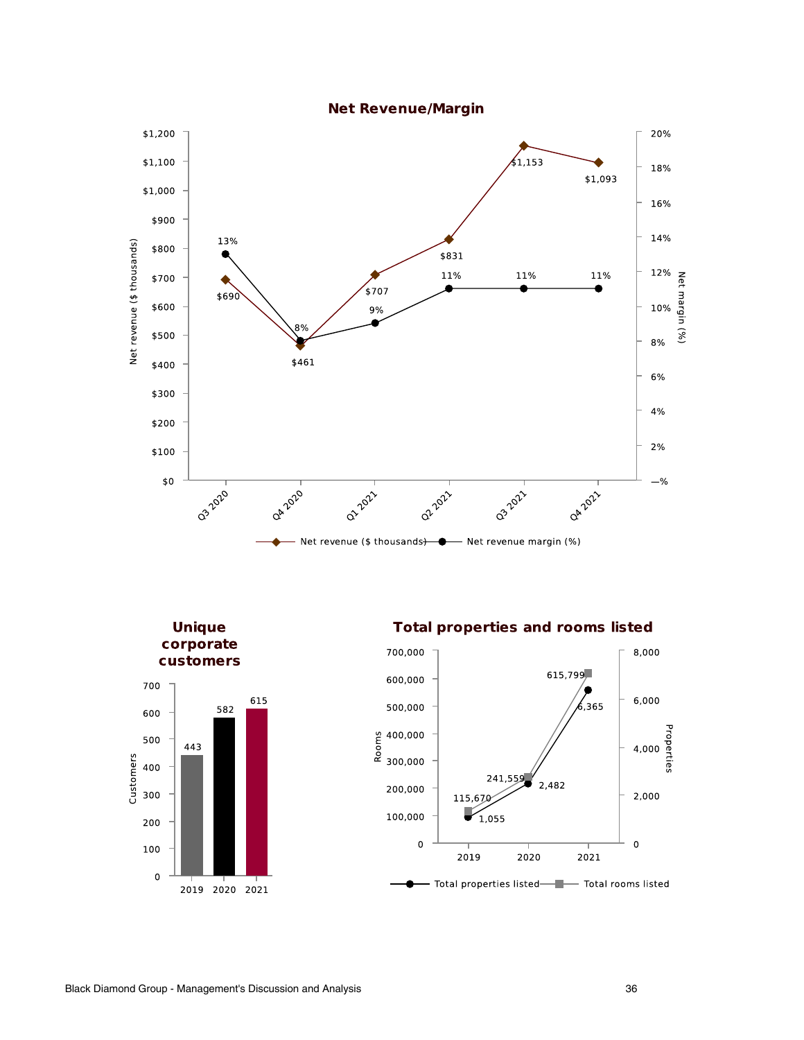## Net Revenue/Margin

| | Q3 2020 | Q4 2020 | Q1 2021 | Q2 2021 | Q3 2021 | Q4 2021 |
|---|---|---|---|---|---|---|
| Net revenue ($ thousands) | $690 | $461 | $707 | $831 | $1,153 | $1,093 |
| Net revenue margin (%) | 13% | 8% | 9% | 11% | 11% | 11% |

## Unique corporate customers

| | 2019 | 2020 | 2021 |
|---|---|---|---|
| Customers | 443 | 582 | 615 |

## Total properties and rooms listed

| | 2019 | 2020 | 2021 |
|---|---|---|---|
| Total properties listed | 1,055 | 2,482 | 6,365 |
| Total rooms listed | 115,670 | 241,559 | 615,799 |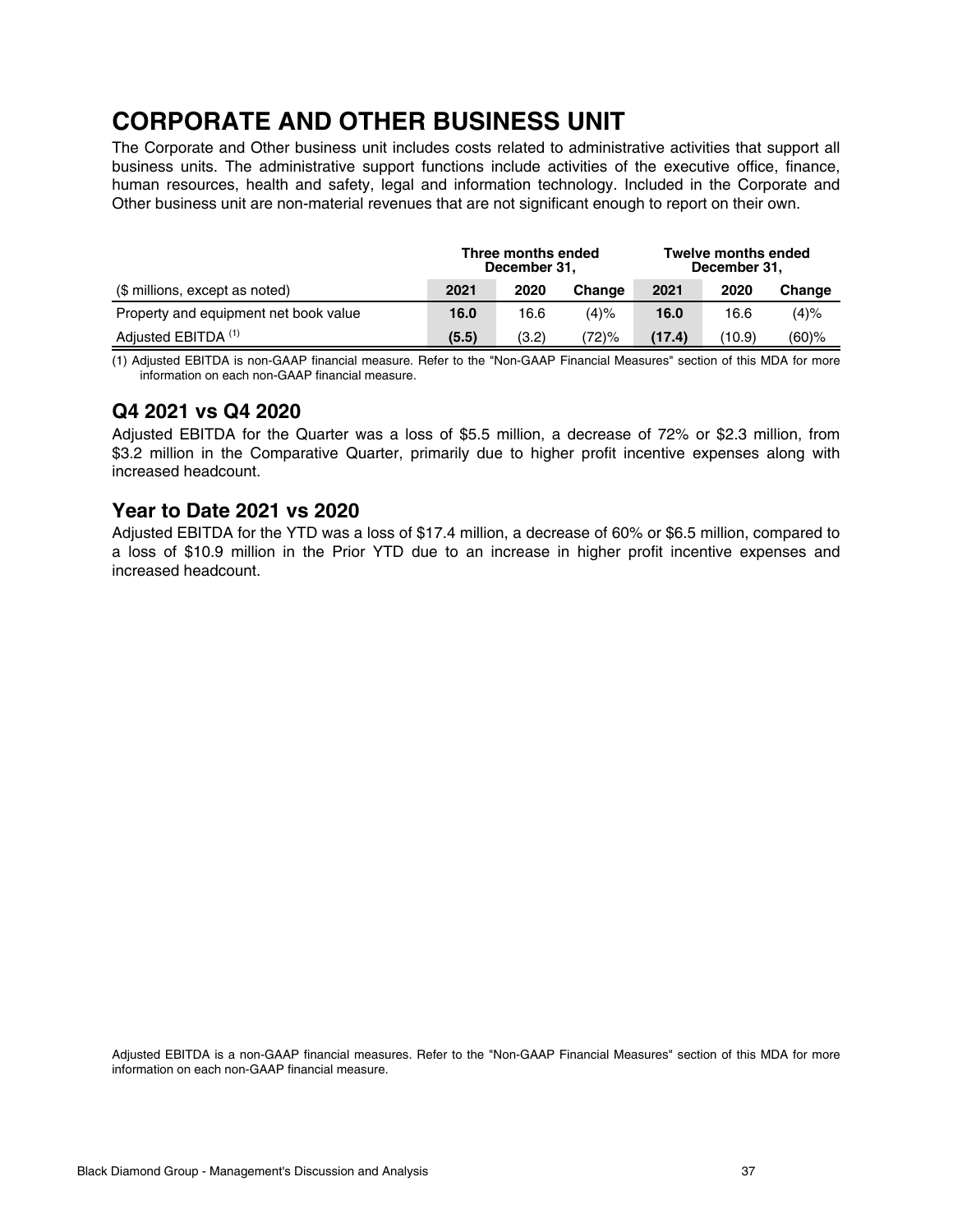# CORPORATE AND OTHER BUSINESS UNIT

The Corporate and Other business unit includes costs related to administrative activities that support all business units. The administrative support functions include activities of the executive office, finance, human resources, health and safety, legal and information technology. Included in the Corporate and Other business unit are non-material revenues that are not significant enough to report on their own.

| | Three months ended December 31, | | | Twelve months ended December 31, | | |
|---|---|---|---|---|---|---|
| ($ millions, except as noted) | **2021** | 2020 | Change | **2021** | 2020 | Change |
| Property and equipment net book value | **16.0** | 16.6 | (4)% | **16.0** | 16.6 | (4)% |
| Adjusted EBITDA [(1)] | **(5.5)** | (3.2) | (72)% | **(17.4)** | (10.9) | (60)% |

(1) Adjusted EBITDA is non-GAAP financial measure. Refer to the "Non-GAAP Financial Measures" section of this MDA for more information on each non-GAAP financial measure.

## Q4 2021 vs Q4 2020

Adjusted EBITDA for the Quarter was a loss of $5.5 million, a decrease of 72% or $2.3 million, from $3.2 million in the Comparative Quarter, primarily due to higher profit incentive expenses along with increased headcount.

## Year to Date 2021 vs 2020

Adjusted EBITDA for the YTD was a loss of $17.4 million, a decrease of 60% or $6.5 million, compared to a loss of $10.9 million in the Prior YTD due to an increase in higher profit incentive expenses and increased headcount.

Adjusted EBITDA is a non-GAAP financial measures. Refer to the "Non-GAAP Financial Measures" section of this MDA for more information on each non-GAAP financial measure.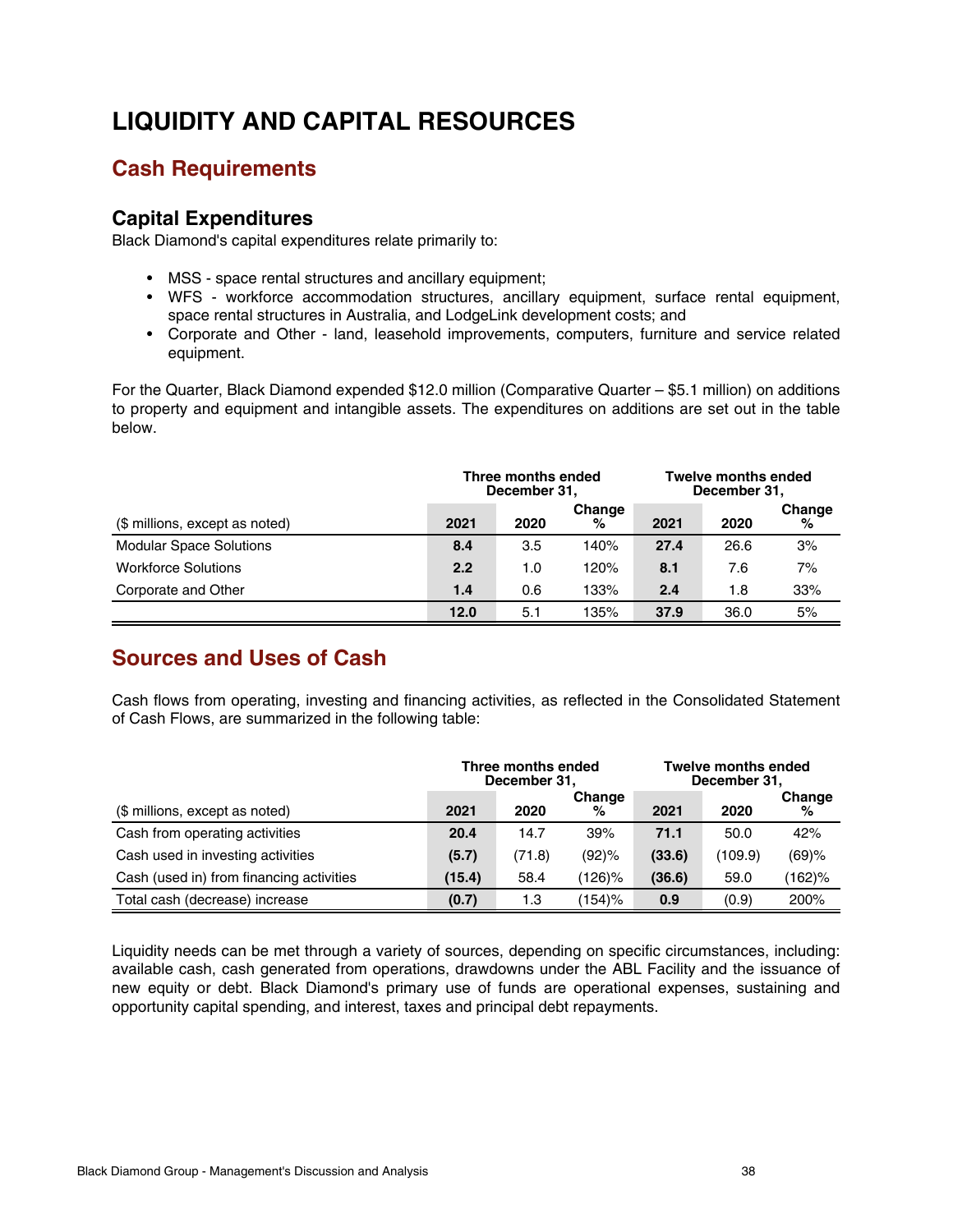# LIQUIDITY AND CAPITAL RESOURCES

## Cash Requirements

### Capital Expenditures

Black Diamond's capital expenditures relate primarily to:

- MSS - space rental structures and ancillary equipment;
- WFS - workforce accommodation structures, ancillary equipment, surface rental equipment, space rental structures in Australia, and LodgeLink development costs; and
- Corporate and Other - land, leasehold improvements, computers, furniture and service related equipment.

For the Quarter, Black Diamond expended $12.0 million (Comparative Quarter – $5.1 million) on additions to property and equipment and intangible assets. The expenditures on additions are set out in the table below.

| | Three months ended December 31, | | | Twelve months ended December 31, | | |
|---|---|---|---|---|---|---|
| ($ millions, except as noted) | **2021** | 2020 | Change % | **2021** | 2020 | Change % |
| Modular Space Solutions | **8.4** | 3.5 | 140% | **27.4** | 26.6 | 3% |
| Workforce Solutions | **2.2** | 1.0 | 120% | **8.1** | 7.6 | 7% |
| Corporate and Other | **1.4** | 0.6 | 133% | **2.4** | 1.8 | 33% |
| | **12.0** | 5.1 | 135% | **37.9** | 36.0 | 5% |

## Sources and Uses of Cash

Cash flows from operating, investing and financing activities, as reflected in the Consolidated Statement of Cash Flows, are summarized in the following table:

| | Three months ended December 31, | | | Twelve months ended December 31, | | |
|---|---|---|---|---|---|---|
| ($ millions, except as noted) | **2021** | 2020 | Change % | **2021** | 2020 | Change % |
| Cash from operating activities | **20.4** | 14.7 | 39% | **71.1** | 50.0 | 42% |
| Cash used in investing activities | **(5.7)** | (71.8) | (92)% | **(33.6)** | (109.9) | (69)% |
| Cash (used in) from financing activities | **(15.4)** | 58.4 | (126)% | **(36.6)** | 59.0 | (162)% |
| Total cash (decrease) increase | **(0.7)** | 1.3 | (154)% | **0.9** | (0.9) | 200% |

Liquidity needs can be met through a variety of sources, depending on specific circumstances, including: available cash, cash generated from operations, drawdowns under the ABL Facility and the issuance of new equity or debt. Black Diamond's primary use of funds are operational expenses, sustaining and opportunity capital spending, and interest, taxes and principal debt repayments.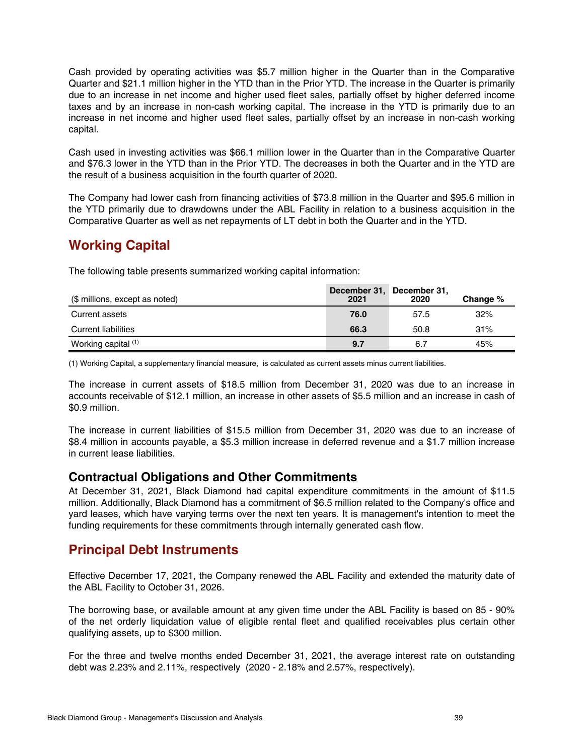Cash provided by operating activities was $5.7 million higher in the Quarter than in the Comparative Quarter and $21.1 million higher in the YTD than in the Prior YTD. The increase in the Quarter is primarily due to an increase in net income and higher used fleet sales, partially offset by higher deferred income taxes and by an increase in non-cash working capital. The increase in the YTD is primarily due to an increase in net income and higher used fleet sales, partially offset by an increase in non-cash working capital.

Cash used in investing activities was $66.1 million lower in the Quarter than in the Comparative Quarter and $76.3 lower in the YTD than in the Prior YTD. The decreases in both the Quarter and in the YTD are the result of a business acquisition in the fourth quarter of 2020.

The Company had lower cash from financing activities of $73.8 million in the Quarter and $95.6 million in the YTD primarily due to drawdowns under the ABL Facility in relation to a business acquisition in the Comparative Quarter as well as net repayments of LT debt in both the Quarter and in the YTD.

## Working Capital

The following table presents summarized working capital information:

| ($ millions, except as noted) | December 31, 2021 | December 31, 2020 | Change % |
|---|---|---|---|
| Current assets | **76.0** | 57.5 | 32% |
| Current liabilities | **66.3** | 50.8 | 31% |
| Working capital [(1)] | **9.7** | 6.7 | 45% |

(1) Working Capital, a supplementary financial measure, is calculated as current assets minus current liabilities.

The increase in current assets of $18.5 million from December 31, 2020 was due to an increase in accounts receivable of $12.1 million, an increase in other assets of $5.5 million and an increase in cash of $0.9 million.

The increase in current liabilities of $15.5 million from December 31, 2020 was due to an increase of $8.4 million in accounts payable, a $5.3 million increase in deferred revenue and a $1.7 million increase in current lease liabilities.

### Contractual Obligations and Other Commitments

At December 31, 2021, Black Diamond had capital expenditure commitments in the amount of $11.5 million. Additionally, Black Diamond has a commitment of $6.5 million related to the Company's office and yard leases, which have varying terms over the next ten years. It is management's intention to meet the funding requirements for these commitments through internally generated cash flow.

## Principal Debt Instruments

Effective December 17, 2021, the Company renewed the ABL Facility and extended the maturity date of the ABL Facility to October 31, 2026.

The borrowing base, or available amount at any given time under the ABL Facility is based on 85 - 90% of the net orderly liquidation value of eligible rental fleet and qualified receivables plus certain other qualifying assets, up to $300 million.

For the three and twelve months ended December 31, 2021, the average interest rate on outstanding debt was 2.23% and 2.11%, respectively (2020 - 2.18% and 2.57%, respectively).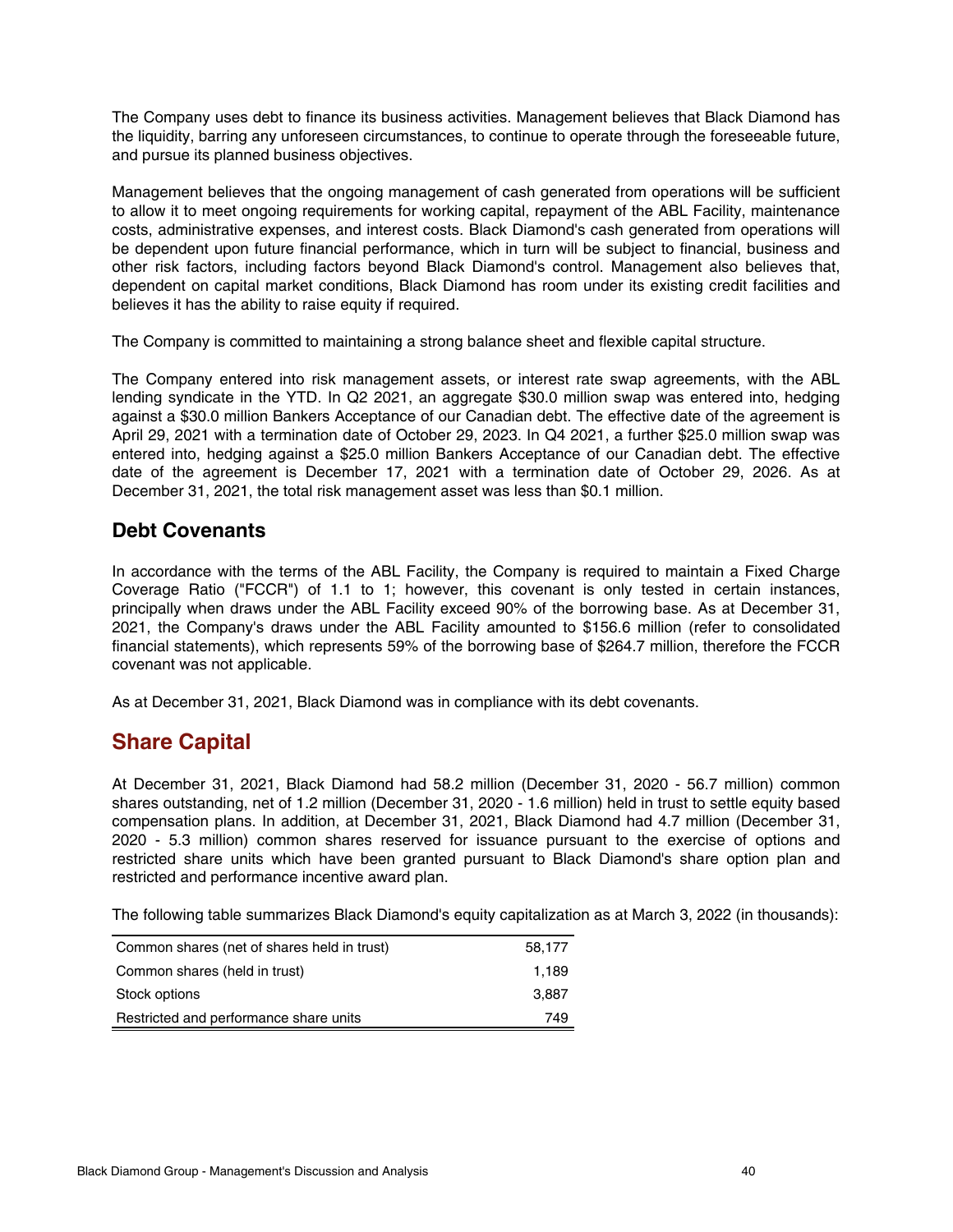The Company uses debt to finance its business activities. Management believes that Black Diamond has the liquidity, barring any unforeseen circumstances, to continue to operate through the foreseeable future, and pursue its planned business objectives.

Management believes that the ongoing management of cash generated from operations will be sufficient to allow it to meet ongoing requirements for working capital, repayment of the ABL Facility, maintenance costs, administrative expenses, and interest costs. Black Diamond's cash generated from operations will be dependent upon future financial performance, which in turn will be subject to financial, business and other risk factors, including factors beyond Black Diamond's control. Management also believes that, dependent on capital market conditions, Black Diamond has room under its existing credit facilities and believes it has the ability to raise equity if required.

The Company is committed to maintaining a strong balance sheet and flexible capital structure.

The Company entered into risk management assets, or interest rate swap agreements, with the ABL lending syndicate in the YTD. In Q2 2021, an aggregate $30.0 million swap was entered into, hedging against a $30.0 million Bankers Acceptance of our Canadian debt. The effective date of the agreement is April 29, 2021 with a termination date of October 29, 2023. In Q4 2021, a further $25.0 million swap was entered into, hedging against a $25.0 million Bankers Acceptance of our Canadian debt. The effective date of the agreement is December 17, 2021 with a termination date of October 29, 2026. As at December 31, 2021, the total risk management asset was less than $0.1 million.

### Debt Covenants

In accordance with the terms of the ABL Facility, the Company is required to maintain a Fixed Charge Coverage Ratio ("FCCR") of 1.1 to 1; however, this covenant is only tested in certain instances, principally when draws under the ABL Facility exceed 90% of the borrowing base. As at December 31, 2021, the Company's draws under the ABL Facility amounted to $156.6 million (refer to consolidated financial statements), which represents 59% of the borrowing base of $264.7 million, therefore the FCCR covenant was not applicable.

As at December 31, 2021, Black Diamond was in compliance with its debt covenants.

## Share Capital

At December 31, 2021, Black Diamond had 58.2 million (December 31, 2020 - 56.7 million) common shares outstanding, net of 1.2 million (December 31, 2020 - 1.6 million) held in trust to settle equity based compensation plans. In addition, at December 31, 2021, Black Diamond had 4.7 million (December 31, 2020 - 5.3 million) common shares reserved for issuance pursuant to the exercise of options and restricted share units which have been granted pursuant to Black Diamond's share option plan and restricted and performance incentive award plan.

The following table summarizes Black Diamond's equity capitalization as at March 3, 2022 (in thousands):

| | |
|---|---|
| Common shares (net of shares held in trust) | 58,177 |
| Common shares (held in trust) | 1,189 |
| Stock options | 3,887 |
| Restricted and performance share units | 749 |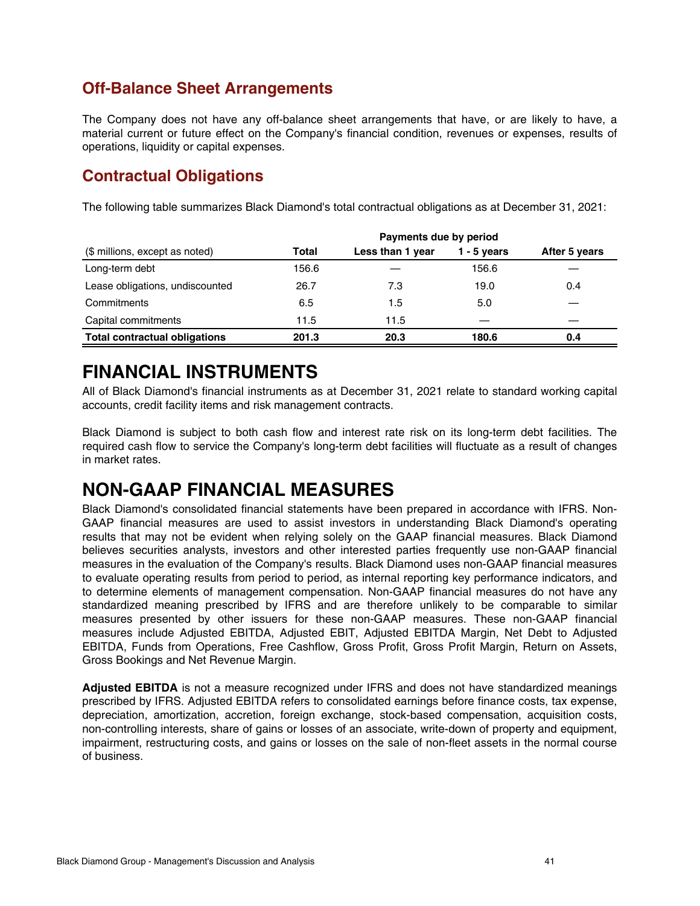## Off-Balance Sheet Arrangements

The Company does not have any off-balance sheet arrangements that have, or are likely to have, a material current or future effect on the Company's financial condition, revenues or expenses, results of operations, liquidity or capital expenses.

## Contractual Obligations

The following table summarizes Black Diamond's total contractual obligations as at December 31, 2021:

| | | Payments due by period | | |
|---|---|---|---|---|
| ($ millions, except as noted) | Total | Less than 1 year | 1 - 5 years | After 5 years |
| Long-term debt | 156.6 | — | 156.6 | — |
| Lease obligations, undiscounted | 26.7 | 7.3 | 19.0 | 0.4 |
| Commitments | 6.5 | 1.5 | 5.0 | — |
| Capital commitments | 11.5 | 11.5 | — | — |
| **Total contractual obligations** | **201.3** | **20.3** | **180.6** | **0.4** |

# FINANCIAL INSTRUMENTS

All of Black Diamond's financial instruments as at December 31, 2021 relate to standard working capital accounts, credit facility items and risk management contracts.

Black Diamond is subject to both cash flow and interest rate risk on its long-term debt facilities. The required cash flow to service the Company's long-term debt facilities will fluctuate as a result of changes in market rates.

# NON-GAAP FINANCIAL MEASURES

Black Diamond's consolidated financial statements have been prepared in accordance with IFRS. Non-GAAP financial measures are used to assist investors in understanding Black Diamond's operating results that may not be evident when relying solely on the GAAP financial measures. Black Diamond believes securities analysts, investors and other interested parties frequently use non-GAAP financial measures in the evaluation of the Company's results. Black Diamond uses non-GAAP financial measures to evaluate operating results from period to period, as internal reporting key performance indicators, and to determine elements of management compensation. Non-GAAP financial measures do not have any standardized meaning prescribed by IFRS and are therefore unlikely to be comparable to similar measures presented by other issuers for these non-GAAP measures. These non-GAAP financial measures include Adjusted EBITDA, Adjusted EBIT, Adjusted EBITDA Margin, Net Debt to Adjusted EBITDA, Funds from Operations, Free Cashflow, Gross Profit, Gross Profit Margin, Return on Assets, Gross Bookings and Net Revenue Margin.

**Adjusted EBITDA** is not a measure recognized under IFRS and does not have standardized meanings prescribed by IFRS. Adjusted EBITDA refers to consolidated earnings before finance costs, tax expense, depreciation, amortization, accretion, foreign exchange, stock-based compensation, acquisition costs, non-controlling interests, share of gains or losses of an associate, write-down of property and equipment, impairment, restructuring costs, and gains or losses on the sale of non-fleet assets in the normal course of business.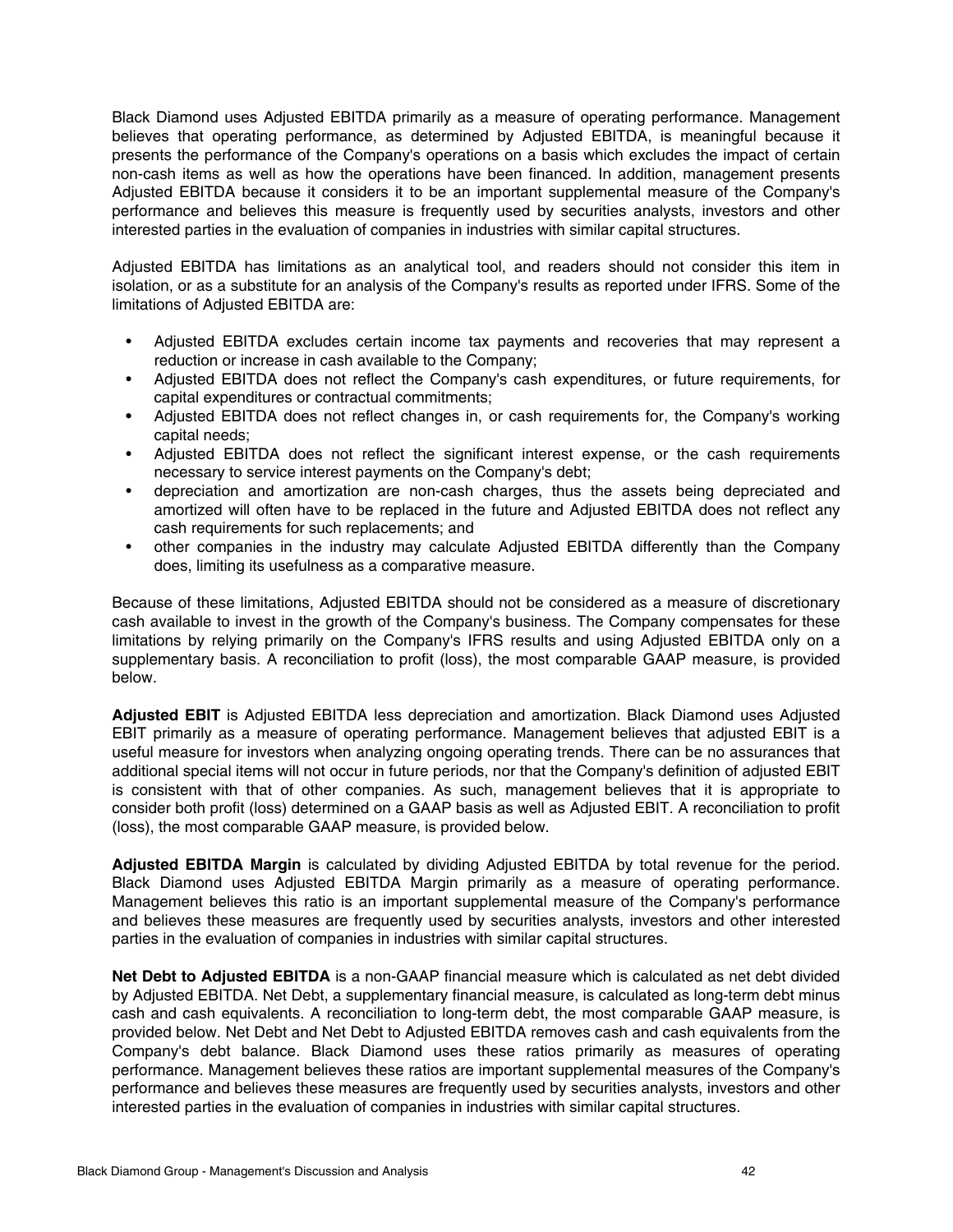Black Diamond uses Adjusted EBITDA primarily as a measure of operating performance. Management believes that operating performance, as determined by Adjusted EBITDA, is meaningful because it presents the performance of the Company's operations on a basis which excludes the impact of certain non-cash items as well as how the operations have been financed. In addition, management presents Adjusted EBITDA because it considers it to be an important supplemental measure of the Company's performance and believes this measure is frequently used by securities analysts, investors and other interested parties in the evaluation of companies in industries with similar capital structures.

Adjusted EBITDA has limitations as an analytical tool, and readers should not consider this item in isolation, or as a substitute for an analysis of the Company's results as reported under IFRS. Some of the limitations of Adjusted EBITDA are:

- Adjusted EBITDA excludes certain income tax payments and recoveries that may represent a reduction or increase in cash available to the Company;
- Adjusted EBITDA does not reflect the Company's cash expenditures, or future requirements, for capital expenditures or contractual commitments;
- Adjusted EBITDA does not reflect changes in, or cash requirements for, the Company's working capital needs;
- Adjusted EBITDA does not reflect the significant interest expense, or the cash requirements necessary to service interest payments on the Company's debt;
- depreciation and amortization are non-cash charges, thus the assets being depreciated and amortized will often have to be replaced in the future and Adjusted EBITDA does not reflect any cash requirements for such replacements; and
- other companies in the industry may calculate Adjusted EBITDA differently than the Company does, limiting its usefulness as a comparative measure.

Because of these limitations, Adjusted EBITDA should not be considered as a measure of discretionary cash available to invest in the growth of the Company's business. The Company compensates for these limitations by relying primarily on the Company's IFRS results and using Adjusted EBITDA only on a supplementary basis. A reconciliation to profit (loss), the most comparable GAAP measure, is provided below.

**Adjusted EBIT** is Adjusted EBITDA less depreciation and amortization. Black Diamond uses Adjusted EBIT primarily as a measure of operating performance. Management believes that adjusted EBIT is a useful measure for investors when analyzing ongoing operating trends. There can be no assurances that additional special items will not occur in future periods, nor that the Company's definition of adjusted EBIT is consistent with that of other companies. As such, management believes that it is appropriate to consider both profit (loss) determined on a GAAP basis as well as Adjusted EBIT. A reconciliation to profit (loss), the most comparable GAAP measure, is provided below.

**Adjusted EBITDA Margin** is calculated by dividing Adjusted EBITDA by total revenue for the period. Black Diamond uses Adjusted EBITDA Margin primarily as a measure of operating performance. Management believes this ratio is an important supplemental measure of the Company's performance and believes these measures are frequently used by securities analysts, investors and other interested parties in the evaluation of companies in industries with similar capital structures.

**Net Debt to Adjusted EBITDA** is a non-GAAP financial measure which is calculated as net debt divided by Adjusted EBITDA. Net Debt, a supplementary financial measure, is calculated as long-term debt minus cash and cash equivalents. A reconciliation to long-term debt, the most comparable GAAP measure, is provided below. Net Debt and Net Debt to Adjusted EBITDA removes cash and cash equivalents from the Company's debt balance. Black Diamond uses these ratios primarily as measures of operating performance. Management believes these ratios are important supplemental measures of the Company's performance and believes these measures are frequently used by securities analysts, investors and other interested parties in the evaluation of companies in industries with similar capital structures.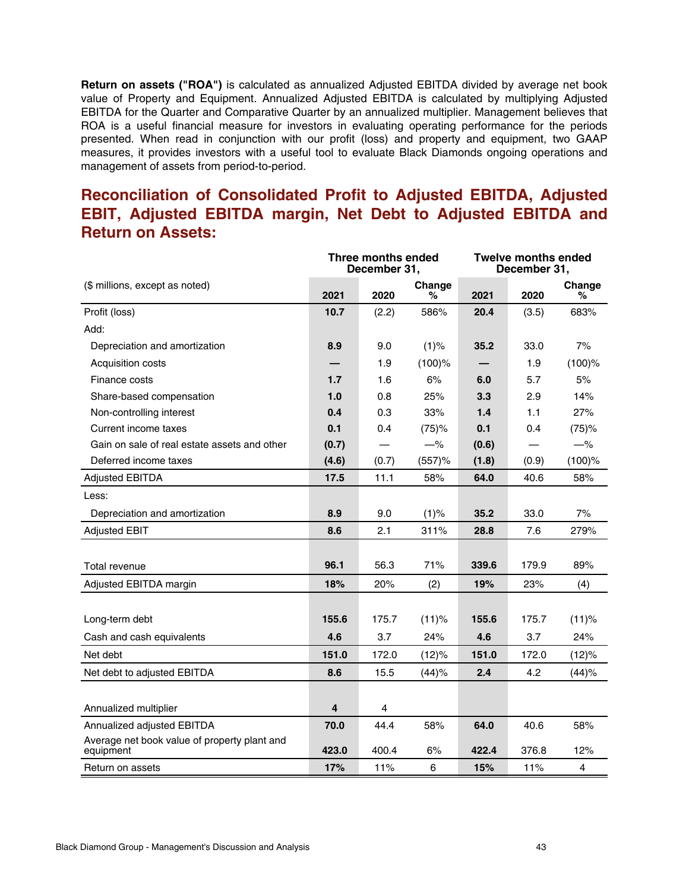**Return on assets ("ROA")** is calculated as annualized Adjusted EBITDA divided by average net book value of Property and Equipment. Annualized Adjusted EBITDA is calculated by multiplying Adjusted EBITDA for the Quarter and Comparative Quarter by an annualized multiplier. Management believes that ROA is a useful financial measure for investors in evaluating operating performance for the periods presented. When read in conjunction with our profit (loss) and property and equipment, two GAAP measures, it provides investors with a useful tool to evaluate Black Diamonds ongoing operations and management of assets from period-to-period.

## Reconciliation of Consolidated Profit to Adjusted EBITDA, Adjusted EBIT, Adjusted EBITDA margin, Net Debt to Adjusted EBITDA and Return on Assets:

| | Three months ended December 31, | | | Twelve months ended December 31, | | |
|---|---|---|---|---|---|---|
| ($ millions, except as noted) | 2021 | 2020 | Change % | 2021 | 2020 | Change % |
| Profit (loss) | **10.7** | (2.2) | 586% | **20.4** | (3.5) | 683% |
| Add: | | | | | | |
| Depreciation and amortization | **8.9** | 9.0 | (1)% | **35.2** | 33.0 | 7% |
| Acquisition costs | **—** | 1.9 | (100)% | **—** | 1.9 | (100)% |
| Finance costs | **1.7** | 1.6 | 6% | **6.0** | 5.7 | 5% |
| Share-based compensation | **1.0** | 0.8 | 25% | **3.3** | 2.9 | 14% |
| Non-controlling interest | **0.4** | 0.3 | 33% | **1.4** | 1.1 | 27% |
| Current income taxes | **0.1** | 0.4 | (75)% | **0.1** | 0.4 | (75)% |
| Gain on sale of real estate assets and other | **(0.7)** | — | —% | **(0.6)** | — | —% |
| Deferred income taxes | **(4.6)** | (0.7) | (557)% | **(1.8)** | (0.9) | (100)% |
| Adjusted EBITDA | **17.5** | 11.1 | 58% | **64.0** | 40.6 | 58% |
| Less: | | | | | | |
| Depreciation and amortization | **8.9** | 9.0 | (1)% | **35.2** | 33.0 | 7% |
| Adjusted EBIT | **8.6** | 2.1 | 311% | **28.8** | 7.6 | 279% |
| | | | | | | |
| Total revenue | **96.1** | 56.3 | 71% | **339.6** | 179.9 | 89% |
| Adjusted EBITDA margin | **18%** | 20% | (2) | **19%** | 23% | (4) |
| | | | | | | |
| Long-term debt | **155.6** | 175.7 | (11)% | **155.6** | 175.7 | (11)% |
| Cash and cash equivalents | **4.6** | 3.7 | 24% | **4.6** | 3.7 | 24% |
| Net debt | **151.0** | 172.0 | (12)% | **151.0** | 172.0 | (12)% |
| Net debt to adjusted EBITDA | **8.6** | 15.5 | (44)% | **2.4** | 4.2 | (44)% |
| | | | | | | |
| Annualized multiplier | **4** | 4 | | | | |
| Annualized adjusted EBITDA | **70.0** | 44.4 | 58% | **64.0** | 40.6 | 58% |
| Average net book value of property plant and equipment | **423.0** | 400.4 | 6% | **422.4** | 376.8 | 12% |
| Return on assets | **17%** | 11% | 6 | **15%** | 11% | 4 |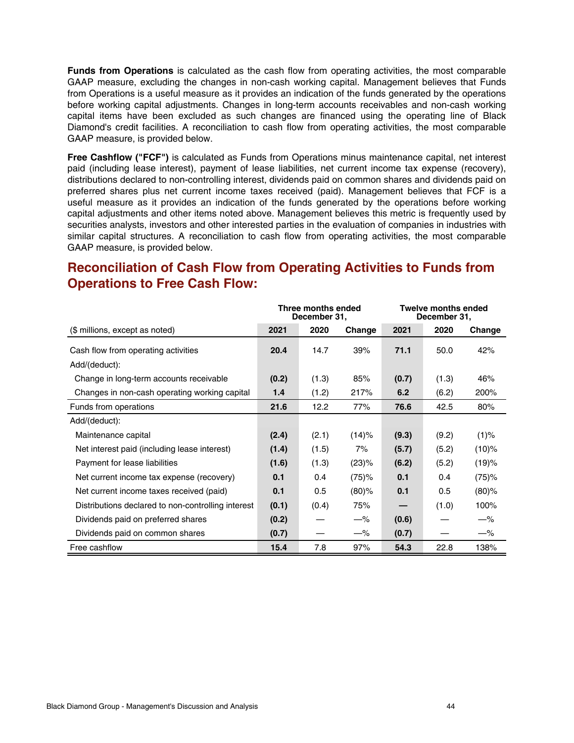**Funds from Operations** is calculated as the cash flow from operating activities, the most comparable GAAP measure, excluding the changes in non-cash working capital. Management believes that Funds from Operations is a useful measure as it provides an indication of the funds generated by the operations before working capital adjustments. Changes in long-term accounts receivables and non-cash working capital items have been excluded as such changes are financed using the operating line of Black Diamond's credit facilities. A reconciliation to cash flow from operating activities, the most comparable GAAP measure, is provided below.

**Free Cashflow ("FCF")** is calculated as Funds from Operations minus maintenance capital, net interest paid (including lease interest), payment of lease liabilities, net current income tax expense (recovery), distributions declared to non-controlling interest, dividends paid on common shares and dividends paid on preferred shares plus net current income taxes received (paid). Management believes that FCF is a useful measure as it provides an indication of the funds generated by the operations before working capital adjustments and other items noted above. Management believes this metric is frequently used by securities analysts, investors and other interested parties in the evaluation of companies in industries with similar capital structures. A reconciliation to cash flow from operating activities, the most comparable GAAP measure, is provided below.

## Reconciliation of Cash Flow from Operating Activities to Funds from Operations to Free Cash Flow:

| | Three months ended December 31, | | | Twelve months ended December 31, | | |
|---|---|---|---|---|---|---|
| ($ millions, except as noted) | **2021** | 2020 | Change | **2021** | 2020 | Change |
| Cash flow from operating activities | **20.4** | 14.7 | 39% | **71.1** | 50.0 | 42% |
| Add/(deduct): | | | | | | |
| Change in long-term accounts receivable | **(0.2)** | (1.3) | 85% | **(0.7)** | (1.3) | 46% |
| Changes in non-cash operating working capital | **1.4** | (1.2) | 217% | **6.2** | (6.2) | 200% |
| Funds from operations | **21.6** | 12.2 | 77% | **76.6** | 42.5 | 80% |
| Add/(deduct): | | | | | | |
| Maintenance capital | **(2.4)** | (2.1) | (14)% | **(9.3)** | (9.2) | (1)% |
| Net interest paid (including lease interest) | **(1.4)** | (1.5) | 7% | **(5.7)** | (5.2) | (10)% |
| Payment for lease liabilities | **(1.6)** | (1.3) | (23)% | **(6.2)** | (5.2) | (19)% |
| Net current income tax expense (recovery) | **0.1** | 0.4 | (75)% | **0.1** | 0.4 | (75)% |
| Net current income taxes received (paid) | **0.1** | 0.5 | (80)% | **0.1** | 0.5 | (80)% |
| Distributions declared to non-controlling interest | **(0.1)** | (0.4) | 75% | **—** | (1.0) | 100% |
| Dividends paid on preferred shares | **(0.2)** | — | —% | **(0.6)** | — | —% |
| Dividends paid on common shares | **(0.7)** | — | —% | **(0.7)** | — | —% |
| Free cashflow | **15.4** | 7.8 | 97% | **54.3** | 22.8 | 138% |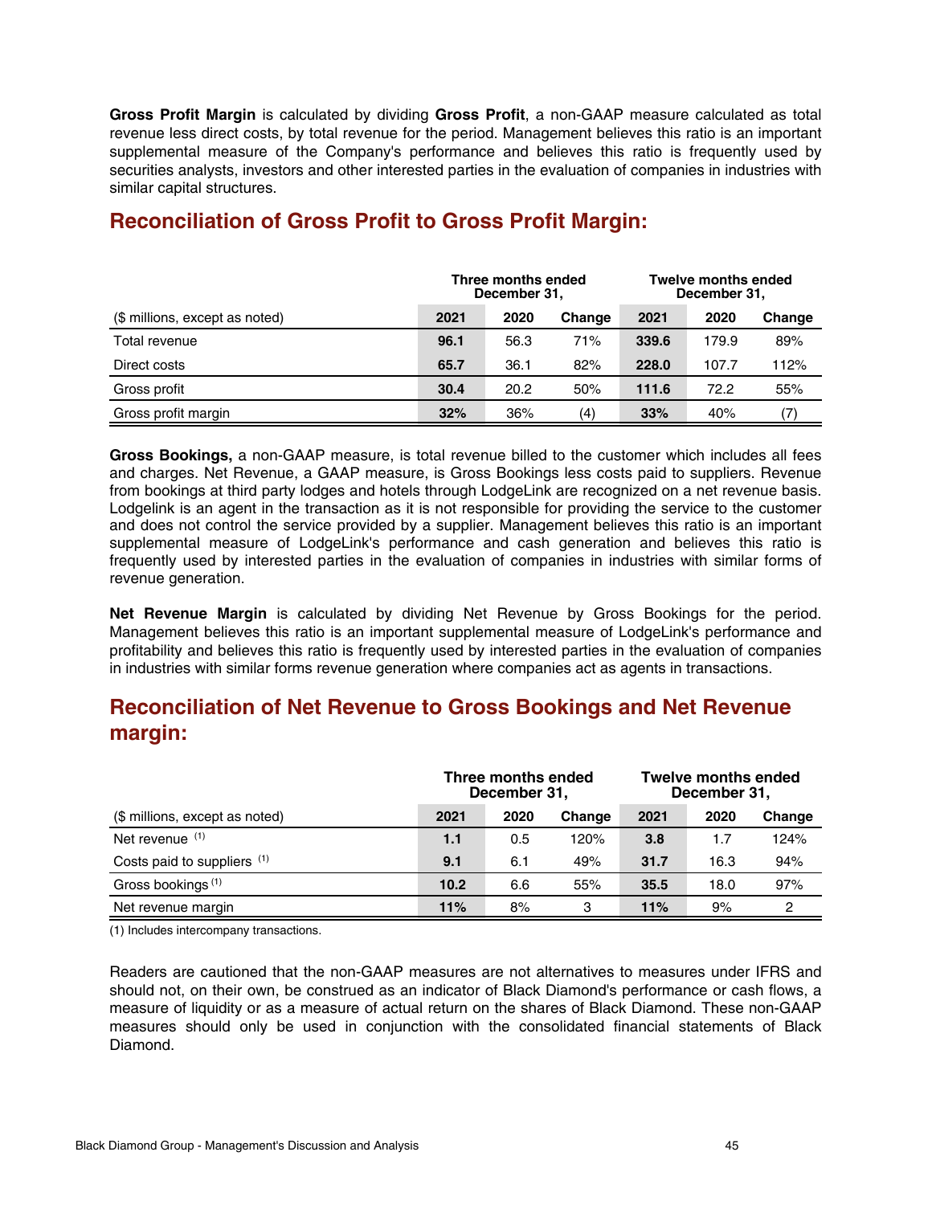**Gross Profit Margin** is calculated by dividing **Gross Profit**, a non-GAAP measure calculated as total revenue less direct costs, by total revenue for the period. Management believes this ratio is an important supplemental measure of the Company's performance and believes this ratio is frequently used by securities analysts, investors and other interested parties in the evaluation of companies in industries with similar capital structures.

## Reconciliation of Gross Profit to Gross Profit Margin:

| | Three months ended December 31, | | | Twelve months ended December 31, | | |
|---|---|---|---|---|---|---|
| ($ millions, except as noted) | **2021** | 2020 | Change | **2021** | 2020 | Change |
| Total revenue | **96.1** | 56.3 | 71% | **339.6** | 179.9 | 89% |
| Direct costs | **65.7** | 36.1 | 82% | **228.0** | 107.7 | 112% |
| Gross profit | **30.4** | 20.2 | 50% | **111.6** | 72.2 | 55% |
| Gross profit margin | **32%** | 36% | (4) | **33%** | 40% | (7) |

**Gross Bookings,** a non-GAAP measure, is total revenue billed to the customer which includes all fees and charges. Net Revenue, a GAAP measure, is Gross Bookings less costs paid to suppliers. Revenue from bookings at third party lodges and hotels through LodgeLink are recognized on a net revenue basis. Lodgelink is an agent in the transaction as it is not responsible for providing the service to the customer and does not control the service provided by a supplier. Management believes this ratio is an important supplemental measure of LodgeLink's performance and cash generation and believes this ratio is frequently used by interested parties in the evaluation of companies in industries with similar forms of revenue generation.

**Net Revenue Margin** is calculated by dividing Net Revenue by Gross Bookings for the period. Management believes this ratio is an important supplemental measure of LodgeLink's performance and profitability and believes this ratio is frequently used by interested parties in the evaluation of companies in industries with similar forms revenue generation where companies act as agents in transactions.

## Reconciliation of Net Revenue to Gross Bookings and Net Revenue margin:

| | Three months ended December 31, | | | Twelve months ended December 31, | | |
|---|---|---|---|---|---|---|
| ($ millions, except as noted) | **2021** | 2020 | Change | **2021** | 2020 | Change |
| Net revenue [(1)] | **1.1** | 0.5 | 120% | **3.8** | 1.7 | 124% |
| Costs paid to suppliers [(1)] | **9.1** | 6.1 | 49% | **31.7** | 16.3 | 94% |
| Gross bookings [(1)] | **10.2** | 6.6 | 55% | **35.5** | 18.0 | 97% |
| Net revenue margin | **11%** | 8% | 3 | **11%** | 9% | 2 |

(1) Includes intercompany transactions.

Readers are cautioned that the non-GAAP measures are not alternatives to measures under IFRS and should not, on their own, be construed as an indicator of Black Diamond's performance or cash flows, a measure of liquidity or as a measure of actual return on the shares of Black Diamond. These non-GAAP measures should only be used in conjunction with the consolidated financial statements of Black Diamond.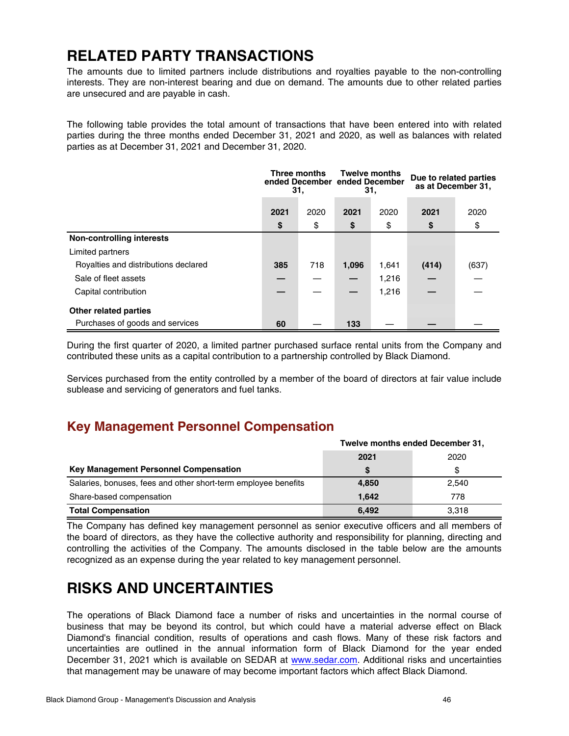# RELATED PARTY TRANSACTIONS

The amounts due to limited partners include distributions and royalties payable to the non-controlling interests. They are non-interest bearing and due on demand. The amounts due to other related parties are unsecured and are payable in cash.

The following table provides the total amount of transactions that have been entered into with related parties during the three months ended December 31, 2021 and 2020, as well as balances with related parties as at December 31, 2021 and December 31, 2020.

| | Three months ended December 31, | | Twelve months ended December 31, | | Due to related parties as at December 31, | |
|---|---|---|---|---|---|---|
| | **2021** | 2020 | **2021** | 2020 | **2021** | 2020 |
| | **$** | $ | **$** | $ | **$** | $ |
| **Non-controlling interests** | | | | | | |
| Limited partners | | | | | | |
| Royalties and distributions declared | **385** | 718 | **1,096** | 1,641 | **(414)** | (637) |
| Sale of fleet assets | **—** | — | **—** | 1,216 | **—** | — |
| Capital contribution | **—** | — | **—** | 1,216 | **—** | — |
| **Other related parties** | | | | | | |
| Purchases of goods and services | **60** | — | **133** | — | **—** | — |

During the first quarter of 2020, a limited partner purchased surface rental units from the Company and contributed these units as a capital contribution to a partnership controlled by Black Diamond.

Services purchased from the entity controlled by a member of the board of directors at fair value include sublease and servicing of generators and fuel tanks.

## Key Management Personnel Compensation

| | Twelve months ended December 31, | |
|---|---|---|
| | **2021** | 2020 |
| **Key Management Personnel Compensation** | **$** | $ |
| Salaries, bonuses, fees and other short-term employee benefits | **4,850** | 2,540 |
| Share-based compensation | **1,642** | 778 |
| **Total Compensation** | **6,492** | 3,318 |

The Company has defined key management personnel as senior executive officers and all members of the board of directors, as they have the collective authority and responsibility for planning, directing and controlling the activities of the Company. The amounts disclosed in the table below are the amounts recognized as an expense during the year related to key management personnel.

# RISKS AND UNCERTAINTIES

The operations of Black Diamond face a number of risks and uncertainties in the normal course of business that may be beyond its control, but which could have a material adverse effect on Black Diamond's financial condition, results of operations and cash flows. Many of these risk factors and uncertainties are outlined in the annual information form of Black Diamond for the year ended December 31, 2021 which is available on SEDAR at www.sedar.com. Additional risks and uncertainties that management may be unaware of may become important factors which affect Black Diamond.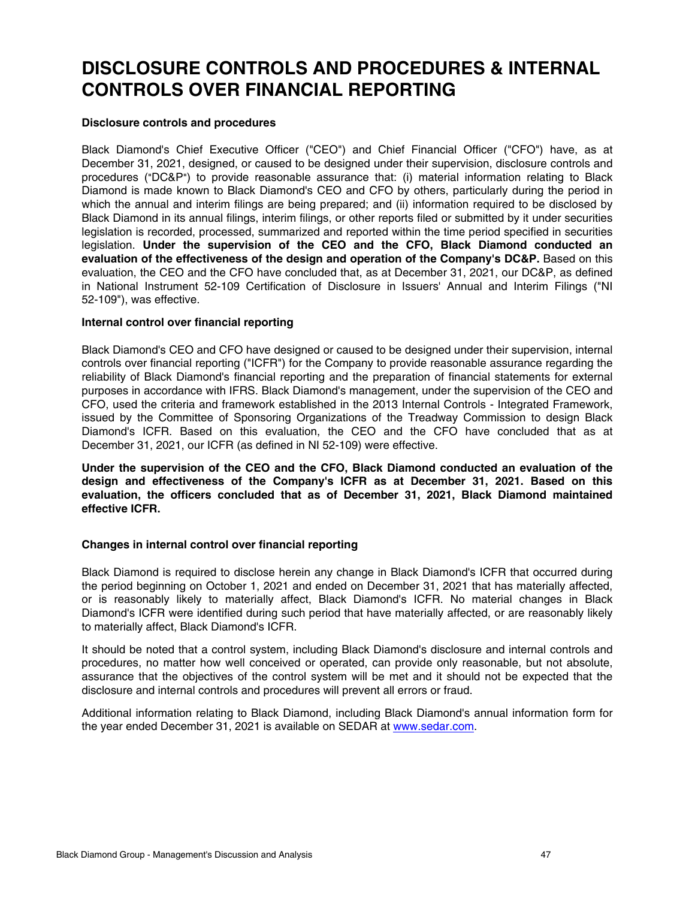# DISCLOSURE CONTROLS AND PROCEDURES & INTERNAL CONTROLS OVER FINANCIAL REPORTING

### Disclosure controls and procedures

Black Diamond's Chief Executive Officer ("CEO") and Chief Financial Officer ("CFO") have, as at December 31, 2021, designed, or caused to be designed under their supervision, disclosure controls and procedures ("DC&P") to provide reasonable assurance that: (i) material information relating to Black Diamond is made known to Black Diamond's CEO and CFO by others, particularly during the period in which the annual and interim filings are being prepared; and (ii) information required to be disclosed by Black Diamond in its annual filings, interim filings, or other reports filed or submitted by it under securities legislation is recorded, processed, summarized and reported within the time period specified in securities legislation. **Under the supervision of the CEO and the CFO, Black Diamond conducted an evaluation of the effectiveness of the design and operation of the Company's DC&P.** Based on this evaluation, the CEO and the CFO have concluded that, as at December 31, 2021, our DC&P, as defined in National Instrument 52-109 Certification of Disclosure in Issuers' Annual and Interim Filings ("NI 52-109"), was effective.

### Internal control over financial reporting

Black Diamond's CEO and CFO have designed or caused to be designed under their supervision, internal controls over financial reporting ("ICFR") for the Company to provide reasonable assurance regarding the reliability of Black Diamond's financial reporting and the preparation of financial statements for external purposes in accordance with IFRS. Black Diamond's management, under the supervision of the CEO and CFO, used the criteria and framework established in the 2013 Internal Controls - Integrated Framework, issued by the Committee of Sponsoring Organizations of the Treadway Commission to design Black Diamond's ICFR. Based on this evaluation, the CEO and the CFO have concluded that as at December 31, 2021, our ICFR (as defined in NI 52-109) were effective.

**Under the supervision of the CEO and the CFO, Black Diamond conducted an evaluation of the design and effectiveness of the Company's ICFR as at December 31, 2021. Based on this evaluation, the officers concluded that as of December 31, 2021, Black Diamond maintained effective ICFR.**

### Changes in internal control over financial reporting

Black Diamond is required to disclose herein any change in Black Diamond's ICFR that occurred during the period beginning on October 1, 2021 and ended on December 31, 2021 that has materially affected, or is reasonably likely to materially affect, Black Diamond's ICFR. No material changes in Black Diamond's ICFR were identified during such period that have materially affected, or are reasonably likely to materially affect, Black Diamond's ICFR.

It should be noted that a control system, including Black Diamond's disclosure and internal controls and procedures, no matter how well conceived or operated, can provide only reasonable, but not absolute, assurance that the objectives of the control system will be met and it should not be expected that the disclosure and internal controls and procedures will prevent all errors or fraud.

Additional information relating to Black Diamond, including Black Diamond's annual information form for the year ended December 31, 2021 is available on SEDAR at www.sedar.com.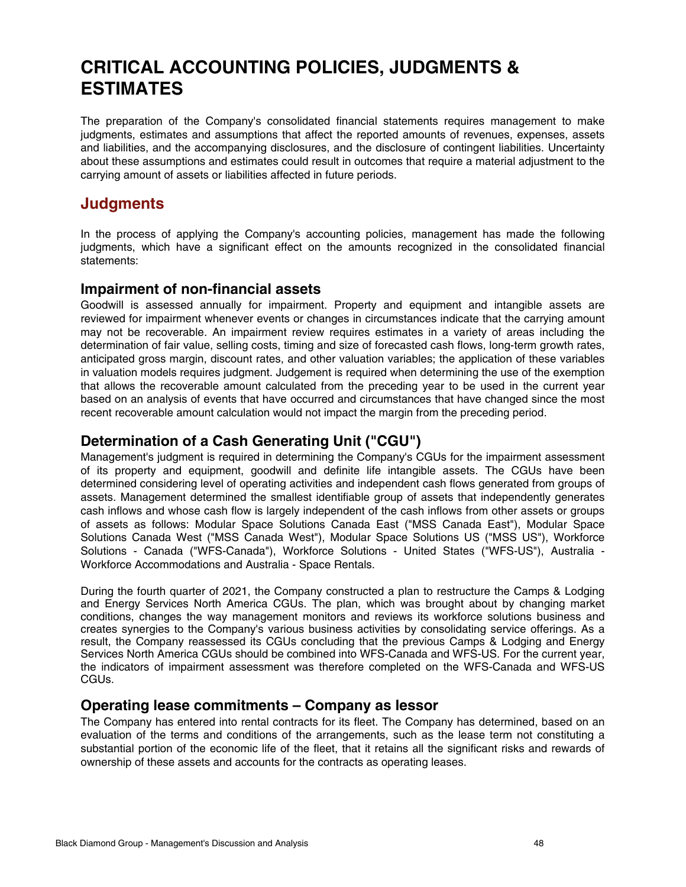# CRITICAL ACCOUNTING POLICIES, JUDGMENTS & ESTIMATES

The preparation of the Company's consolidated financial statements requires management to make judgments, estimates and assumptions that affect the reported amounts of revenues, expenses, assets and liabilities, and the accompanying disclosures, and the disclosure of contingent liabilities. Uncertainty about these assumptions and estimates could result in outcomes that require a material adjustment to the carrying amount of assets or liabilities affected in future periods.

## Judgments

In the process of applying the Company's accounting policies, management has made the following judgments, which have a significant effect on the amounts recognized in the consolidated financial statements:

### Impairment of non-financial assets

Goodwill is assessed annually for impairment. Property and equipment and intangible assets are reviewed for impairment whenever events or changes in circumstances indicate that the carrying amount may not be recoverable. An impairment review requires estimates in a variety of areas including the determination of fair value, selling costs, timing and size of forecasted cash flows, long-term growth rates, anticipated gross margin, discount rates, and other valuation variables; the application of these variables in valuation models requires judgment. Judgement is required when determining the use of the exemption that allows the recoverable amount calculated from the preceding year to be used in the current year based on an analysis of events that have occurred and circumstances that have changed since the most recent recoverable amount calculation would not impact the margin from the preceding period.

### Determination of a Cash Generating Unit ("CGU")

Management's judgment is required in determining the Company's CGUs for the impairment assessment of its property and equipment, goodwill and definite life intangible assets. The CGUs have been determined considering level of operating activities and independent cash flows generated from groups of assets. Management determined the smallest identifiable group of assets that independently generates cash inflows and whose cash flow is largely independent of the cash inflows from other assets or groups of assets as follows: Modular Space Solutions Canada East ("MSS Canada East"), Modular Space Solutions Canada West ("MSS Canada West"), Modular Space Solutions US ("MSS US"), Workforce Solutions - Canada ("WFS-Canada"), Workforce Solutions - United States ("WFS-US"), Australia - Workforce Accommodations and Australia - Space Rentals.

During the fourth quarter of 2021, the Company constructed a plan to restructure the Camps & Lodging and Energy Services North America CGUs. The plan, which was brought about by changing market conditions, changes the way management monitors and reviews its workforce solutions business and creates synergies to the Company's various business activities by consolidating service offerings. As a result, the Company reassessed its CGUs concluding that the previous Camps & Lodging and Energy Services North America CGUs should be combined into WFS-Canada and WFS-US. For the current year, the indicators of impairment assessment was therefore completed on the WFS-Canada and WFS-US CGUs.

### Operating lease commitments – Company as lessor

The Company has entered into rental contracts for its fleet. The Company has determined, based on an evaluation of the terms and conditions of the arrangements, such as the lease term not constituting a substantial portion of the economic life of the fleet, that it retains all the significant risks and rewards of ownership of these assets and accounts for the contracts as operating leases.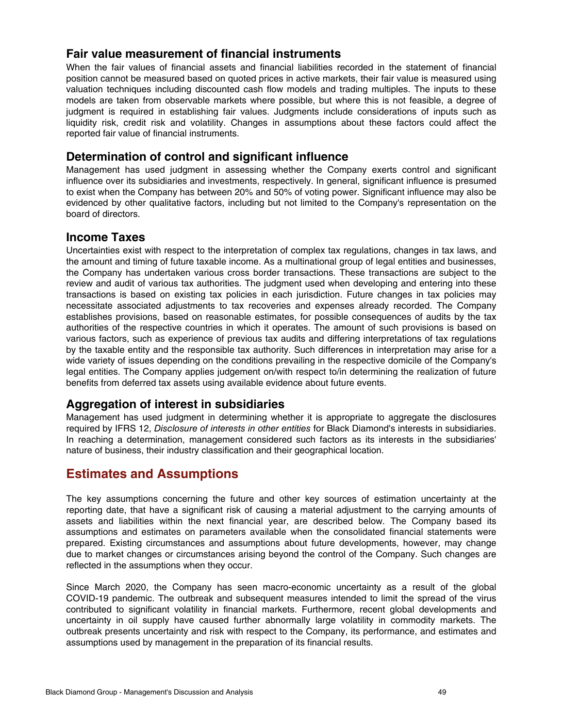### Fair value measurement of financial instruments

When the fair values of financial assets and financial liabilities recorded in the statement of financial position cannot be measured based on quoted prices in active markets, their fair value is measured using valuation techniques including discounted cash flow models and trading multiples. The inputs to these models are taken from observable markets where possible, but where this is not feasible, a degree of judgment is required in establishing fair values. Judgments include considerations of inputs such as liquidity risk, credit risk and volatility. Changes in assumptions about these factors could affect the reported fair value of financial instruments.

### Determination of control and significant influence

Management has used judgment in assessing whether the Company exerts control and significant influence over its subsidiaries and investments, respectively. In general, significant influence is presumed to exist when the Company has between 20% and 50% of voting power. Significant influence may also be evidenced by other qualitative factors, including but not limited to the Company's representation on the board of directors.

### Income Taxes

Uncertainties exist with respect to the interpretation of complex tax regulations, changes in tax laws, and the amount and timing of future taxable income. As a multinational group of legal entities and businesses, the Company has undertaken various cross border transactions. These transactions are subject to the review and audit of various tax authorities. The judgment used when developing and entering into these transactions is based on existing tax policies in each jurisdiction. Future changes in tax policies may necessitate associated adjustments to tax recoveries and expenses already recorded. The Company establishes provisions, based on reasonable estimates, for possible consequences of audits by the tax authorities of the respective countries in which it operates. The amount of such provisions is based on various factors, such as experience of previous tax audits and differing interpretations of tax regulations by the taxable entity and the responsible tax authority. Such differences in interpretation may arise for a wide variety of issues depending on the conditions prevailing in the respective domicile of the Company's legal entities. The Company applies judgement on/with respect to/in determining the realization of future benefits from deferred tax assets using available evidence about future events.

### Aggregation of interest in subsidiaries

Management has used judgment in determining whether it is appropriate to aggregate the disclosures required by IFRS 12, *Disclosure of interests in other entities* for Black Diamond's interests in subsidiaries. In reaching a determination, management considered such factors as its interests in the subsidiaries' nature of business, their industry classification and their geographical location.

## Estimates and Assumptions

The key assumptions concerning the future and other key sources of estimation uncertainty at the reporting date, that have a significant risk of causing a material adjustment to the carrying amounts of assets and liabilities within the next financial year, are described below. The Company based its assumptions and estimates on parameters available when the consolidated financial statements were prepared. Existing circumstances and assumptions about future developments, however, may change due to market changes or circumstances arising beyond the control of the Company. Such changes are reflected in the assumptions when they occur.

Since March 2020, the Company has seen macro-economic uncertainty as a result of the global COVID-19 pandemic. The outbreak and subsequent measures intended to limit the spread of the virus contributed to significant volatility in financial markets. Furthermore, recent global developments and uncertainty in oil supply have caused further abnormally large volatility in commodity markets. The outbreak presents uncertainty and risk with respect to the Company, its performance, and estimates and assumptions used by management in the preparation of its financial results.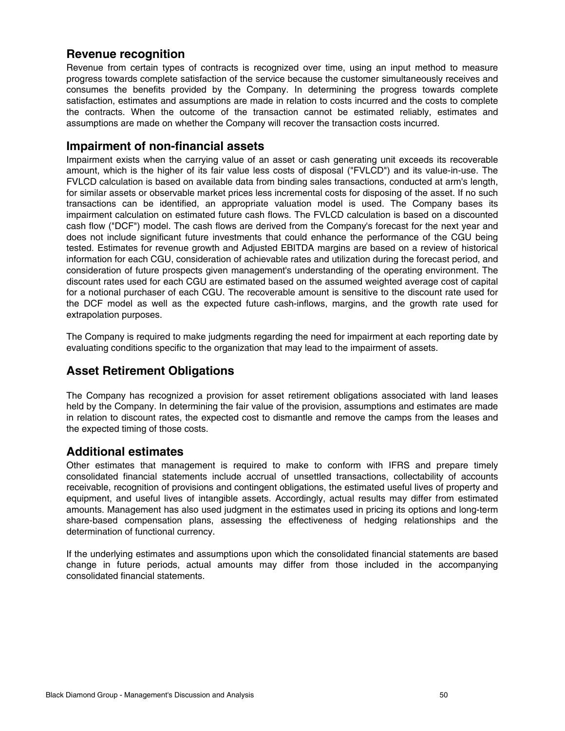## Revenue recognition

Revenue from certain types of contracts is recognized over time, using an input method to measure progress towards complete satisfaction of the service because the customer simultaneously receives and consumes the benefits provided by the Company. In determining the progress towards complete satisfaction, estimates and assumptions are made in relation to costs incurred and the costs to complete the contracts. When the outcome of the transaction cannot be estimated reliably, estimates and assumptions are made on whether the Company will recover the transaction costs incurred.

## Impairment of non-financial assets

Impairment exists when the carrying value of an asset or cash generating unit exceeds its recoverable amount, which is the higher of its fair value less costs of disposal ("FVLCD") and its value-in-use. The FVLCD calculation is based on available data from binding sales transactions, conducted at arm's length, for similar assets or observable market prices less incremental costs for disposing of the asset. If no such transactions can be identified, an appropriate valuation model is used. The Company bases its impairment calculation on estimated future cash flows. The FVLCD calculation is based on a discounted cash flow ("DCF") model. The cash flows are derived from the Company's forecast for the next year and does not include significant future investments that could enhance the performance of the CGU being tested. Estimates for revenue growth and Adjusted EBITDA margins are based on a review of historical information for each CGU, consideration of achievable rates and utilization during the forecast period, and consideration of future prospects given management's understanding of the operating environment. The discount rates used for each CGU are estimated based on the assumed weighted average cost of capital for a notional purchaser of each CGU. The recoverable amount is sensitive to the discount rate used for the DCF model as well as the expected future cash-inflows, margins, and the growth rate used for extrapolation purposes.

The Company is required to make judgments regarding the need for impairment at each reporting date by evaluating conditions specific to the organization that may lead to the impairment of assets.

## Asset Retirement Obligations

The Company has recognized a provision for asset retirement obligations associated with land leases held by the Company. In determining the fair value of the provision, assumptions and estimates are made in relation to discount rates, the expected cost to dismantle and remove the camps from the leases and the expected timing of those costs.

## Additional estimates

Other estimates that management is required to make to conform with IFRS and prepare timely consolidated financial statements include accrual of unsettled transactions, collectability of accounts receivable, recognition of provisions and contingent obligations, the estimated useful lives of property and equipment, and useful lives of intangible assets. Accordingly, actual results may differ from estimated amounts. Management has also used judgment in the estimates used in pricing its options and long-term share-based compensation plans, assessing the effectiveness of hedging relationships and the determination of functional currency.

If the underlying estimates and assumptions upon which the consolidated financial statements are based change in future periods, actual amounts may differ from those included in the accompanying consolidated financial statements.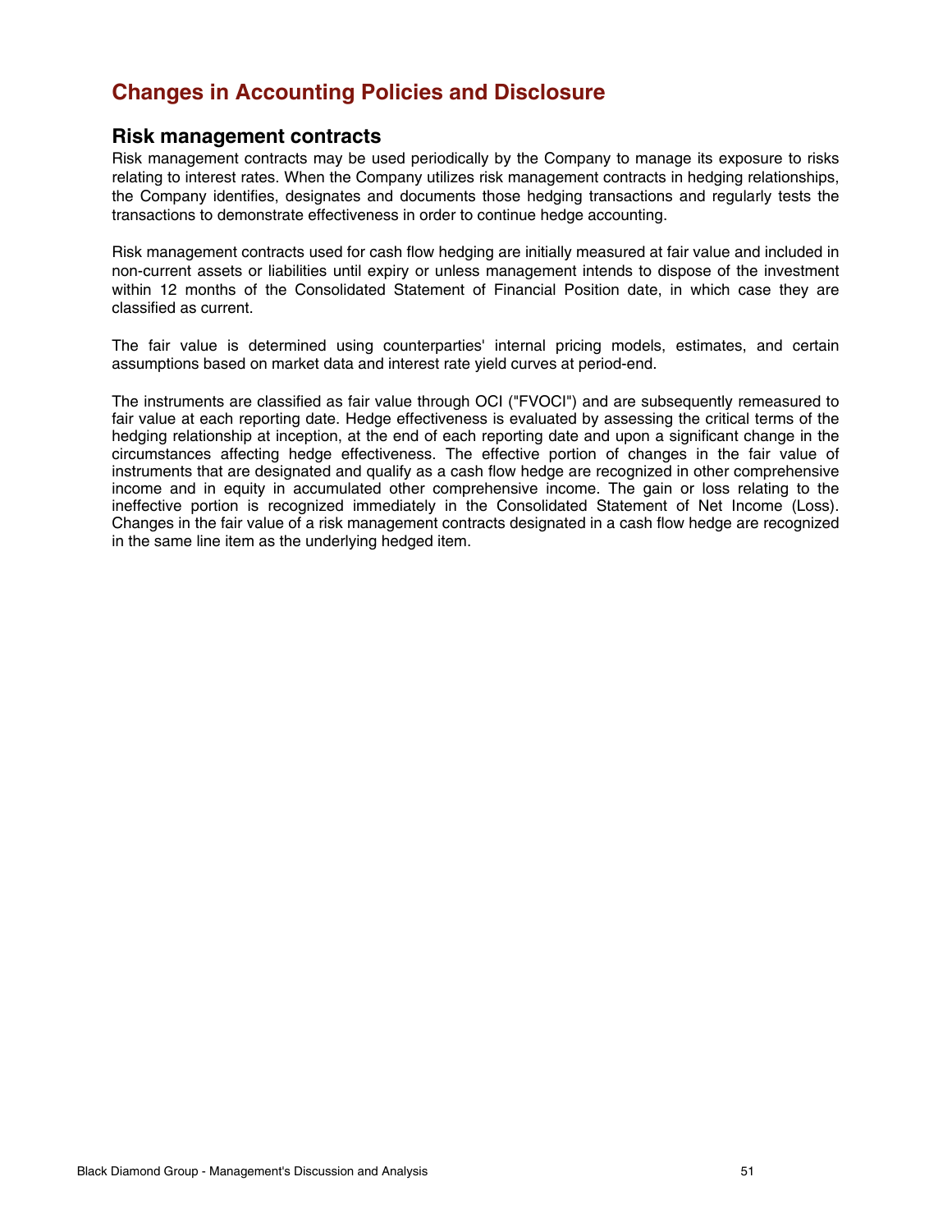## Changes in Accounting Policies and Disclosure

### Risk management contracts

Risk management contracts may be used periodically by the Company to manage its exposure to risks relating to interest rates. When the Company utilizes risk management contracts in hedging relationships, the Company identifies, designates and documents those hedging transactions and regularly tests the transactions to demonstrate effectiveness in order to continue hedge accounting.

Risk management contracts used for cash flow hedging are initially measured at fair value and included in non-current assets or liabilities until expiry or unless management intends to dispose of the investment within 12 months of the Consolidated Statement of Financial Position date, in which case they are classified as current.

The fair value is determined using counterparties' internal pricing models, estimates, and certain assumptions based on market data and interest rate yield curves at period-end.

The instruments are classified as fair value through OCI ("FVOCI") and are subsequently remeasured to fair value at each reporting date. Hedge effectiveness is evaluated by assessing the critical terms of the hedging relationship at inception, at the end of each reporting date and upon a significant change in the circumstances affecting hedge effectiveness. The effective portion of changes in the fair value of instruments that are designated and qualify as a cash flow hedge are recognized in other comprehensive income and in equity in accumulated other comprehensive income. The gain or loss relating to the ineffective portion is recognized immediately in the Consolidated Statement of Net Income (Loss). Changes in the fair value of a risk management contracts designated in a cash flow hedge are recognized in the same line item as the underlying hedged item.